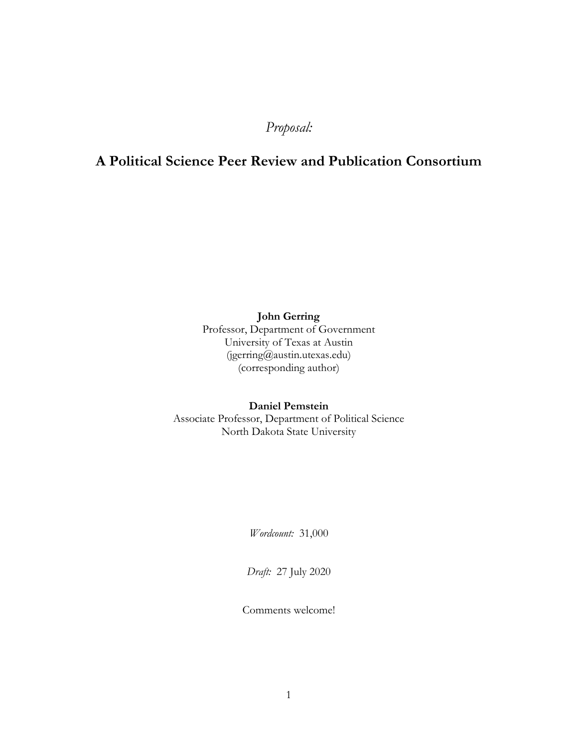*Proposal:*

# A Political Science Peer Review and Publication Consortium

**John Gerring**
Professor, Department of Government
University of Texas at Austin
(jgerring@austin.utexas.edu)
(corresponding author)

**Daniel Pemstein**
Associate Professor, Department of Political Science
North Dakota State University

*Wordcount:* 31,000

*Draft:* 27 July 2020

Comments welcome!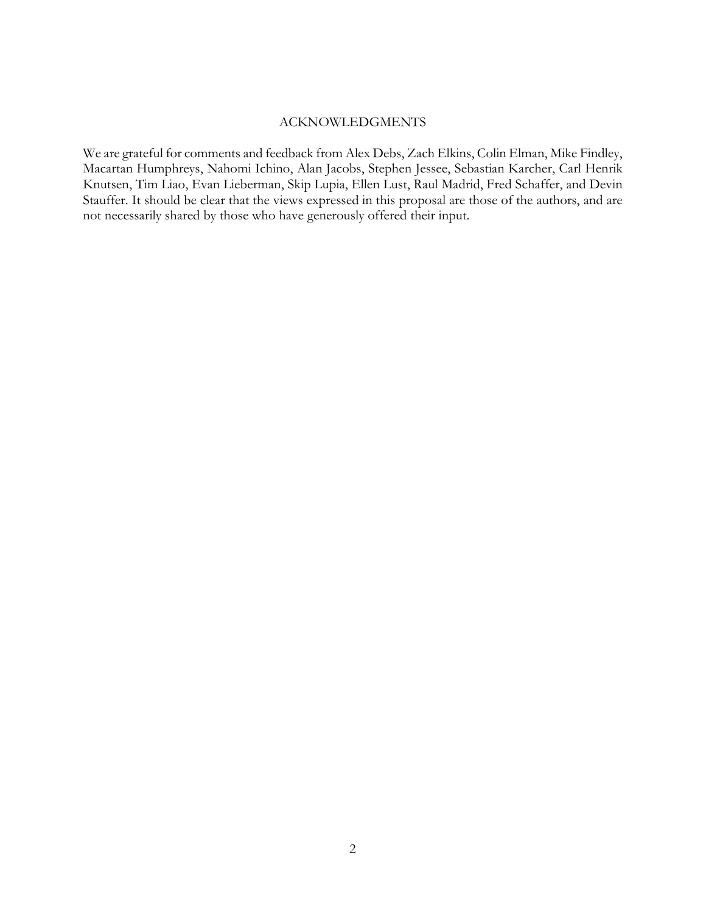## ACKNOWLEDGMENTS

We are grateful for comments and feedback from Alex Debs, Zach Elkins, Colin Elman, Mike Findley, Macartan Humphreys, Nahomi Ichino, Alan Jacobs, Stephen Jessee, Sebastian Karcher, Carl Henrik Knutsen, Tim Liao, Evan Lieberman, Skip Lupia, Ellen Lust, Raul Madrid, Fred Schaffer, and Devin Stauffer. It should be clear that the views expressed in this proposal are those of the authors, and are not necessarily shared by those who have generously offered their input.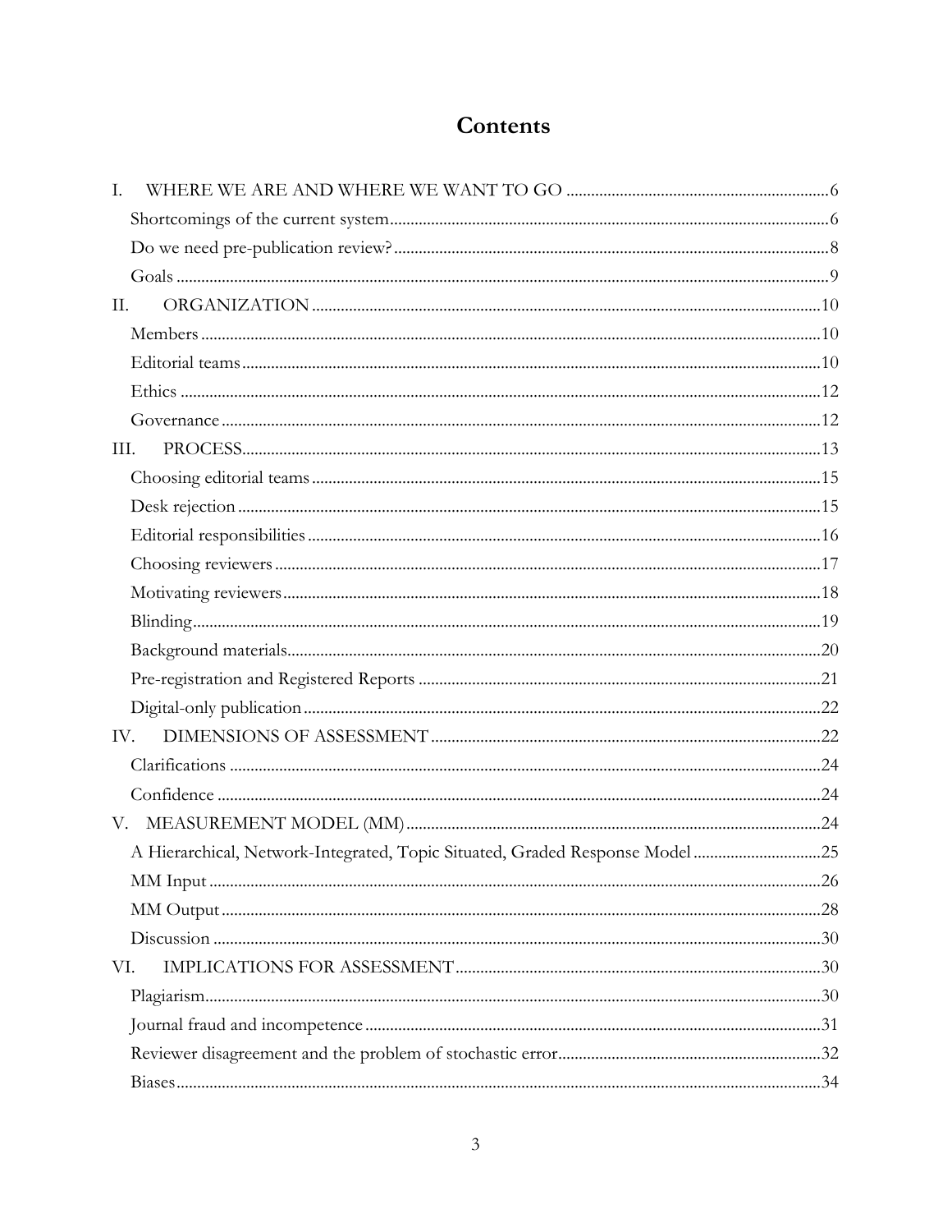# Contents

- I. WHERE WE ARE AND WHERE WE WANT TO GO ... 6
  - Shortcomings of the current system ... 6
  - Do we need pre-publication review? ... 8
  - Goals ... 9
- II. ORGANIZATION ... 10
  - Members ... 10
  - Editorial teams ... 10
  - Ethics ... 12
  - Governance ... 12
- III. PROCESS ... 13
  - Choosing editorial teams ... 15
  - Desk rejection ... 15
  - Editorial responsibilities ... 16
  - Choosing reviewers ... 17
  - Motivating reviewers ... 18
  - Blinding ... 19
  - Background materials ... 20
  - Pre-registration and Registered Reports ... 21
  - Digital-only publication ... 22
- IV. DIMENSIONS OF ASSESSMENT ... 22
  - Clarifications ... 24
  - Confidence ... 24
- V. MEASUREMENT MODEL (MM) ... 24
  - A Hierarchical, Network-Integrated, Topic Situated, Graded Response Model ... 25
  - MM Input ... 26
  - MM Output ... 28
  - Discussion ... 30
- VI. IMPLICATIONS FOR ASSESSMENT ... 30
  - Plagiarism ... 30
  - Journal fraud and incompetence ... 31
  - Reviewer disagreement and the problem of stochastic error ... 32
  - Biases ... 34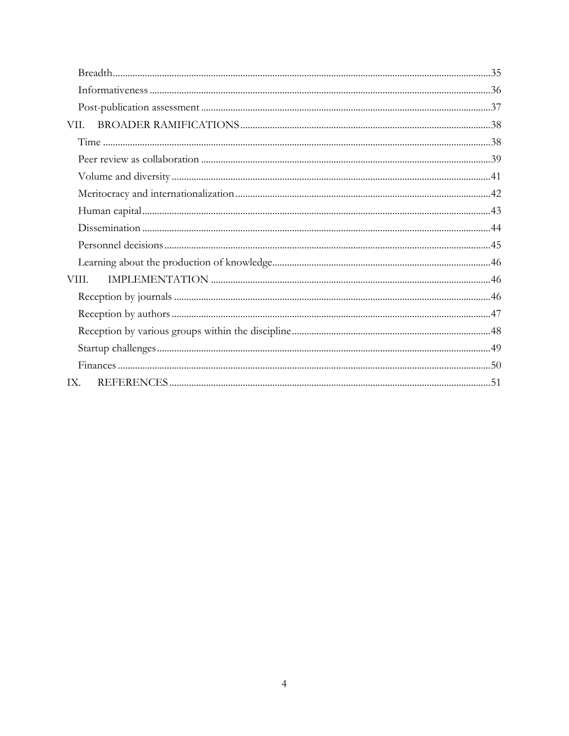Breadth ........................................................................................................................................35

Informativeness .........................................................................................................................36

Post-publication assessment .....................................................................................................37

VII. BROADER RAMIFICATIONS ....................................................................................................38

Time ............................................................................................................................................38

Peer review as collaboration .....................................................................................................39

Volume and diversity .................................................................................................................41

Meritocracy and internationalization .......................................................................................42

Human capital .............................................................................................................................43

Dissemination .............................................................................................................................44

Personnel decisions ....................................................................................................................45

Learning about the production of knowledge ........................................................................46

VIII. IMPLEMENTATION .................................................................................................................46

Reception by journals ................................................................................................................46

Reception by authors .................................................................................................................47

Reception by various groups within the discipline ................................................................48

Startup challenges .......................................................................................................................49

Finances .......................................................................................................................................50

IX. REFERENCES .................................................................................................................................51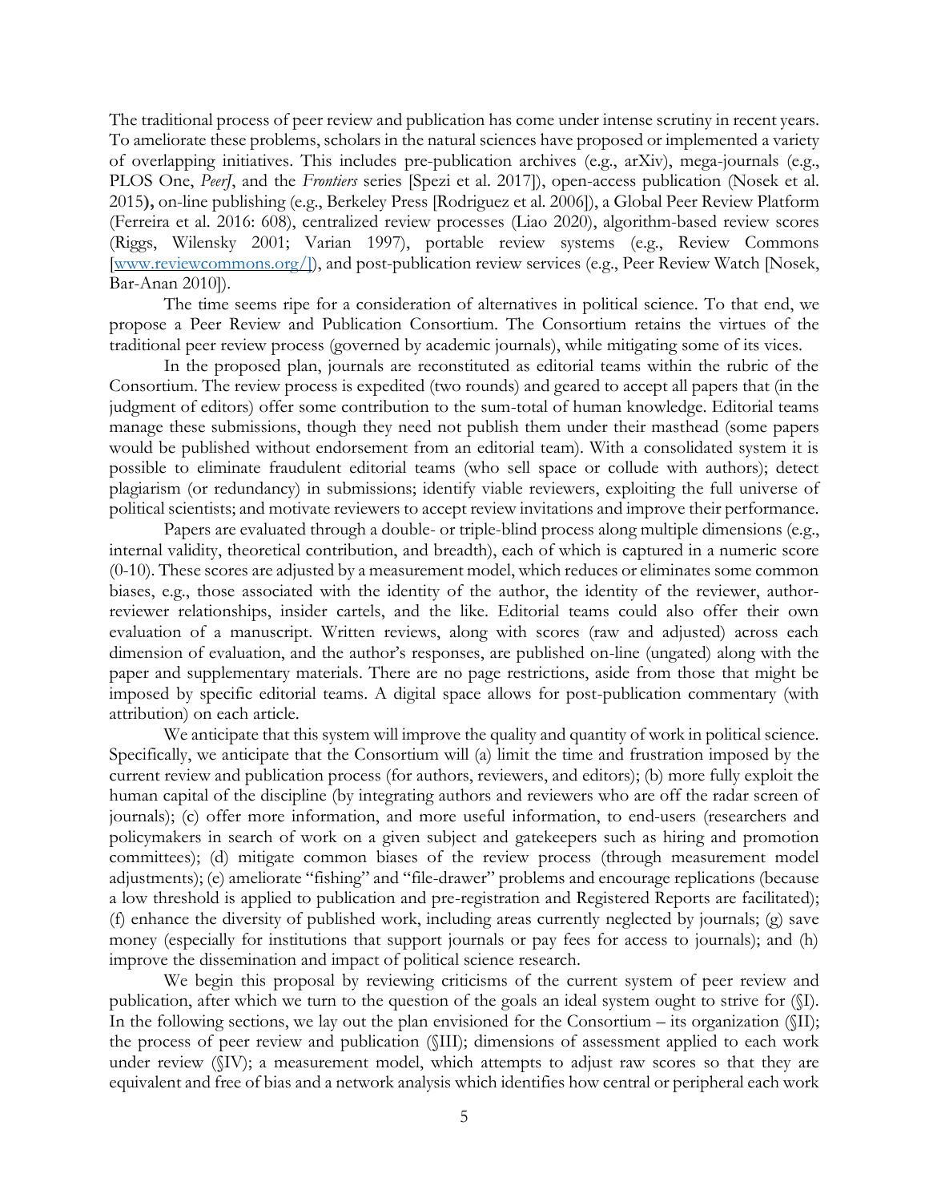The traditional process of peer review and publication has come under intense scrutiny in recent years. To ameliorate these problems, scholars in the natural sciences have proposed or implemented a variety of overlapping initiatives. This includes pre-publication archives (e.g., arXiv), mega-journals (e.g., PLOS One, *PeerJ*, and the *Frontiers* series [Spezi et al. 2017]), open-access publication (Nosek et al. 2015**),** on-line publishing (e.g., Berkeley Press [Rodriguez et al. 2006]), a Global Peer Review Platform (Ferreira et al. 2016: 608), centralized review processes (Liao 2020), algorithm-based review scores (Riggs, Wilensky 2001; Varian 1997), portable review systems (e.g., Review Commons [www.reviewcommons.org/]), and post-publication review services (e.g., Peer Review Watch [Nosek, Bar-Anan 2010]).

The time seems ripe for a consideration of alternatives in political science. To that end, we propose a Peer Review and Publication Consortium. The Consortium retains the virtues of the traditional peer review process (governed by academic journals), while mitigating some of its vices.

In the proposed plan, journals are reconstituted as editorial teams within the rubric of the Consortium. The review process is expedited (two rounds) and geared to accept all papers that (in the judgment of editors) offer some contribution to the sum-total of human knowledge. Editorial teams manage these submissions, though they need not publish them under their masthead (some papers would be published without endorsement from an editorial team). With a consolidated system it is possible to eliminate fraudulent editorial teams (who sell space or collude with authors); detect plagiarism (or redundancy) in submissions; identify viable reviewers, exploiting the full universe of political scientists; and motivate reviewers to accept review invitations and improve their performance.

Papers are evaluated through a double- or triple-blind process along multiple dimensions (e.g., internal validity, theoretical contribution, and breadth), each of which is captured in a numeric score (0-10). These scores are adjusted by a measurement model, which reduces or eliminates some common biases, e.g., those associated with the identity of the author, the identity of the reviewer, author-reviewer relationships, insider cartels, and the like. Editorial teams could also offer their own evaluation of a manuscript. Written reviews, along with scores (raw and adjusted) across each dimension of evaluation, and the author's responses, are published on-line (ungated) along with the paper and supplementary materials. There are no page restrictions, aside from those that might be imposed by specific editorial teams. A digital space allows for post-publication commentary (with attribution) on each article.

We anticipate that this system will improve the quality and quantity of work in political science. Specifically, we anticipate that the Consortium will (a) limit the time and frustration imposed by the current review and publication process (for authors, reviewers, and editors); (b) more fully exploit the human capital of the discipline (by integrating authors and reviewers who are off the radar screen of journals); (c) offer more information, and more useful information, to end-users (researchers and policymakers in search of work on a given subject and gatekeepers such as hiring and promotion committees); (d) mitigate common biases of the review process (through measurement model adjustments); (e) ameliorate "fishing" and "file-drawer" problems and encourage replications (because a low threshold is applied to publication and pre-registration and Registered Reports are facilitated); (f) enhance the diversity of published work, including areas currently neglected by journals; (g) save money (especially for institutions that support journals or pay fees for access to journals); and (h) improve the dissemination and impact of political science research.

We begin this proposal by reviewing criticisms of the current system of peer review and publication, after which we turn to the question of the goals an ideal system ought to strive for (§I). In the following sections, we lay out the plan envisioned for the Consortium – its organization (§II); the process of peer review and publication (§III); dimensions of assessment applied to each work under review (§IV); a measurement model, which attempts to adjust raw scores so that they are equivalent and free of bias and a network analysis which identifies how central or peripheral each work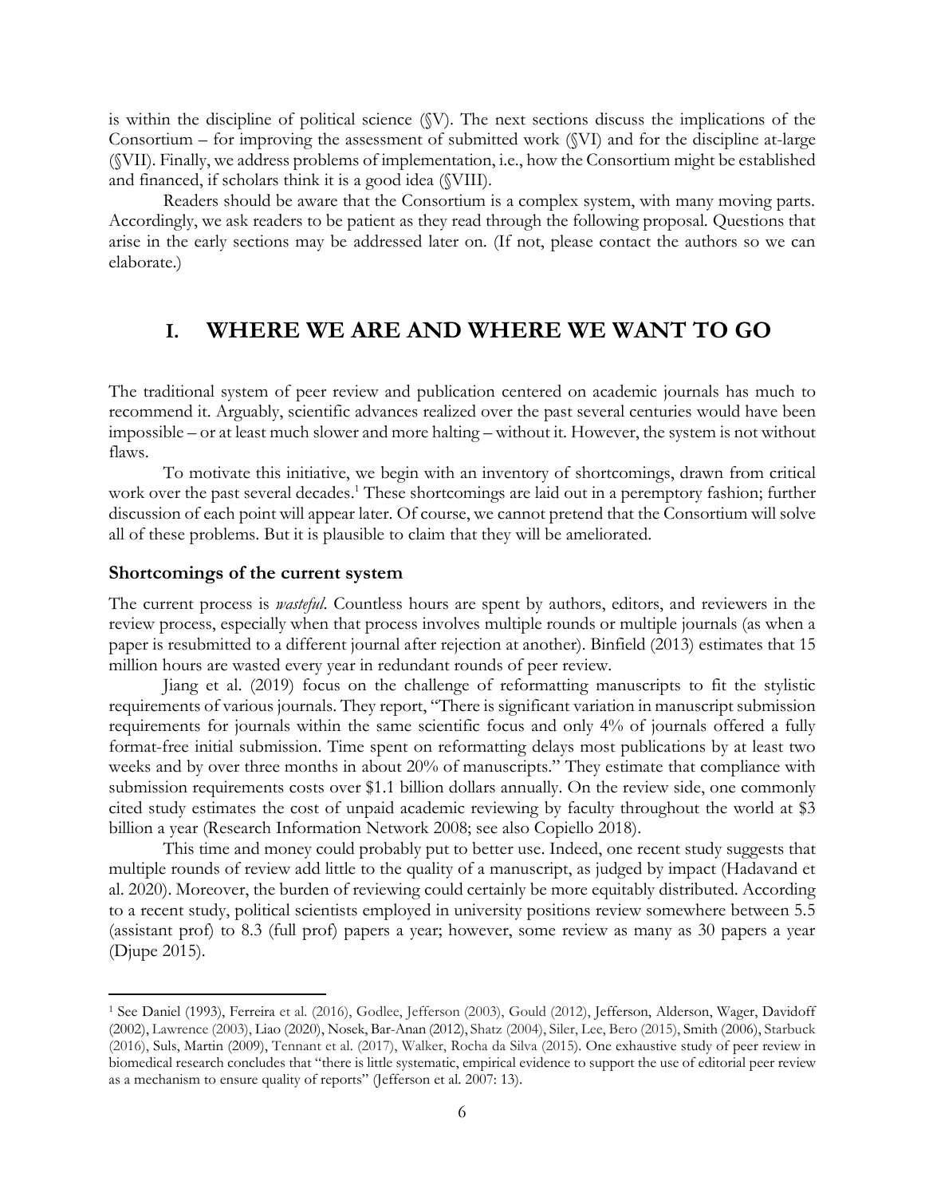is within the discipline of political science (§V). The next sections discuss the implications of the Consortium – for improving the assessment of submitted work (§VI) and for the discipline at-large (§VII). Finally, we address problems of implementation, i.e., how the Consortium might be established and financed, if scholars think it is a good idea (§VIII).

Readers should be aware that the Consortium is a complex system, with many moving parts. Accordingly, we ask readers to be patient as they read through the following proposal. Questions that arise in the early sections may be addressed later on. (If not, please contact the authors so we can elaborate.)

# I. WHERE WE ARE AND WHERE WE WANT TO GO

The traditional system of peer review and publication centered on academic journals has much to recommend it. Arguably, scientific advances realized over the past several centuries would have been impossible – or at least much slower and more halting – without it. However, the system is not without flaws.

To motivate this initiative, we begin with an inventory of shortcomings, drawn from critical work over the past several decades.[1] These shortcomings are laid out in a peremptory fashion; further discussion of each point will appear later. Of course, we cannot pretend that the Consortium will solve all of these problems. But it is plausible to claim that they will be ameliorated.

### Shortcomings of the current system

The current process is *wasteful*. Countless hours are spent by authors, editors, and reviewers in the review process, especially when that process involves multiple rounds or multiple journals (as when a paper is resubmitted to a different journal after rejection at another). Binfield (2013) estimates that 15 million hours are wasted every year in redundant rounds of peer review.

Jiang et al. (2019) focus on the challenge of reformatting manuscripts to fit the stylistic requirements of various journals. They report, "There is significant variation in manuscript submission requirements for journals within the same scientific focus and only 4% of journals offered a fully format-free initial submission. Time spent on reformatting delays most publications by at least two weeks and by over three months in about 20% of manuscripts." They estimate that compliance with submission requirements costs over $1.1 billion dollars annually. On the review side, one commonly cited study estimates the cost of unpaid academic reviewing by faculty throughout the world at $3 billion a year (Research Information Network 2008; see also Copiello 2018).

This time and money could probably put to better use. Indeed, one recent study suggests that multiple rounds of review add little to the quality of a manuscript, as judged by impact (Hadavand et al. 2020). Moreover, the burden of reviewing could certainly be more equitably distributed. According to a recent study, political scientists employed in university positions review somewhere between 5.5 (assistant prof) to 8.3 (full prof) papers a year; however, some review as many as 30 papers a year (Djupe 2015).

---

[1] See Daniel (1993), Ferreira et al. (2016), Godlee, Jefferson (2003), Gould (2012), Jefferson, Alderson, Wager, Davidoff (2002), Lawrence (2003), Liao (2020), Nosek, Bar-Anan (2012), Shatz (2004), Siler, Lee, Bero (2015), Smith (2006), Starbuck (2016), Suls, Martin (2009), Tennant et al. (2017), Walker, Rocha da Silva (2015). One exhaustive study of peer review in biomedical research concludes that "there is little systematic, empirical evidence to support the use of editorial peer review as a mechanism to ensure quality of reports" (Jefferson et al. 2007: 13).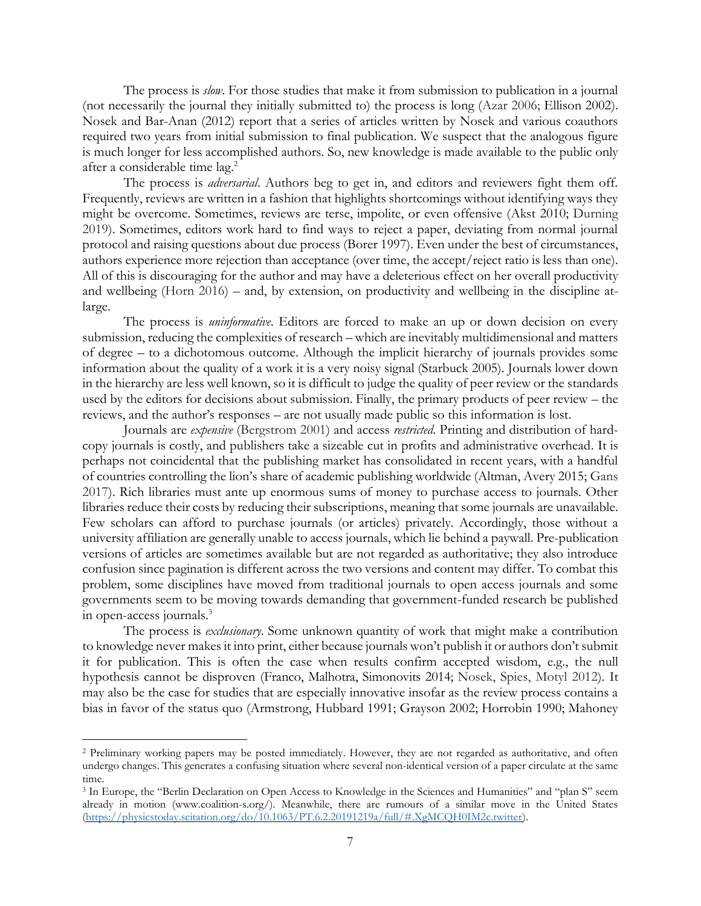The process is *slow*. For those studies that make it from submission to publication in a journal (not necessarily the journal they initially submitted to) the process is long (Azar 2006; Ellison 2002). Nosek and Bar-Anan (2012) report that a series of articles written by Nosek and various coauthors required two years from initial submission to final publication. We suspect that the analogous figure is much longer for less accomplished authors. So, new knowledge is made available to the public only after a considerable time lag.[2]

The process is *adversarial*. Authors beg to get in, and editors and reviewers fight them off. Frequently, reviews are written in a fashion that highlights shortcomings without identifying ways they might be overcome. Sometimes, reviews are terse, impolite, or even offensive (Akst 2010; Durning 2019). Sometimes, editors work hard to find ways to reject a paper, deviating from normal journal protocol and raising questions about due process (Borer 1997). Even under the best of circumstances, authors experience more rejection than acceptance (over time, the accept/reject ratio is less than one). All of this is discouraging for the author and may have a deleterious effect on her overall productivity and wellbeing (Horn 2016) – and, by extension, on productivity and wellbeing in the discipline at-large.

The process is *uninformative*. Editors are forced to make an up or down decision on every submission, reducing the complexities of research – which are inevitably multidimensional and matters of degree – to a dichotomous outcome. Although the implicit hierarchy of journals provides some information about the quality of a work it is a very noisy signal (Starbuck 2005). Journals lower down in the hierarchy are less well known, so it is difficult to judge the quality of peer review or the standards used by the editors for decisions about submission. Finally, the primary products of peer review – the reviews, and the author's responses – are not usually made public so this information is lost.

Journals are *expensive* (Bergstrom 2001) and access *restricted*. Printing and distribution of hard-copy journals is costly, and publishers take a sizeable cut in profits and administrative overhead. It is perhaps not coincidental that the publishing market has consolidated in recent years, with a handful of countries controlling the lion's share of academic publishing worldwide (Altman, Avery 2015; Gans 2017). Rich libraries must ante up enormous sums of money to purchase access to journals. Other libraries reduce their costs by reducing their subscriptions, meaning that some journals are unavailable. Few scholars can afford to purchase journals (or articles) privately. Accordingly, those without a university affiliation are generally unable to access journals, which lie behind a paywall. Pre-publication versions of articles are sometimes available but are not regarded as authoritative; they also introduce confusion since pagination is different across the two versions and content may differ. To combat this problem, some disciplines have moved from traditional journals to open access journals and some governments seem to be moving towards demanding that government-funded research be published in open-access journals.[3]

The process is *exclusionary*. Some unknown quantity of work that might make a contribution to knowledge never makes it into print, either because journals won't publish it or authors don't submit it for publication. This is often the case when results confirm accepted wisdom, e.g., the null hypothesis cannot be disproven (Franco, Malhotra, Simonovits 2014; Nosek, Spies, Motyl 2012). It may also be the case for studies that are especially innovative insofar as the review process contains a bias in favor of the status quo (Armstrong, Hubbard 1991; Grayson 2002; Horrobin 1990; Mahoney

---

[2] Preliminary working papers may be posted immediately. However, they are not regarded as authoritative, and often undergo changes. This generates a confusing situation where several non-identical version of a paper circulate at the same time.

[3] In Europe, the "Berlin Declaration on Open Access to Knowledge in the Sciences and Humanities" and "plan S" seem already in motion (www.coalition-s.org/). Meanwhile, there are rumours of a similar move in the United States (https://physicstoday.scitation.org/do/10.1063/PT.6.2.20191219a/full/#.XgMCQH0IM2c.twitter).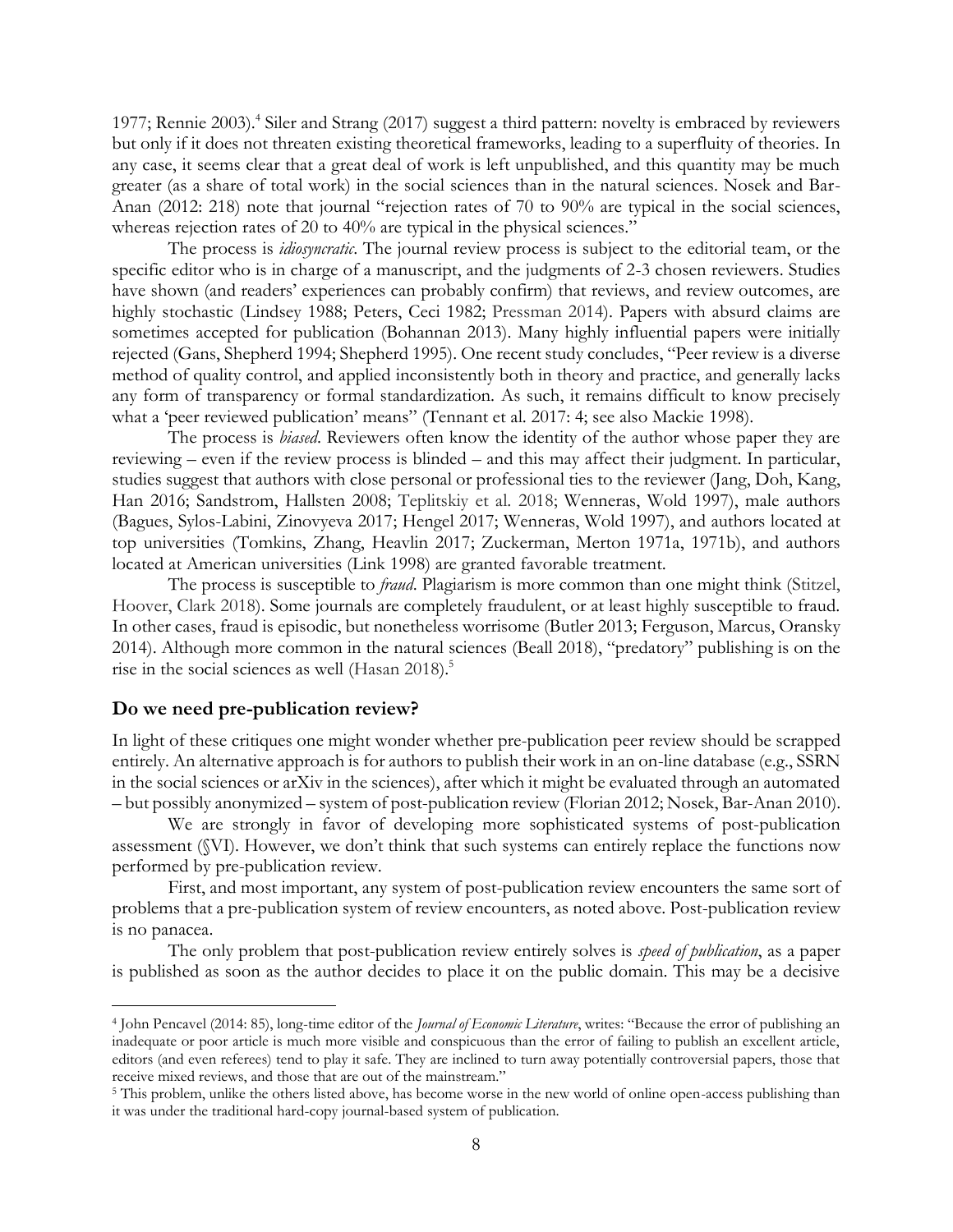1977; Rennie 2003).[4] Siler and Strang (2017) suggest a third pattern: novelty is embraced by reviewers but only if it does not threaten existing theoretical frameworks, leading to a superfluity of theories. In any case, it seems clear that a great deal of work is left unpublished, and this quantity may be much greater (as a share of total work) in the social sciences than in the natural sciences. Nosek and Bar-Anan (2012: 218) note that journal "rejection rates of 70 to 90% are typical in the social sciences, whereas rejection rates of 20 to 40% are typical in the physical sciences."

The process is *idiosyncratic*. The journal review process is subject to the editorial team, or the specific editor who is in charge of a manuscript, and the judgments of 2-3 chosen reviewers. Studies have shown (and readers' experiences can probably confirm) that reviews, and review outcomes, are highly stochastic (Lindsey 1988; Peters, Ceci 1982; Pressman 2014). Papers with absurd claims are sometimes accepted for publication (Bohannan 2013). Many highly influential papers were initially rejected (Gans, Shepherd 1994; Shepherd 1995). One recent study concludes, "Peer review is a diverse method of quality control, and applied inconsistently both in theory and practice, and generally lacks any form of transparency or formal standardization. As such, it remains difficult to know precisely what a 'peer reviewed publication' means" (Tennant et al. 2017: 4; see also Mackie 1998).

The process is *biased*. Reviewers often know the identity of the author whose paper they are reviewing – even if the review process is blinded – and this may affect their judgment. In particular, studies suggest that authors with close personal or professional ties to the reviewer (Jang, Doh, Kang, Han 2016; Sandstrom, Hallsten 2008; Teplitskiy et al. 2018; Wenneras, Wold 1997), male authors (Bagues, Sylos-Labini, Zinovyeva 2017; Hengel 2017; Wenneras, Wold 1997), and authors located at top universities (Tomkins, Zhang, Heavlin 2017; Zuckerman, Merton 1971a, 1971b), and authors located at American universities (Link 1998) are granted favorable treatment.

The process is susceptible to *fraud*. Plagiarism is more common than one might think (Stitzel, Hoover, Clark 2018). Some journals are completely fraudulent, or at least highly susceptible to fraud. In other cases, fraud is episodic, but nonetheless worrisome (Butler 2013; Ferguson, Marcus, Oransky 2014). Although more common in the natural sciences (Beall 2018), "predatory" publishing is on the rise in the social sciences as well (Hasan 2018).[5]

## Do we need pre-publication review?

In light of these critiques one might wonder whether pre-publication peer review should be scrapped entirely. An alternative approach is for authors to publish their work in an on-line database (e.g., SSRN in the social sciences or arXiv in the sciences), after which it might be evaluated through an automated – but possibly anonymized – system of post-publication review (Florian 2012; Nosek, Bar-Anan 2010).

We are strongly in favor of developing more sophisticated systems of post-publication assessment (§VI). However, we don't think that such systems can entirely replace the functions now performed by pre-publication review.

First, and most important, any system of post-publication review encounters the same sort of problems that a pre-publication system of review encounters, as noted above. Post-publication review is no panacea.

The only problem that post-publication review entirely solves is *speed of publication*, as a paper is published as soon as the author decides to place it on the public domain. This may be a decisive

---

[4] John Pencavel (2014: 85), long-time editor of the *Journal of Economic Literature*, writes: "Because the error of publishing an inadequate or poor article is much more visible and conspicuous than the error of failing to publish an excellent article, editors (and even referees) tend to play it safe. They are inclined to turn away potentially controversial papers, those that receive mixed reviews, and those that are out of the mainstream."

[5] This problem, unlike the others listed above, has become worse in the new world of online open-access publishing than it was under the traditional hard-copy journal-based system of publication.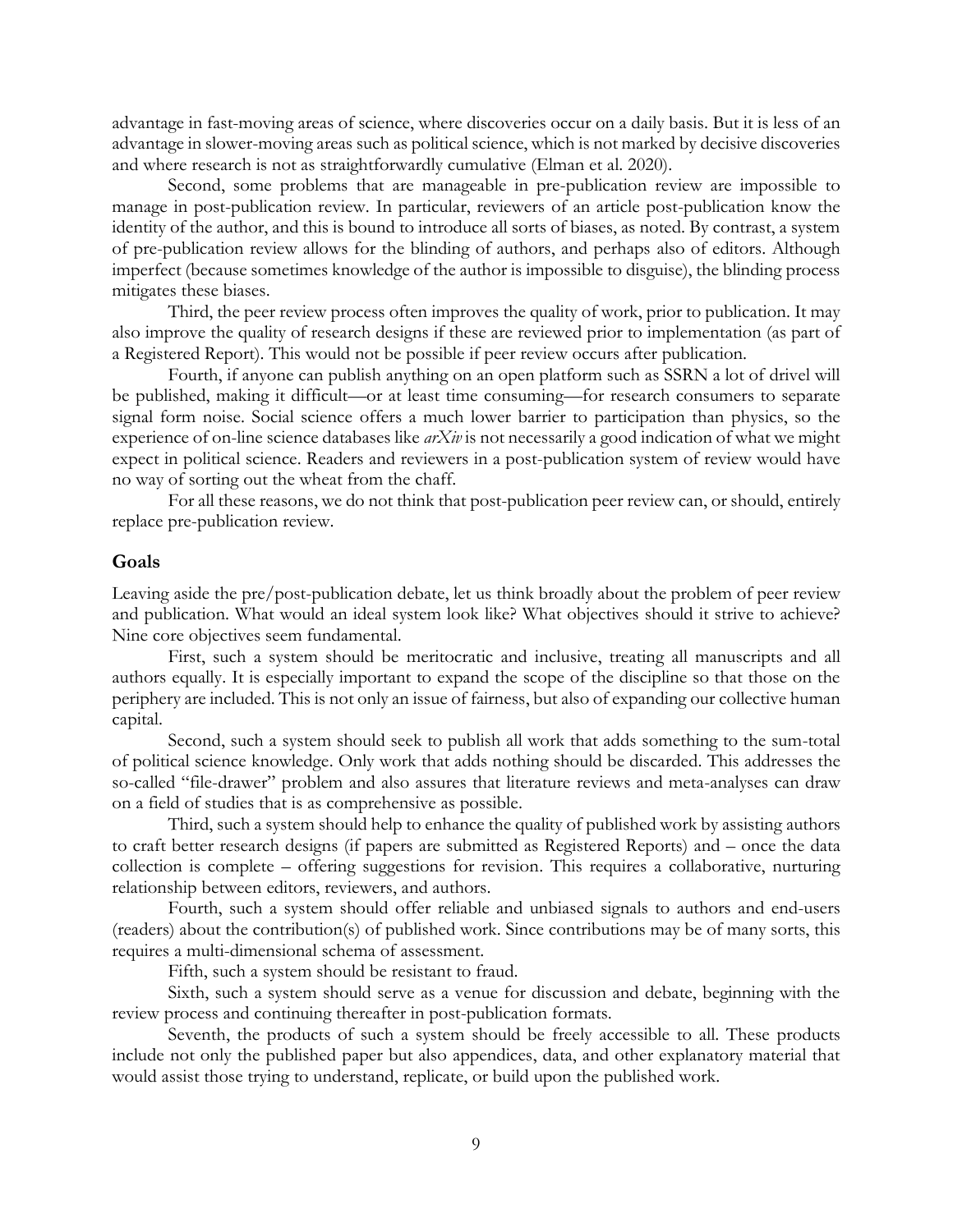advantage in fast-moving areas of science, where discoveries occur on a daily basis. But it is less of an advantage in slower-moving areas such as political science, which is not marked by decisive discoveries and where research is not as straightforwardly cumulative (Elman et al. 2020).

Second, some problems that are manageable in pre-publication review are impossible to manage in post-publication review. In particular, reviewers of an article post-publication know the identity of the author, and this is bound to introduce all sorts of biases, as noted. By contrast, a system of pre-publication review allows for the blinding of authors, and perhaps also of editors. Although imperfect (because sometimes knowledge of the author is impossible to disguise), the blinding process mitigates these biases.

Third, the peer review process often improves the quality of work, prior to publication. It may also improve the quality of research designs if these are reviewed prior to implementation (as part of a Registered Report). This would not be possible if peer review occurs after publication.

Fourth, if anyone can publish anything on an open platform such as SSRN a lot of drivel will be published, making it difficult—or at least time consuming—for research consumers to separate signal form noise. Social science offers a much lower barrier to participation than physics, so the experience of on-line science databases like *arXiv* is not necessarily a good indication of what we might expect in political science. Readers and reviewers in a post-publication system of review would have no way of sorting out the wheat from the chaff.

For all these reasons, we do not think that post-publication peer review can, or should, entirely replace pre-publication review.

## Goals

Leaving aside the pre/post-publication debate, let us think broadly about the problem of peer review and publication. What would an ideal system look like? What objectives should it strive to achieve? Nine core objectives seem fundamental.

First, such a system should be meritocratic and inclusive, treating all manuscripts and all authors equally. It is especially important to expand the scope of the discipline so that those on the periphery are included. This is not only an issue of fairness, but also of expanding our collective human capital.

Second, such a system should seek to publish all work that adds something to the sum-total of political science knowledge. Only work that adds nothing should be discarded. This addresses the so-called "file-drawer" problem and also assures that literature reviews and meta-analyses can draw on a field of studies that is as comprehensive as possible.

Third, such a system should help to enhance the quality of published work by assisting authors to craft better research designs (if papers are submitted as Registered Reports) and – once the data collection is complete – offering suggestions for revision. This requires a collaborative, nurturing relationship between editors, reviewers, and authors.

Fourth, such a system should offer reliable and unbiased signals to authors and end-users (readers) about the contribution(s) of published work. Since contributions may be of many sorts, this requires a multi-dimensional schema of assessment.

Fifth, such a system should be resistant to fraud.

Sixth, such a system should serve as a venue for discussion and debate, beginning with the review process and continuing thereafter in post-publication formats.

Seventh, the products of such a system should be freely accessible to all. These products include not only the published paper but also appendices, data, and other explanatory material that would assist those trying to understand, replicate, or build upon the published work.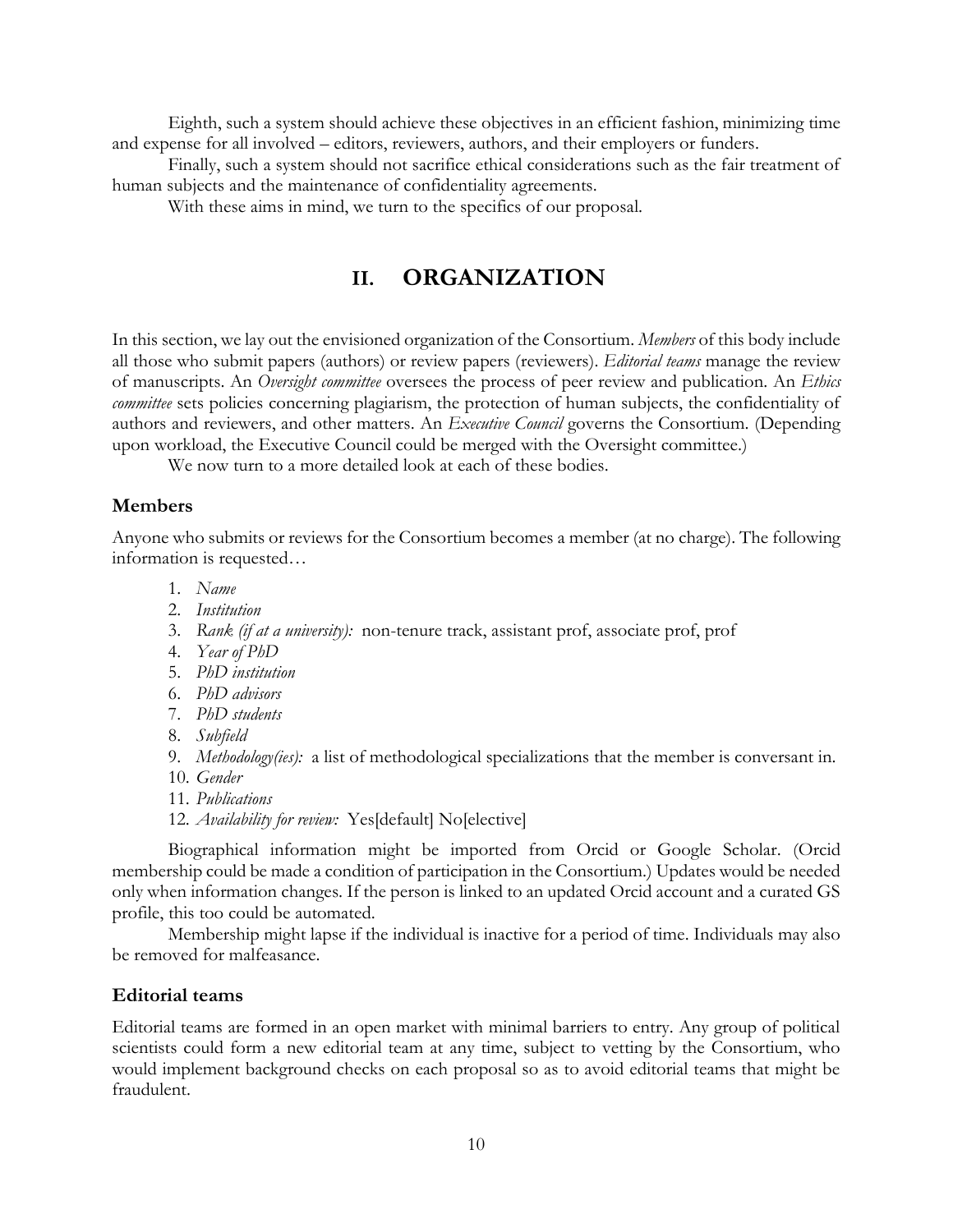Eighth, such a system should achieve these objectives in an efficient fashion, minimizing time and expense for all involved – editors, reviewers, authors, and their employers or funders.

Finally, such a system should not sacrifice ethical considerations such as the fair treatment of human subjects and the maintenance of confidentiality agreements.

With these aims in mind, we turn to the specifics of our proposal.

# II. ORGANIZATION

In this section, we lay out the envisioned organization of the Consortium. *Members* of this body include all those who submit papers (authors) or review papers (reviewers). *Editorial teams* manage the review of manuscripts. An *Oversight committee* oversees the process of peer review and publication. An *Ethics committee* sets policies concerning plagiarism, the protection of human subjects, the confidentiality of authors and reviewers, and other matters. An *Executive Council* governs the Consortium. (Depending upon workload, the Executive Council could be merged with the Oversight committee.)

We now turn to a more detailed look at each of these bodies.

## Members

Anyone who submits or reviews for the Consortium becomes a member (at no charge). The following information is requested…

1. *Name*
2. *Institution*
3. *Rank (if at a university):* non-tenure track, assistant prof, associate prof, prof
4. *Year of PhD*
5. *PhD institution*
6. *PhD advisors*
7. *PhD students*
8. *Subfield*
9. *Methodology(ies):* a list of methodological specializations that the member is conversant in.
10. *Gender*
11. *Publications*
12. *Availability for review:* Yes[default] No[elective]

Biographical information might be imported from Orcid or Google Scholar. (Orcid membership could be made a condition of participation in the Consortium.) Updates would be needed only when information changes. If the person is linked to an updated Orcid account and a curated GS profile, this too could be automated.

Membership might lapse if the individual is inactive for a period of time. Individuals may also be removed for malfeasance.

## Editorial teams

Editorial teams are formed in an open market with minimal barriers to entry. Any group of political scientists could form a new editorial team at any time, subject to vetting by the Consortium, who would implement background checks on each proposal so as to avoid editorial teams that might be fraudulent.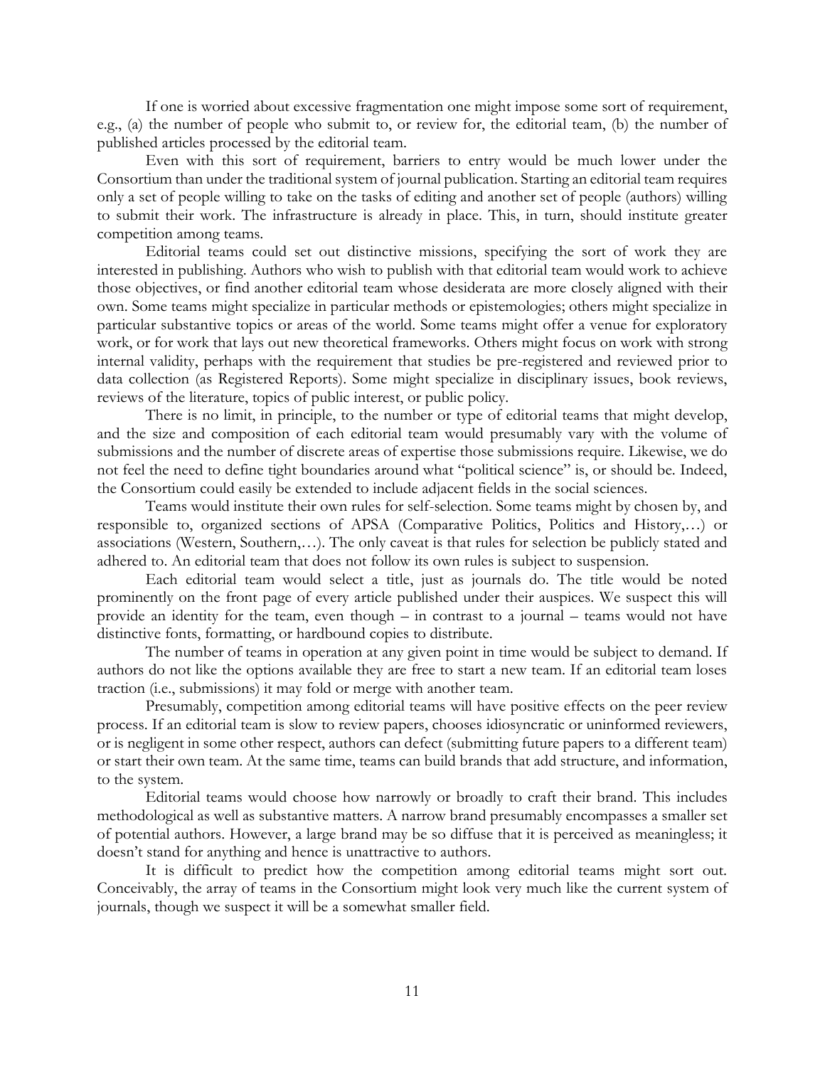If one is worried about excessive fragmentation one might impose some sort of requirement, e.g., (a) the number of people who submit to, or review for, the editorial team, (b) the number of published articles processed by the editorial team.

Even with this sort of requirement, barriers to entry would be much lower under the Consortium than under the traditional system of journal publication. Starting an editorial team requires only a set of people willing to take on the tasks of editing and another set of people (authors) willing to submit their work. The infrastructure is already in place. This, in turn, should institute greater competition among teams.

Editorial teams could set out distinctive missions, specifying the sort of work they are interested in publishing. Authors who wish to publish with that editorial team would work to achieve those objectives, or find another editorial team whose desiderata are more closely aligned with their own. Some teams might specialize in particular methods or epistemologies; others might specialize in particular substantive topics or areas of the world. Some teams might offer a venue for exploratory work, or for work that lays out new theoretical frameworks. Others might focus on work with strong internal validity, perhaps with the requirement that studies be pre-registered and reviewed prior to data collection (as Registered Reports). Some might specialize in disciplinary issues, book reviews, reviews of the literature, topics of public interest, or public policy.

There is no limit, in principle, to the number or type of editorial teams that might develop, and the size and composition of each editorial team would presumably vary with the volume of submissions and the number of discrete areas of expertise those submissions require. Likewise, we do not feel the need to define tight boundaries around what "political science" is, or should be. Indeed, the Consortium could easily be extended to include adjacent fields in the social sciences.

Teams would institute their own rules for self-selection. Some teams might by chosen by, and responsible to, organized sections of APSA (Comparative Politics, Politics and History,…) or associations (Western, Southern,…). The only caveat is that rules for selection be publicly stated and adhered to. An editorial team that does not follow its own rules is subject to suspension.

Each editorial team would select a title, just as journals do. The title would be noted prominently on the front page of every article published under their auspices. We suspect this will provide an identity for the team, even though – in contrast to a journal – teams would not have distinctive fonts, formatting, or hardbound copies to distribute.

The number of teams in operation at any given point in time would be subject to demand. If authors do not like the options available they are free to start a new team. If an editorial team loses traction (i.e., submissions) it may fold or merge with another team.

Presumably, competition among editorial teams will have positive effects on the peer review process. If an editorial team is slow to review papers, chooses idiosyncratic or uninformed reviewers, or is negligent in some other respect, authors can defect (submitting future papers to a different team) or start their own team. At the same time, teams can build brands that add structure, and information, to the system.

Editorial teams would choose how narrowly or broadly to craft their brand. This includes methodological as well as substantive matters. A narrow brand presumably encompasses a smaller set of potential authors. However, a large brand may be so diffuse that it is perceived as meaningless; it doesn't stand for anything and hence is unattractive to authors.

It is difficult to predict how the competition among editorial teams might sort out. Conceivably, the array of teams in the Consortium might look very much like the current system of journals, though we suspect it will be a somewhat smaller field.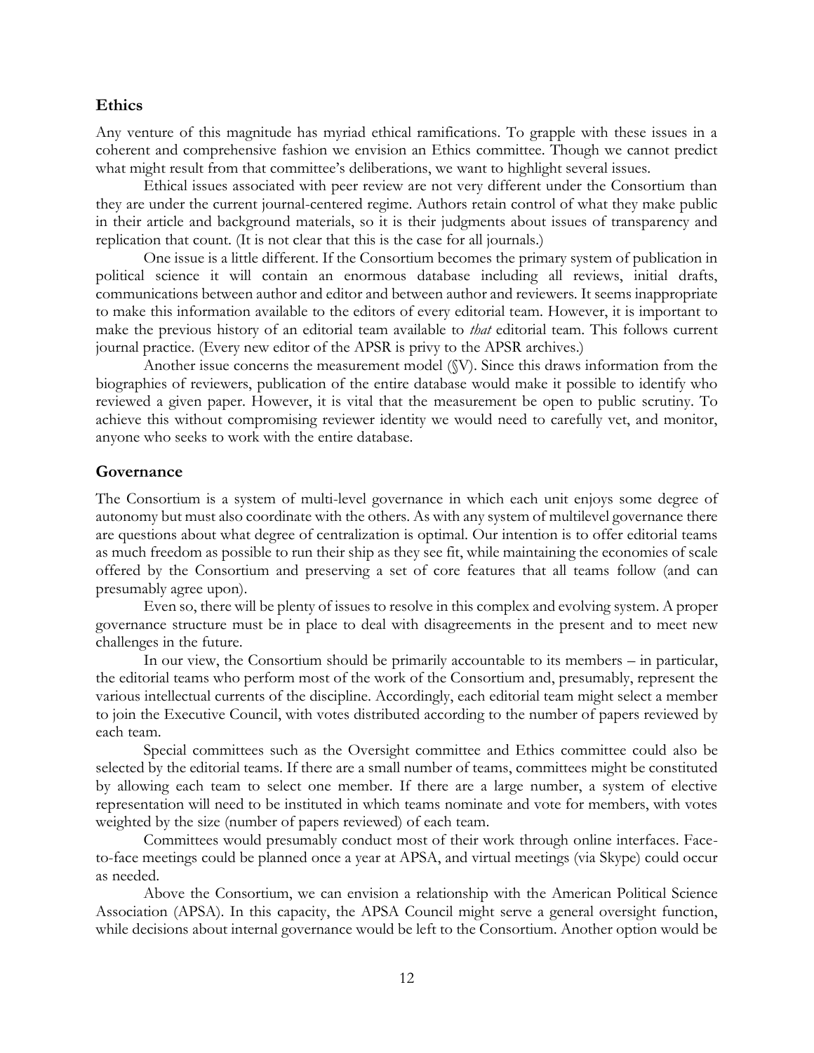## Ethics

Any venture of this magnitude has myriad ethical ramifications. To grapple with these issues in a coherent and comprehensive fashion we envision an Ethics committee. Though we cannot predict what might result from that committee's deliberations, we want to highlight several issues.

Ethical issues associated with peer review are not very different under the Consortium than they are under the current journal-centered regime. Authors retain control of what they make public in their article and background materials, so it is their judgments about issues of transparency and replication that count. (It is not clear that this is the case for all journals.)

One issue is a little different. If the Consortium becomes the primary system of publication in political science it will contain an enormous database including all reviews, initial drafts, communications between author and editor and between author and reviewers. It seems inappropriate to make this information available to the editors of every editorial team. However, it is important to make the previous history of an editorial team available to *that* editorial team. This follows current journal practice. (Every new editor of the APSR is privy to the APSR archives.)

Another issue concerns the measurement model (§V). Since this draws information from the biographies of reviewers, publication of the entire database would make it possible to identify who reviewed a given paper. However, it is vital that the measurement be open to public scrutiny. To achieve this without compromising reviewer identity we would need to carefully vet, and monitor, anyone who seeks to work with the entire database.

## Governance

The Consortium is a system of multi-level governance in which each unit enjoys some degree of autonomy but must also coordinate with the others. As with any system of multilevel governance there are questions about what degree of centralization is optimal. Our intention is to offer editorial teams as much freedom as possible to run their ship as they see fit, while maintaining the economies of scale offered by the Consortium and preserving a set of core features that all teams follow (and can presumably agree upon).

Even so, there will be plenty of issues to resolve in this complex and evolving system. A proper governance structure must be in place to deal with disagreements in the present and to meet new challenges in the future.

In our view, the Consortium should be primarily accountable to its members – in particular, the editorial teams who perform most of the work of the Consortium and, presumably, represent the various intellectual currents of the discipline. Accordingly, each editorial team might select a member to join the Executive Council, with votes distributed according to the number of papers reviewed by each team.

Special committees such as the Oversight committee and Ethics committee could also be selected by the editorial teams. If there are a small number of teams, committees might be constituted by allowing each team to select one member. If there are a large number, a system of elective representation will need to be instituted in which teams nominate and vote for members, with votes weighted by the size (number of papers reviewed) of each team.

Committees would presumably conduct most of their work through online interfaces. Face-to-face meetings could be planned once a year at APSA, and virtual meetings (via Skype) could occur as needed.

Above the Consortium, we can envision a relationship with the American Political Science Association (APSA). In this capacity, the APSA Council might serve a general oversight function, while decisions about internal governance would be left to the Consortium. Another option would be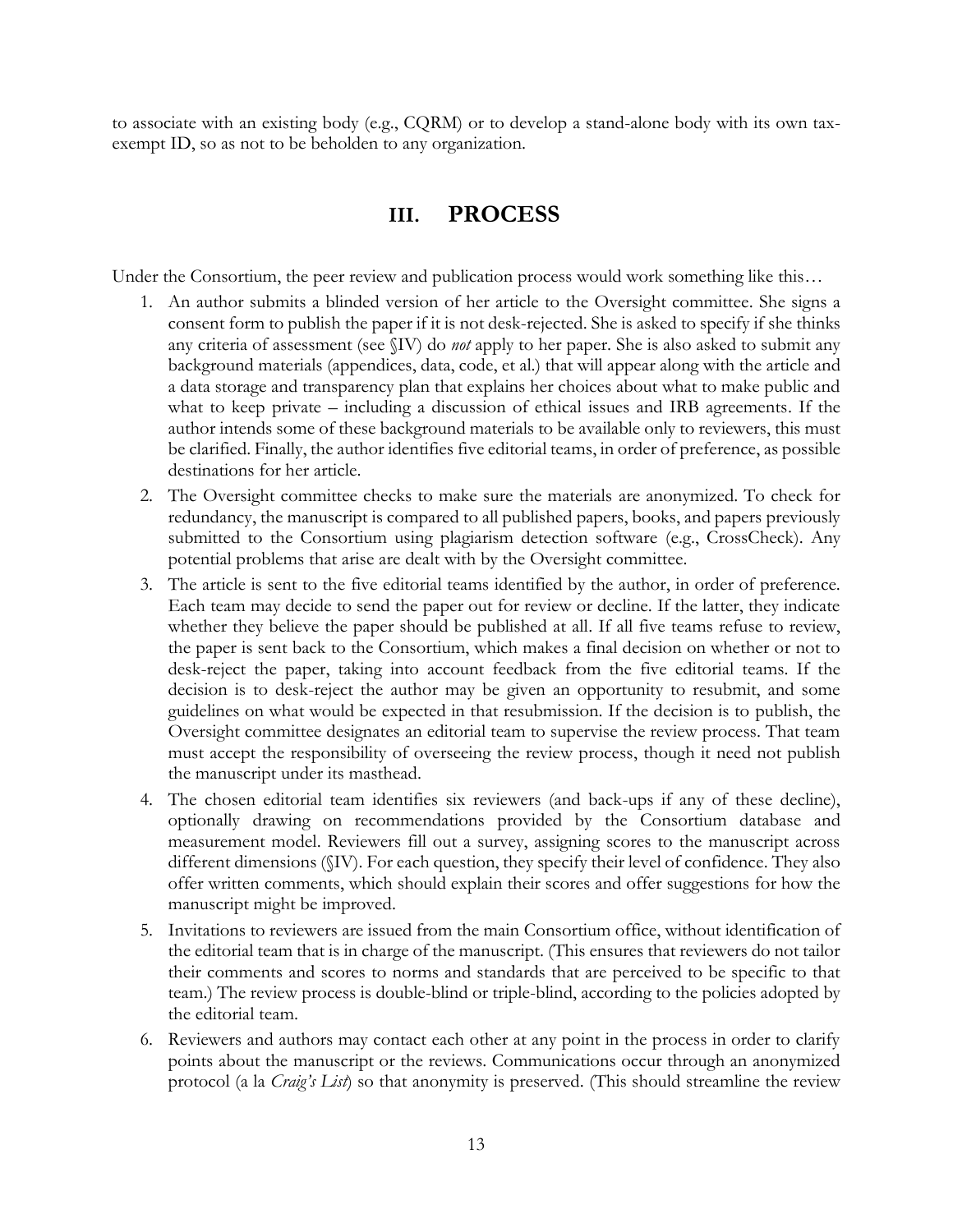to associate with an existing body (e.g., CQRM) or to develop a stand-alone body with its own tax-exempt ID, so as not to be beholden to any organization.

## III. PROCESS

Under the Consortium, the peer review and publication process would work something like this…

1. An author submits a blinded version of her article to the Oversight committee. She signs a consent form to publish the paper if it is not desk-rejected. She is asked to specify if she thinks any criteria of assessment (see §IV) do *not* apply to her paper. She is also asked to submit any background materials (appendices, data, code, et al.) that will appear along with the article and a data storage and transparency plan that explains her choices about what to make public and what to keep private – including a discussion of ethical issues and IRB agreements. If the author intends some of these background materials to be available only to reviewers, this must be clarified. Finally, the author identifies five editorial teams, in order of preference, as possible destinations for her article.
2. The Oversight committee checks to make sure the materials are anonymized. To check for redundancy, the manuscript is compared to all published papers, books, and papers previously submitted to the Consortium using plagiarism detection software (e.g., CrossCheck). Any potential problems that arise are dealt with by the Oversight committee.
3. The article is sent to the five editorial teams identified by the author, in order of preference. Each team may decide to send the paper out for review or decline. If the latter, they indicate whether they believe the paper should be published at all. If all five teams refuse to review, the paper is sent back to the Consortium, which makes a final decision on whether or not to desk-reject the paper, taking into account feedback from the five editorial teams. If the decision is to desk-reject the author may be given an opportunity to resubmit, and some guidelines on what would be expected in that resubmission. If the decision is to publish, the Oversight committee designates an editorial team to supervise the review process. That team must accept the responsibility of overseeing the review process, though it need not publish the manuscript under its masthead.
4. The chosen editorial team identifies six reviewers (and back-ups if any of these decline), optionally drawing on recommendations provided by the Consortium database and measurement model. Reviewers fill out a survey, assigning scores to the manuscript across different dimensions (§IV). For each question, they specify their level of confidence. They also offer written comments, which should explain their scores and offer suggestions for how the manuscript might be improved.
5. Invitations to reviewers are issued from the main Consortium office, without identification of the editorial team that is in charge of the manuscript. (This ensures that reviewers do not tailor their comments and scores to norms and standards that are perceived to be specific to that team.) The review process is double-blind or triple-blind, according to the policies adopted by the editorial team.
6. Reviewers and authors may contact each other at any point in the process in order to clarify points about the manuscript or the reviews. Communications occur through an anonymized protocol (a la *Craig's List*) so that anonymity is preserved. (This should streamline the review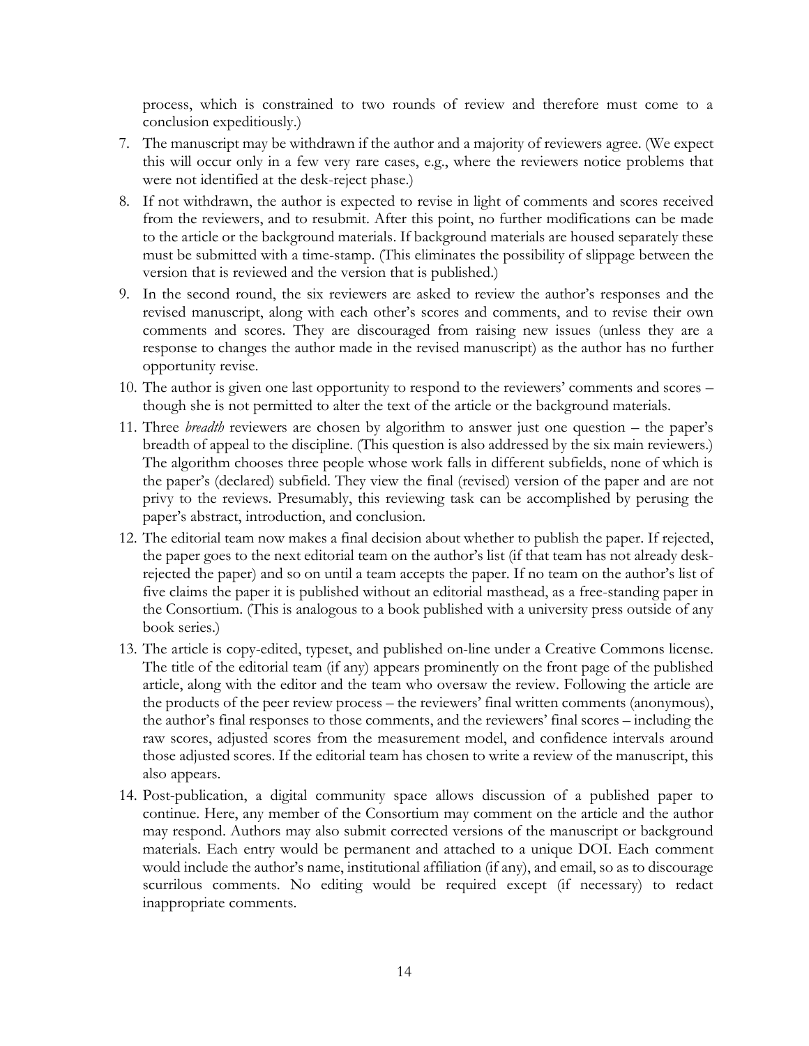process, which is constrained to two rounds of review and therefore must come to a conclusion expeditiously.)

7. The manuscript may be withdrawn if the author and a majority of reviewers agree. (We expect this will occur only in a few very rare cases, e.g., where the reviewers notice problems that were not identified at the desk-reject phase.)
8. If not withdrawn, the author is expected to revise in light of comments and scores received from the reviewers, and to resubmit. After this point, no further modifications can be made to the article or the background materials. If background materials are housed separately these must be submitted with a time-stamp. (This eliminates the possibility of slippage between the version that is reviewed and the version that is published.)
9. In the second round, the six reviewers are asked to review the author's responses and the revised manuscript, along with each other's scores and comments, and to revise their own comments and scores. They are discouraged from raising new issues (unless they are a response to changes the author made in the revised manuscript) as the author has no further opportunity revise.
10. The author is given one last opportunity to respond to the reviewers' comments and scores – though she is not permitted to alter the text of the article or the background materials.
11. Three *breadth* reviewers are chosen by algorithm to answer just one question – the paper's breadth of appeal to the discipline. (This question is also addressed by the six main reviewers.) The algorithm chooses three people whose work falls in different subfields, none of which is the paper's (declared) subfield. They view the final (revised) version of the paper and are not privy to the reviews. Presumably, this reviewing task can be accomplished by perusing the paper's abstract, introduction, and conclusion.
12. The editorial team now makes a final decision about whether to publish the paper. If rejected, the paper goes to the next editorial team on the author's list (if that team has not already desk-rejected the paper) and so on until a team accepts the paper. If no team on the author's list of five claims the paper it is published without an editorial masthead, as a free-standing paper in the Consortium. (This is analogous to a book published with a university press outside of any book series.)
13. The article is copy-edited, typeset, and published on-line under a Creative Commons license. The title of the editorial team (if any) appears prominently on the front page of the published article, along with the editor and the team who oversaw the review. Following the article are the products of the peer review process – the reviewers' final written comments (anonymous), the author's final responses to those comments, and the reviewers' final scores – including the raw scores, adjusted scores from the measurement model, and confidence intervals around those adjusted scores. If the editorial team has chosen to write a review of the manuscript, this also appears.
14. Post-publication, a digital community space allows discussion of a published paper to continue. Here, any member of the Consortium may comment on the article and the author may respond. Authors may also submit corrected versions of the manuscript or background materials. Each entry would be permanent and attached to a unique DOI. Each comment would include the author's name, institutional affiliation (if any), and email, so as to discourage scurrilous comments. No editing would be required except (if necessary) to redact inappropriate comments.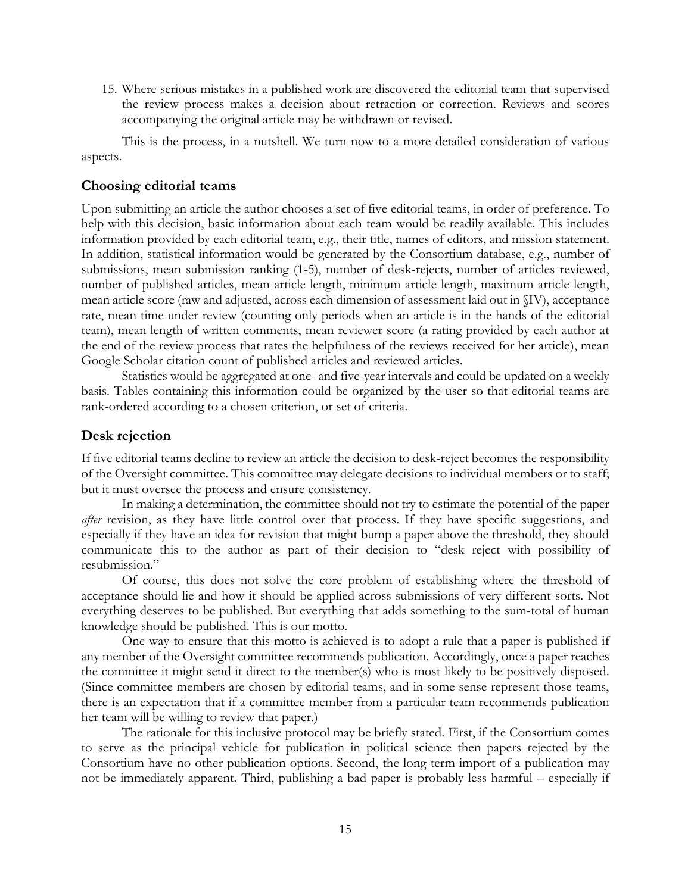15. Where serious mistakes in a published work are discovered the editorial team that supervised the review process makes a decision about retraction or correction. Reviews and scores accompanying the original article may be withdrawn or revised.

This is the process, in a nutshell. We turn now to a more detailed consideration of various aspects.

### Choosing editorial teams

Upon submitting an article the author chooses a set of five editorial teams, in order of preference. To help with this decision, basic information about each team would be readily available. This includes information provided by each editorial team, e.g., their title, names of editors, and mission statement. In addition, statistical information would be generated by the Consortium database, e.g., number of submissions, mean submission ranking (1-5), number of desk-rejects, number of articles reviewed, number of published articles, mean article length, minimum article length, maximum article length, mean article score (raw and adjusted, across each dimension of assessment laid out in §IV), acceptance rate, mean time under review (counting only periods when an article is in the hands of the editorial team), mean length of written comments, mean reviewer score (a rating provided by each author at the end of the review process that rates the helpfulness of the reviews received for her article), mean Google Scholar citation count of published articles and reviewed articles.

Statistics would be aggregated at one- and five-year intervals and could be updated on a weekly basis. Tables containing this information could be organized by the user so that editorial teams are rank-ordered according to a chosen criterion, or set of criteria.

### Desk rejection

If five editorial teams decline to review an article the decision to desk-reject becomes the responsibility of the Oversight committee. This committee may delegate decisions to individual members or to staff; but it must oversee the process and ensure consistency.

In making a determination, the committee should not try to estimate the potential of the paper *after* revision, as they have little control over that process. If they have specific suggestions, and especially if they have an idea for revision that might bump a paper above the threshold, they should communicate this to the author as part of their decision to "desk reject with possibility of resubmission."

Of course, this does not solve the core problem of establishing where the threshold of acceptance should lie and how it should be applied across submissions of very different sorts. Not everything deserves to be published. But everything that adds something to the sum-total of human knowledge should be published. This is our motto.

One way to ensure that this motto is achieved is to adopt a rule that a paper is published if any member of the Oversight committee recommends publication. Accordingly, once a paper reaches the committee it might send it direct to the member(s) who is most likely to be positively disposed. (Since committee members are chosen by editorial teams, and in some sense represent those teams, there is an expectation that if a committee member from a particular team recommends publication her team will be willing to review that paper.)

The rationale for this inclusive protocol may be briefly stated. First, if the Consortium comes to serve as the principal vehicle for publication in political science then papers rejected by the Consortium have no other publication options. Second, the long-term import of a publication may not be immediately apparent. Third, publishing a bad paper is probably less harmful – especially if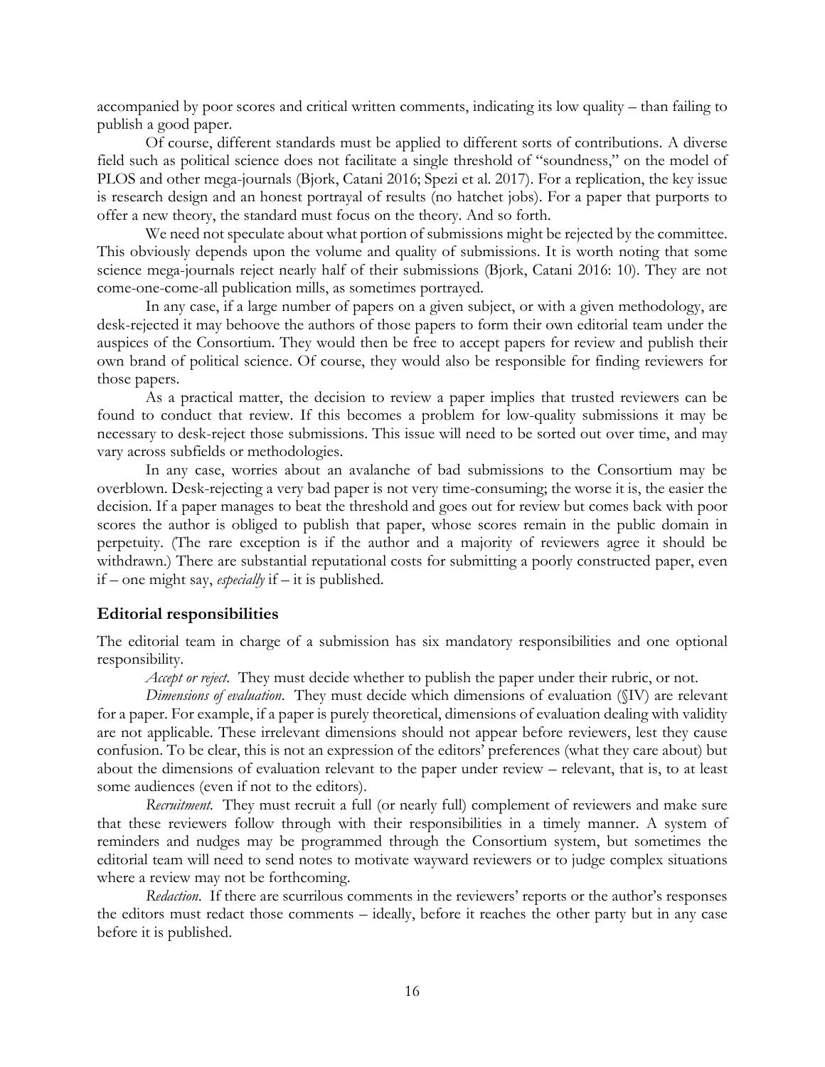accompanied by poor scores and critical written comments, indicating its low quality – than failing to publish a good paper.

Of course, different standards must be applied to different sorts of contributions. A diverse field such as political science does not facilitate a single threshold of "soundness," on the model of PLOS and other mega-journals (Bjork, Catani 2016; Spezi et al. 2017). For a replication, the key issue is research design and an honest portrayal of results (no hatchet jobs). For a paper that purports to offer a new theory, the standard must focus on the theory. And so forth.

We need not speculate about what portion of submissions might be rejected by the committee. This obviously depends upon the volume and quality of submissions. It is worth noting that some science mega-journals reject nearly half of their submissions (Bjork, Catani 2016: 10). They are not come-one-come-all publication mills, as sometimes portrayed.

In any case, if a large number of papers on a given subject, or with a given methodology, are desk-rejected it may behoove the authors of those papers to form their own editorial team under the auspices of the Consortium. They would then be free to accept papers for review and publish their own brand of political science. Of course, they would also be responsible for finding reviewers for those papers.

As a practical matter, the decision to review a paper implies that trusted reviewers can be found to conduct that review. If this becomes a problem for low-quality submissions it may be necessary to desk-reject those submissions. This issue will need to be sorted out over time, and may vary across subfields or methodologies.

In any case, worries about an avalanche of bad submissions to the Consortium may be overblown. Desk-rejecting a very bad paper is not very time-consuming; the worse it is, the easier the decision. If a paper manages to beat the threshold and goes out for review but comes back with poor scores the author is obliged to publish that paper, whose scores remain in the public domain in perpetuity. (The rare exception is if the author and a majority of reviewers agree it should be withdrawn.) There are substantial reputational costs for submitting a poorly constructed paper, even if – one might say, *especially* if – it is published.

## Editorial responsibilities

The editorial team in charge of a submission has six mandatory responsibilities and one optional responsibility.

*Accept or reject.* They must decide whether to publish the paper under their rubric, or not.

*Dimensions of evaluation.* They must decide which dimensions of evaluation (§IV) are relevant for a paper. For example, if a paper is purely theoretical, dimensions of evaluation dealing with validity are not applicable. These irrelevant dimensions should not appear before reviewers, lest they cause confusion. To be clear, this is not an expression of the editors' preferences (what they care about) but about the dimensions of evaluation relevant to the paper under review – relevant, that is, to at least some audiences (even if not to the editors).

*Recruitment.* They must recruit a full (or nearly full) complement of reviewers and make sure that these reviewers follow through with their responsibilities in a timely manner. A system of reminders and nudges may be programmed through the Consortium system, but sometimes the editorial team will need to send notes to motivate wayward reviewers or to judge complex situations where a review may not be forthcoming.

*Redaction.* If there are scurrilous comments in the reviewers' reports or the author's responses the editors must redact those comments – ideally, before it reaches the other party but in any case before it is published.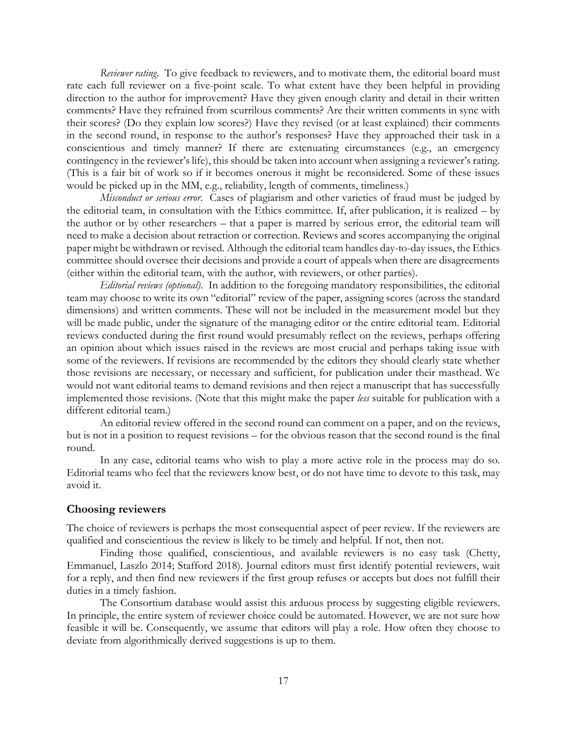*Reviewer rating.* To give feedback to reviewers, and to motivate them, the editorial board must rate each full reviewer on a five-point scale. To what extent have they been helpful in providing direction to the author for improvement? Have they given enough clarity and detail in their written comments? Have they refrained from scurrilous comments? Are their written comments in sync with their scores? (Do they explain low scores?) Have they revised (or at least explained) their comments in the second round, in response to the author's responses? Have they approached their task in a conscientious and timely manner? If there are extenuating circumstances (e.g., an emergency contingency in the reviewer's life), this should be taken into account when assigning a reviewer's rating. (This is a fair bit of work so if it becomes onerous it might be reconsidered. Some of these issues would be picked up in the MM, e.g., reliability, length of comments, timeliness.)

*Misconduct or serious error.* Cases of plagiarism and other varieties of fraud must be judged by the editorial team, in consultation with the Ethics committee. If, after publication, it is realized – by the author or by other researchers – that a paper is marred by serious error, the editorial team will need to make a decision about retraction or correction. Reviews and scores accompanying the original paper might be withdrawn or revised. Although the editorial team handles day-to-day issues, the Ethics committee should oversee their decisions and provide a court of appeals when there are disagreements (either within the editorial team, with the author, with reviewers, or other parties).

*Editorial reviews (optional).* In addition to the foregoing mandatory responsibilities, the editorial team may choose to write its own "editorial" review of the paper, assigning scores (across the standard dimensions) and written comments. These will not be included in the measurement model but they will be made public, under the signature of the managing editor or the entire editorial team. Editorial reviews conducted during the first round would presumably reflect on the reviews, perhaps offering an opinion about which issues raised in the reviews are most crucial and perhaps taking issue with some of the reviewers. If revisions are recommended by the editors they should clearly state whether those revisions are necessary, or necessary and sufficient, for publication under their masthead. We would not want editorial teams to demand revisions and then reject a manuscript that has successfully implemented those revisions. (Note that this might make the paper *less* suitable for publication with a different editorial team.)

An editorial review offered in the second round can comment on a paper, and on the reviews, but is not in a position to request revisions – for the obvious reason that the second round is the final round.

In any case, editorial teams who wish to play a more active role in the process may do so. Editorial teams who feel that the reviewers know best, or do not have time to devote to this task, may avoid it.

## Choosing reviewers

The choice of reviewers is perhaps the most consequential aspect of peer review. If the reviewers are qualified and conscientious the review is likely to be timely and helpful. If not, then not.

Finding those qualified, conscientious, and available reviewers is no easy task (Chetty, Emmanuel, Laszlo 2014; Stafford 2018). Journal editors must first identify potential reviewers, wait for a reply, and then find new reviewers if the first group refuses or accepts but does not fulfill their duties in a timely fashion.

The Consortium database would assist this arduous process by suggesting eligible reviewers. In principle, the entire system of reviewer choice could be automated. However, we are not sure how feasible it will be. Consequently, we assume that editors will play a role. How often they choose to deviate from algorithmically derived suggestions is up to them.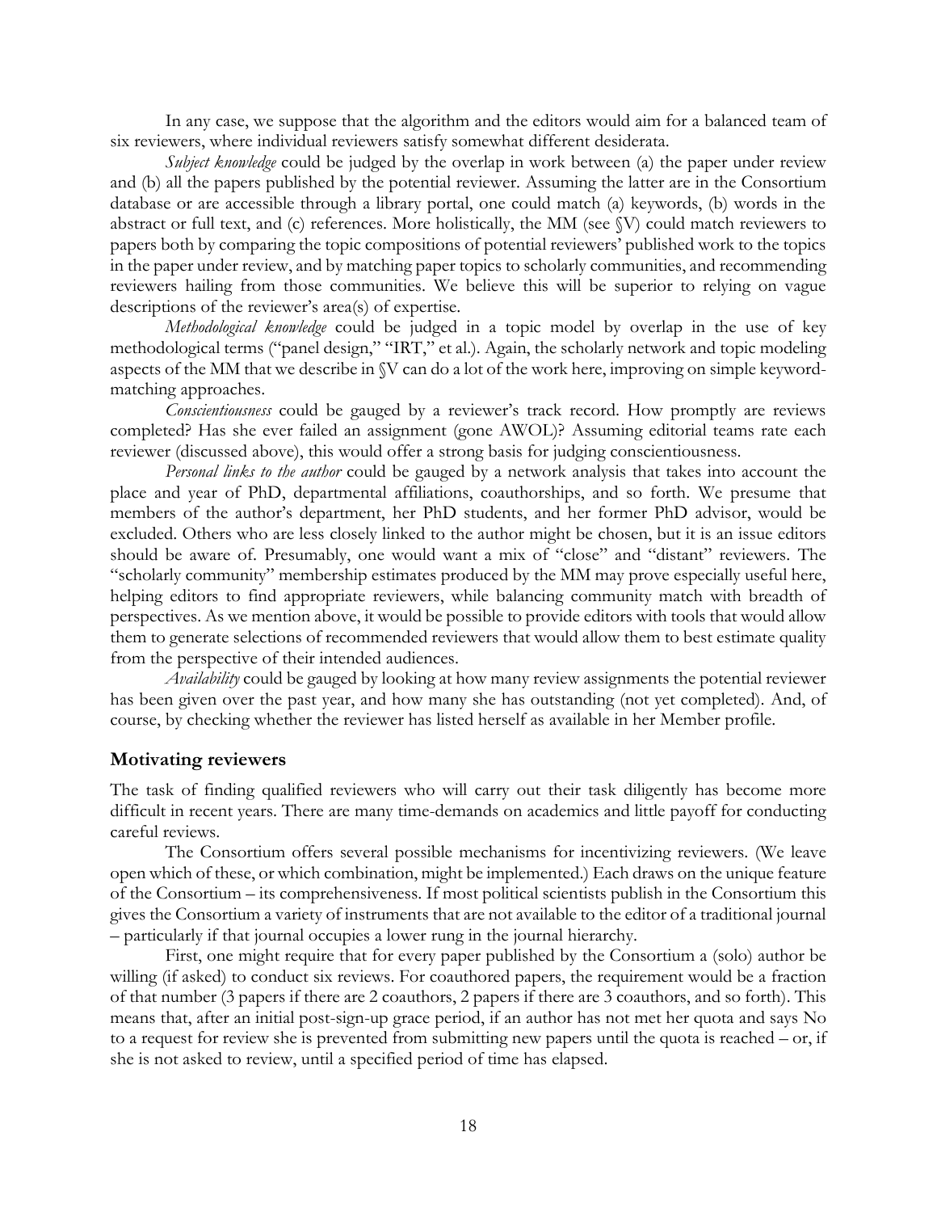In any case, we suppose that the algorithm and the editors would aim for a balanced team of six reviewers, where individual reviewers satisfy somewhat different desiderata.

*Subject knowledge* could be judged by the overlap in work between (a) the paper under review and (b) all the papers published by the potential reviewer. Assuming the latter are in the Consortium database or are accessible through a library portal, one could match (a) keywords, (b) words in the abstract or full text, and (c) references. More holistically, the MM (see §V) could match reviewers to papers both by comparing the topic compositions of potential reviewers' published work to the topics in the paper under review, and by matching paper topics to scholarly communities, and recommending reviewers hailing from those communities. We believe this will be superior to relying on vague descriptions of the reviewer's area(s) of expertise.

*Methodological knowledge* could be judged in a topic model by overlap in the use of key methodological terms ("panel design," "IRT," et al.). Again, the scholarly network and topic modeling aspects of the MM that we describe in §V can do a lot of the work here, improving on simple keyword-matching approaches.

*Conscientiousness* could be gauged by a reviewer's track record. How promptly are reviews completed? Has she ever failed an assignment (gone AWOL)? Assuming editorial teams rate each reviewer (discussed above), this would offer a strong basis for judging conscientiousness.

*Personal links to the author* could be gauged by a network analysis that takes into account the place and year of PhD, departmental affiliations, coauthorships, and so forth. We presume that members of the author's department, her PhD students, and her former PhD advisor, would be excluded. Others who are less closely linked to the author might be chosen, but it is an issue editors should be aware of. Presumably, one would want a mix of "close" and "distant" reviewers. The "scholarly community" membership estimates produced by the MM may prove especially useful here, helping editors to find appropriate reviewers, while balancing community match with breadth of perspectives. As we mention above, it would be possible to provide editors with tools that would allow them to generate selections of recommended reviewers that would allow them to best estimate quality from the perspective of their intended audiences.

*Availability* could be gauged by looking at how many review assignments the potential reviewer has been given over the past year, and how many she has outstanding (not yet completed). And, of course, by checking whether the reviewer has listed herself as available in her Member profile.

## Motivating reviewers

The task of finding qualified reviewers who will carry out their task diligently has become more difficult in recent years. There are many time-demands on academics and little payoff for conducting careful reviews.

The Consortium offers several possible mechanisms for incentivizing reviewers. (We leave open which of these, or which combination, might be implemented.) Each draws on the unique feature of the Consortium – its comprehensiveness. If most political scientists publish in the Consortium this gives the Consortium a variety of instruments that are not available to the editor of a traditional journal – particularly if that journal occupies a lower rung in the journal hierarchy.

First, one might require that for every paper published by the Consortium a (solo) author be willing (if asked) to conduct six reviews. For coauthored papers, the requirement would be a fraction of that number (3 papers if there are 2 coauthors, 2 papers if there are 3 coauthors, and so forth). This means that, after an initial post-sign-up grace period, if an author has not met her quota and says No to a request for review she is prevented from submitting new papers until the quota is reached – or, if she is not asked to review, until a specified period of time has elapsed.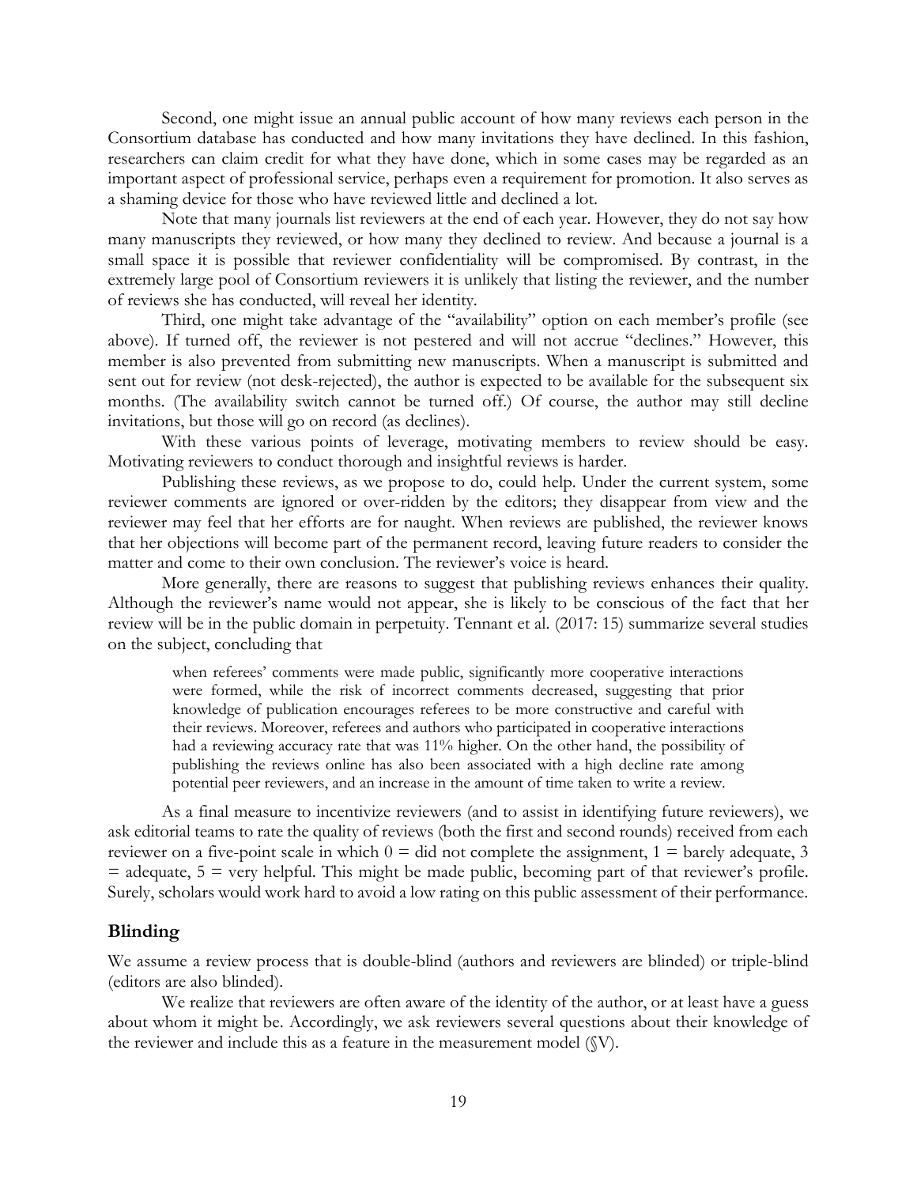Second, one might issue an annual public account of how many reviews each person in the Consortium database has conducted and how many invitations they have declined. In this fashion, researchers can claim credit for what they have done, which in some cases may be regarded as an important aspect of professional service, perhaps even a requirement for promotion. It also serves as a shaming device for those who have reviewed little and declined a lot.

Note that many journals list reviewers at the end of each year. However, they do not say how many manuscripts they reviewed, or how many they declined to review. And because a journal is a small space it is possible that reviewer confidentiality will be compromised. By contrast, in the extremely large pool of Consortium reviewers it is unlikely that listing the reviewer, and the number of reviews she has conducted, will reveal her identity.

Third, one might take advantage of the "availability" option on each member's profile (see above). If turned off, the reviewer is not pestered and will not accrue "declines." However, this member is also prevented from submitting new manuscripts. When a manuscript is submitted and sent out for review (not desk-rejected), the author is expected to be available for the subsequent six months. (The availability switch cannot be turned off.) Of course, the author may still decline invitations, but those will go on record (as declines).

With these various points of leverage, motivating members to review should be easy. Motivating reviewers to conduct thorough and insightful reviews is harder.

Publishing these reviews, as we propose to do, could help. Under the current system, some reviewer comments are ignored or over-ridden by the editors; they disappear from view and the reviewer may feel that her efforts are for naught. When reviews are published, the reviewer knows that her objections will become part of the permanent record, leaving future readers to consider the matter and come to their own conclusion. The reviewer's voice is heard.

More generally, there are reasons to suggest that publishing reviews enhances their quality. Although the reviewer's name would not appear, she is likely to be conscious of the fact that her review will be in the public domain in perpetuity. Tennant et al. (2017: 15) summarize several studies on the subject, concluding that

> when referees' comments were made public, significantly more cooperative interactions were formed, while the risk of incorrect comments decreased, suggesting that prior knowledge of publication encourages referees to be more constructive and careful with their reviews. Moreover, referees and authors who participated in cooperative interactions had a reviewing accuracy rate that was 11% higher. On the other hand, the possibility of publishing the reviews online has also been associated with a high decline rate among potential peer reviewers, and an increase in the amount of time taken to write a review.

As a final measure to incentivize reviewers (and to assist in identifying future reviewers), we ask editorial teams to rate the quality of reviews (both the first and second rounds) received from each reviewer on a five-point scale in which 0 = did not complete the assignment, 1 = barely adequate, 3 = adequate, 5 = very helpful. This might be made public, becoming part of that reviewer's profile. Surely, scholars would work hard to avoid a low rating on this public assessment of their performance.

## Blinding

We assume a review process that is double-blind (authors and reviewers are blinded) or triple-blind (editors are also blinded).

We realize that reviewers are often aware of the identity of the author, or at least have a guess about whom it might be. Accordingly, we ask reviewers several questions about their knowledge of the reviewer and include this as a feature in the measurement model (§V).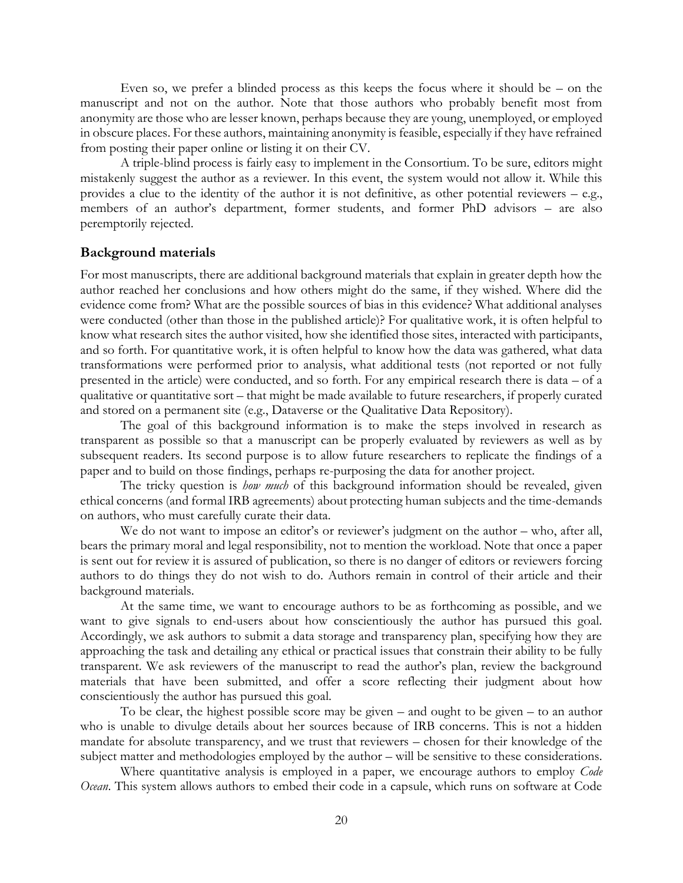Even so, we prefer a blinded process as this keeps the focus where it should be – on the manuscript and not on the author. Note that those authors who probably benefit most from anonymity are those who are lesser known, perhaps because they are young, unemployed, or employed in obscure places. For these authors, maintaining anonymity is feasible, especially if they have refrained from posting their paper online or listing it on their CV.

A triple-blind process is fairly easy to implement in the Consortium. To be sure, editors might mistakenly suggest the author as a reviewer. In this event, the system would not allow it. While this provides a clue to the identity of the author it is not definitive, as other potential reviewers – e.g., members of an author's department, former students, and former PhD advisors – are also peremptorily rejected.

### Background materials

For most manuscripts, there are additional background materials that explain in greater depth how the author reached her conclusions and how others might do the same, if they wished. Where did the evidence come from? What are the possible sources of bias in this evidence? What additional analyses were conducted (other than those in the published article)? For qualitative work, it is often helpful to know what research sites the author visited, how she identified those sites, interacted with participants, and so forth. For quantitative work, it is often helpful to know how the data was gathered, what data transformations were performed prior to analysis, what additional tests (not reported or not fully presented in the article) were conducted, and so forth. For any empirical research there is data – of a qualitative or quantitative sort – that might be made available to future researchers, if properly curated and stored on a permanent site (e.g., Dataverse or the Qualitative Data Repository).

The goal of this background information is to make the steps involved in research as transparent as possible so that a manuscript can be properly evaluated by reviewers as well as by subsequent readers. Its second purpose is to allow future researchers to replicate the findings of a paper and to build on those findings, perhaps re-purposing the data for another project.

The tricky question is *how much* of this background information should be revealed, given ethical concerns (and formal IRB agreements) about protecting human subjects and the time-demands on authors, who must carefully curate their data.

We do not want to impose an editor's or reviewer's judgment on the author – who, after all, bears the primary moral and legal responsibility, not to mention the workload. Note that once a paper is sent out for review it is assured of publication, so there is no danger of editors or reviewers forcing authors to do things they do not wish to do. Authors remain in control of their article and their background materials.

At the same time, we want to encourage authors to be as forthcoming as possible, and we want to give signals to end-users about how conscientiously the author has pursued this goal. Accordingly, we ask authors to submit a data storage and transparency plan, specifying how they are approaching the task and detailing any ethical or practical issues that constrain their ability to be fully transparent. We ask reviewers of the manuscript to read the author's plan, review the background materials that have been submitted, and offer a score reflecting their judgment about how conscientiously the author has pursued this goal.

To be clear, the highest possible score may be given – and ought to be given – to an author who is unable to divulge details about her sources because of IRB concerns. This is not a hidden mandate for absolute transparency, and we trust that reviewers – chosen for their knowledge of the subject matter and methodologies employed by the author – will be sensitive to these considerations.

Where quantitative analysis is employed in a paper, we encourage authors to employ *Code Ocean*. This system allows authors to embed their code in a capsule, which runs on software at Code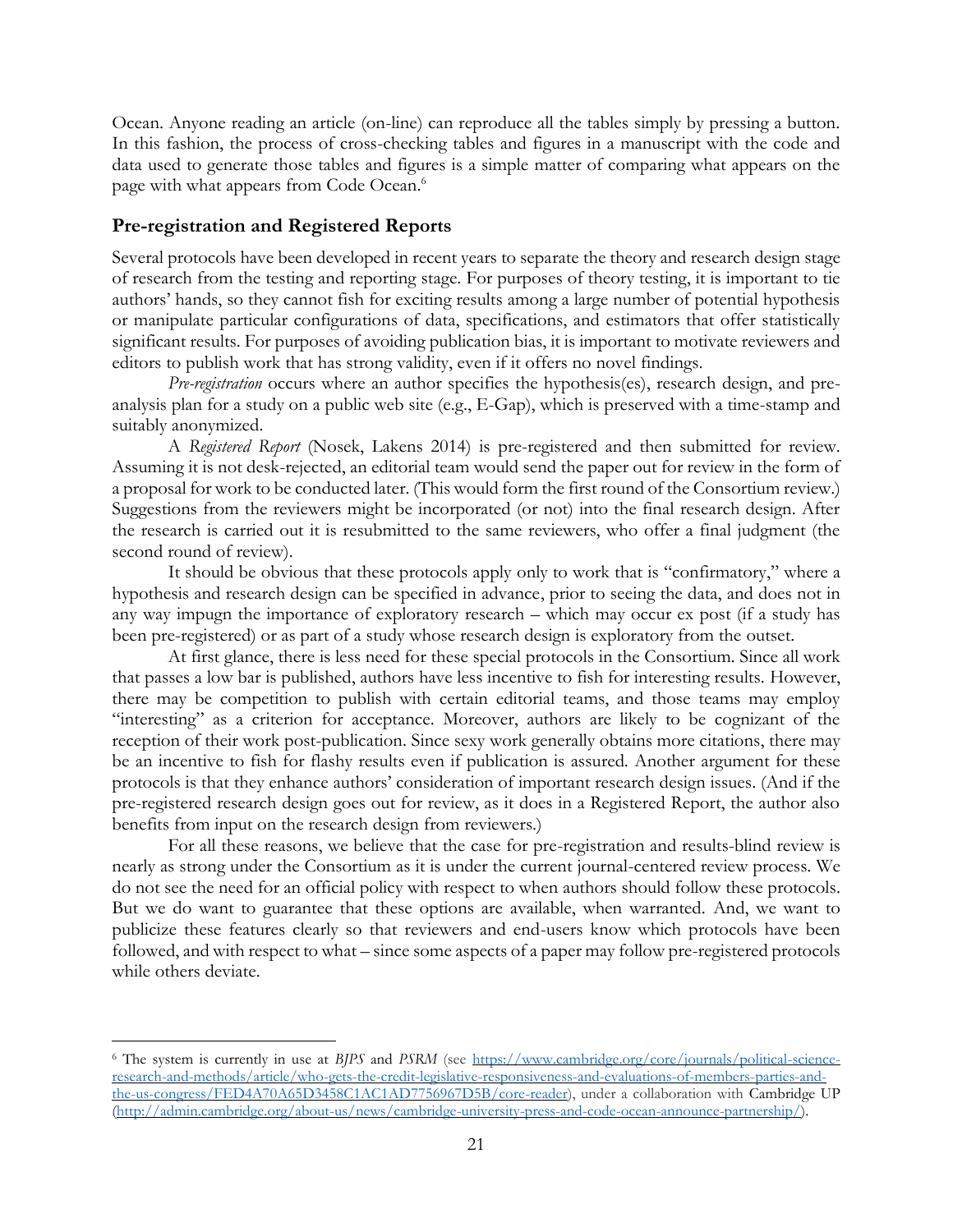Ocean. Anyone reading an article (on-line) can reproduce all the tables simply by pressing a button. In this fashion, the process of cross-checking tables and figures in a manuscript with the code and data used to generate those tables and figures is a simple matter of comparing what appears on the page with what appears from Code Ocean.[6]

## Pre-registration and Registered Reports

Several protocols have been developed in recent years to separate the theory and research design stage of research from the testing and reporting stage. For purposes of theory testing, it is important to tie authors' hands, so they cannot fish for exciting results among a large number of potential hypothesis or manipulate particular configurations of data, specifications, and estimators that offer statistically significant results. For purposes of avoiding publication bias, it is important to motivate reviewers and editors to publish work that has strong validity, even if it offers no novel findings.

*Pre-registration* occurs where an author specifies the hypothesis(es), research design, and pre-analysis plan for a study on a public web site (e.g., E-Gap), which is preserved with a time-stamp and suitably anonymized.

A *Registered Report* (Nosek, Lakens 2014) is pre-registered and then submitted for review. Assuming it is not desk-rejected, an editorial team would send the paper out for review in the form of a proposal for work to be conducted later. (This would form the first round of the Consortium review.) Suggestions from the reviewers might be incorporated (or not) into the final research design. After the research is carried out it is resubmitted to the same reviewers, who offer a final judgment (the second round of review).

It should be obvious that these protocols apply only to work that is "confirmatory," where a hypothesis and research design can be specified in advance, prior to seeing the data, and does not in any way impugn the importance of exploratory research – which may occur ex post (if a study has been pre-registered) or as part of a study whose research design is exploratory from the outset.

At first glance, there is less need for these special protocols in the Consortium. Since all work that passes a low bar is published, authors have less incentive to fish for interesting results. However, there may be competition to publish with certain editorial teams, and those teams may employ "interesting" as a criterion for acceptance. Moreover, authors are likely to be cognizant of the reception of their work post-publication. Since sexy work generally obtains more citations, there may be an incentive to fish for flashy results even if publication is assured. Another argument for these protocols is that they enhance authors' consideration of important research design issues. (And if the pre-registered research design goes out for review, as it does in a Registered Report, the author also benefits from input on the research design from reviewers.)

For all these reasons, we believe that the case for pre-registration and results-blind review is nearly as strong under the Consortium as it is under the current journal-centered review process. We do not see the need for an official policy with respect to when authors should follow these protocols. But we do want to guarantee that these options are available, when warranted. And, we want to publicize these features clearly so that reviewers and end-users know which protocols have been followed, and with respect to what – since some aspects of a paper may follow pre-registered protocols while others deviate.

---

[6] The system is currently in use at *BJPS* and *PSRM* (see https://www.cambridge.org/core/journals/political-science-research-and-methods/article/who-gets-the-credit-legislative-responsiveness-and-evaluations-of-members-parties-and-the-us-congress/FED4A70A65D3458C1AC1AD7756967D5B/core-reader), under a collaboration with Cambridge UP (http://admin.cambridge.org/about-us/news/cambridge-university-press-and-code-ocean-announce-partnership/).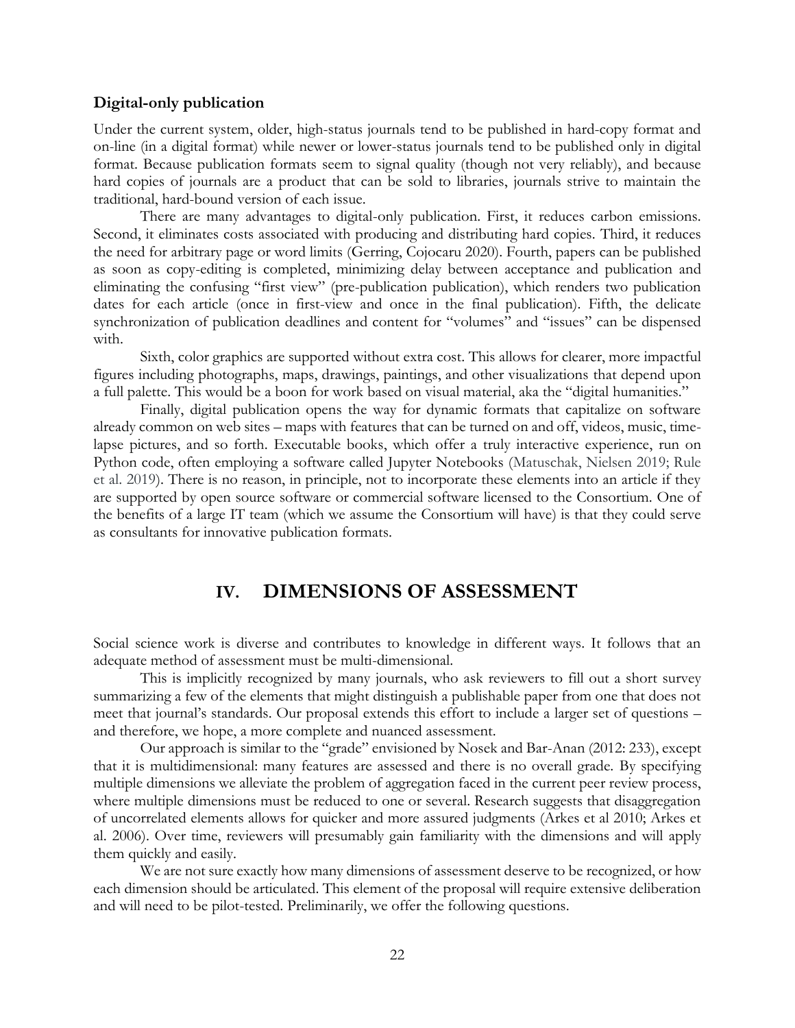### Digital-only publication

Under the current system, older, high-status journals tend to be published in hard-copy format and on-line (in a digital format) while newer or lower-status journals tend to be published only in digital format. Because publication formats seem to signal quality (though not very reliably), and because hard copies of journals are a product that can be sold to libraries, journals strive to maintain the traditional, hard-bound version of each issue.

There are many advantages to digital-only publication. First, it reduces carbon emissions. Second, it eliminates costs associated with producing and distributing hard copies. Third, it reduces the need for arbitrary page or word limits (Gerring, Cojocaru 2020). Fourth, papers can be published as soon as copy-editing is completed, minimizing delay between acceptance and publication and eliminating the confusing "first view" (pre-publication publication), which renders two publication dates for each article (once in first-view and once in the final publication). Fifth, the delicate synchronization of publication deadlines and content for "volumes" and "issues" can be dispensed with.

Sixth, color graphics are supported without extra cost. This allows for clearer, more impactful figures including photographs, maps, drawings, paintings, and other visualizations that depend upon a full palette. This would be a boon for work based on visual material, aka the "digital humanities."

Finally, digital publication opens the way for dynamic formats that capitalize on software already common on web sites – maps with features that can be turned on and off, videos, music, time-lapse pictures, and so forth. Executable books, which offer a truly interactive experience, run on Python code, often employing a software called Jupyter Notebooks (Matuschak, Nielsen 2019; Rule et al. 2019). There is no reason, in principle, not to incorporate these elements into an article if they are supported by open source software or commercial software licensed to the Consortium. One of the benefits of a large IT team (which we assume the Consortium will have) is that they could serve as consultants for innovative publication formats.

## IV. DIMENSIONS OF ASSESSMENT

Social science work is diverse and contributes to knowledge in different ways. It follows that an adequate method of assessment must be multi-dimensional.

This is implicitly recognized by many journals, who ask reviewers to fill out a short survey summarizing a few of the elements that might distinguish a publishable paper from one that does not meet that journal's standards. Our proposal extends this effort to include a larger set of questions – and therefore, we hope, a more complete and nuanced assessment.

Our approach is similar to the "grade" envisioned by Nosek and Bar-Anan (2012: 233), except that it is multidimensional: many features are assessed and there is no overall grade. By specifying multiple dimensions we alleviate the problem of aggregation faced in the current peer review process, where multiple dimensions must be reduced to one or several. Research suggests that disaggregation of uncorrelated elements allows for quicker and more assured judgments (Arkes et al 2010; Arkes et al. 2006). Over time, reviewers will presumably gain familiarity with the dimensions and will apply them quickly and easily.

We are not sure exactly how many dimensions of assessment deserve to be recognized, or how each dimension should be articulated. This element of the proposal will require extensive deliberation and will need to be pilot-tested. Preliminarily, we offer the following questions.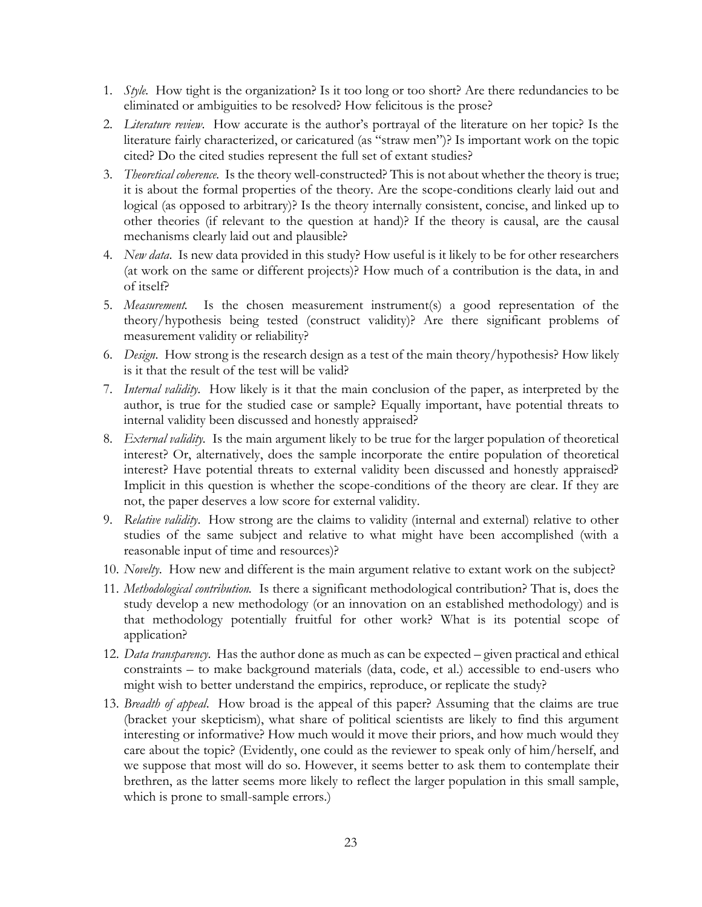1. *Style*. How tight is the organization? Is it too long or too short? Are there redundancies to be eliminated or ambiguities to be resolved? How felicitous is the prose?
2. *Literature review*. How accurate is the author's portrayal of the literature on her topic? Is the literature fairly characterized, or caricatured (as "straw men")? Is important work on the topic cited? Do the cited studies represent the full set of extant studies?
3. *Theoretical coherence*. Is the theory well-constructed? This is not about whether the theory is true; it is about the formal properties of the theory. Are the scope-conditions clearly laid out and logical (as opposed to arbitrary)? Is the theory internally consistent, concise, and linked up to other theories (if relevant to the question at hand)? If the theory is causal, are the causal mechanisms clearly laid out and plausible?
4. *New data*. Is new data provided in this study? How useful is it likely to be for other researchers (at work on the same or different projects)? How much of a contribution is the data, in and of itself?
5. *Measurement*. Is the chosen measurement instrument(s) a good representation of the theory/hypothesis being tested (construct validity)? Are there significant problems of measurement validity or reliability?
6. *Design*. How strong is the research design as a test of the main theory/hypothesis? How likely is it that the result of the test will be valid?
7. *Internal validity*. How likely is it that the main conclusion of the paper, as interpreted by the author, is true for the studied case or sample? Equally important, have potential threats to internal validity been discussed and honestly appraised?
8. *External validity*. Is the main argument likely to be true for the larger population of theoretical interest? Or, alternatively, does the sample incorporate the entire population of theoretical interest? Have potential threats to external validity been discussed and honestly appraised? Implicit in this question is whether the scope-conditions of the theory are clear. If they are not, the paper deserves a low score for external validity.
9. *Relative validity*. How strong are the claims to validity (internal and external) relative to other studies of the same subject and relative to what might have been accomplished (with a reasonable input of time and resources)?
10. *Novelty*. How new and different is the main argument relative to extant work on the subject?
11. *Methodological contribution*. Is there a significant methodological contribution? That is, does the study develop a new methodology (or an innovation on an established methodology) and is that methodology potentially fruitful for other work? What is its potential scope of application?
12. *Data transparency*. Has the author done as much as can be expected – given practical and ethical constraints – to make background materials (data, code, et al.) accessible to end-users who might wish to better understand the empirics, reproduce, or replicate the study?
13. *Breadth of appeal*. How broad is the appeal of this paper? Assuming that the claims are true (bracket your skepticism), what share of political scientists are likely to find this argument interesting or informative? How much would it move their priors, and how much would they care about the topic? (Evidently, one could as the reviewer to speak only of him/herself, and we suppose that most will do so. However, it seems better to ask them to contemplate their brethren, as the latter seems more likely to reflect the larger population in this small sample, which is prone to small-sample errors.)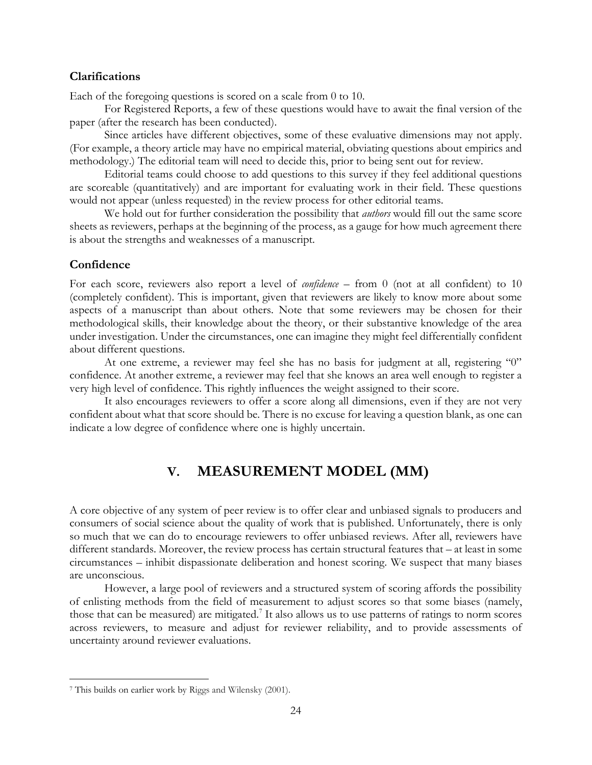### Clarifications

Each of the foregoing questions is scored on a scale from 0 to 10.

For Registered Reports, a few of these questions would have to await the final version of the paper (after the research has been conducted).

Since articles have different objectives, some of these evaluative dimensions may not apply. (For example, a theory article may have no empirical material, obviating questions about empirics and methodology.) The editorial team will need to decide this, prior to being sent out for review.

Editorial teams could choose to add questions to this survey if they feel additional questions are scoreable (quantitatively) and are important for evaluating work in their field. These questions would not appear (unless requested) in the review process for other editorial teams.

We hold out for further consideration the possibility that *authors* would fill out the same score sheets as reviewers, perhaps at the beginning of the process, as a gauge for how much agreement there is about the strengths and weaknesses of a manuscript.

### Confidence

For each score, reviewers also report a level of *confidence* – from 0 (not at all confident) to 10 (completely confident). This is important, given that reviewers are likely to know more about some aspects of a manuscript than about others. Note that some reviewers may be chosen for their methodological skills, their knowledge about the theory, or their substantive knowledge of the area under investigation. Under the circumstances, one can imagine they might feel differentially confident about different questions.

At one extreme, a reviewer may feel she has no basis for judgment at all, registering "0" confidence. At another extreme, a reviewer may feel that she knows an area well enough to register a very high level of confidence. This rightly influences the weight assigned to their score.

It also encourages reviewers to offer a score along all dimensions, even if they are not very confident about what that score should be. There is no excuse for leaving a question blank, as one can indicate a low degree of confidence where one is highly uncertain.

## V. MEASUREMENT MODEL (MM)

A core objective of any system of peer review is to offer clear and unbiased signals to producers and consumers of social science about the quality of work that is published. Unfortunately, there is only so much that we can do to encourage reviewers to offer unbiased reviews. After all, reviewers have different standards. Moreover, the review process has certain structural features that – at least in some circumstances – inhibit dispassionate deliberation and honest scoring. We suspect that many biases are unconscious.

However, a large pool of reviewers and a structured system of scoring affords the possibility of enlisting methods from the field of measurement to adjust scores so that some biases (namely, those that can be measured) are mitigated.[7] It also allows us to use patterns of ratings to norm scores across reviewers, to measure and adjust for reviewer reliability, and to provide assessments of uncertainty around reviewer evaluations.

[7] This builds on earlier work by Riggs and Wilensky (2001).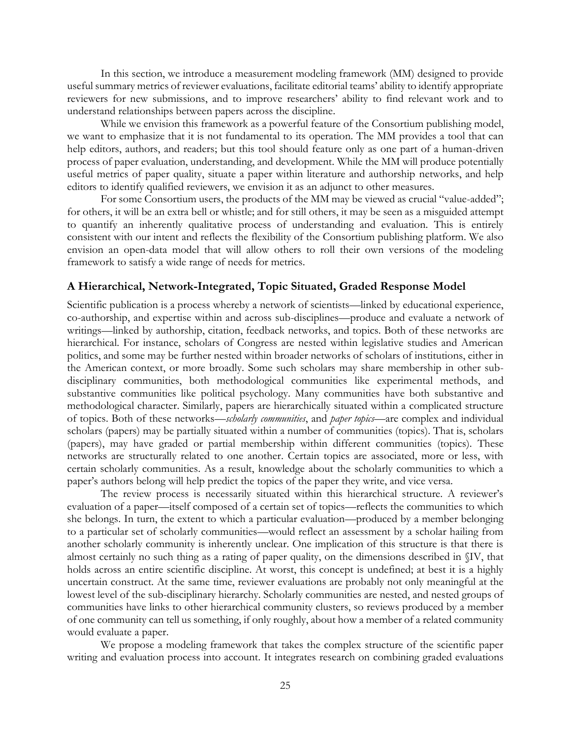In this section, we introduce a measurement modeling framework (MM) designed to provide useful summary metrics of reviewer evaluations, facilitate editorial teams' ability to identify appropriate reviewers for new submissions, and to improve researchers' ability to find relevant work and to understand relationships between papers across the discipline.

While we envision this framework as a powerful feature of the Consortium publishing model, we want to emphasize that it is not fundamental to its operation. The MM provides a tool that can help editors, authors, and readers; but this tool should feature only as one part of a human-driven process of paper evaluation, understanding, and development. While the MM will produce potentially useful metrics of paper quality, situate a paper within literature and authorship networks, and help editors to identify qualified reviewers, we envision it as an adjunct to other measures.

For some Consortium users, the products of the MM may be viewed as crucial "value-added"; for others, it will be an extra bell or whistle; and for still others, it may be seen as a misguided attempt to quantify an inherently qualitative process of understanding and evaluation. This is entirely consistent with our intent and reflects the flexibility of the Consortium publishing platform. We also envision an open-data model that will allow others to roll their own versions of the modeling framework to satisfy a wide range of needs for metrics.

## A Hierarchical, Network-Integrated, Topic Situated, Graded Response Model

Scientific publication is a process whereby a network of scientists—linked by educational experience, co-authorship, and expertise within and across sub-disciplines—produce and evaluate a network of writings—linked by authorship, citation, feedback networks, and topics. Both of these networks are hierarchical. For instance, scholars of Congress are nested within legislative studies and American politics, and some may be further nested within broader networks of scholars of institutions, either in the American context, or more broadly. Some such scholars may share membership in other sub-disciplinary communities, both methodological communities like experimental methods, and substantive communities like political psychology. Many communities have both substantive and methodological character. Similarly, papers are hierarchically situated within a complicated structure of topics. Both of these networks—*scholarly communities*, and *paper topics*—are complex and individual scholars (papers) may be partially situated within a number of communities (topics). That is, scholars (papers), may have graded or partial membership within different communities (topics). These networks are structurally related to one another. Certain topics are associated, more or less, with certain scholarly communities. As a result, knowledge about the scholarly communities to which a paper's authors belong will help predict the topics of the paper they write, and vice versa.

The review process is necessarily situated within this hierarchical structure. A reviewer's evaluation of a paper—itself composed of a certain set of topics—reflects the communities to which she belongs. In turn, the extent to which a particular evaluation—produced by a member belonging to a particular set of scholarly communities—would reflect an assessment by a scholar hailing from another scholarly community is inherently unclear. One implication of this structure is that there is almost certainly no such thing as a rating of paper quality, on the dimensions described in §IV, that holds across an entire scientific discipline. At worst, this concept is undefined; at best it is a highly uncertain construct. At the same time, reviewer evaluations are probably not only meaningful at the lowest level of the sub-disciplinary hierarchy. Scholarly communities are nested, and nested groups of communities have links to other hierarchical community clusters, so reviews produced by a member of one community can tell us something, if only roughly, about how a member of a related community would evaluate a paper.

We propose a modeling framework that takes the complex structure of the scientific paper writing and evaluation process into account. It integrates research on combining graded evaluations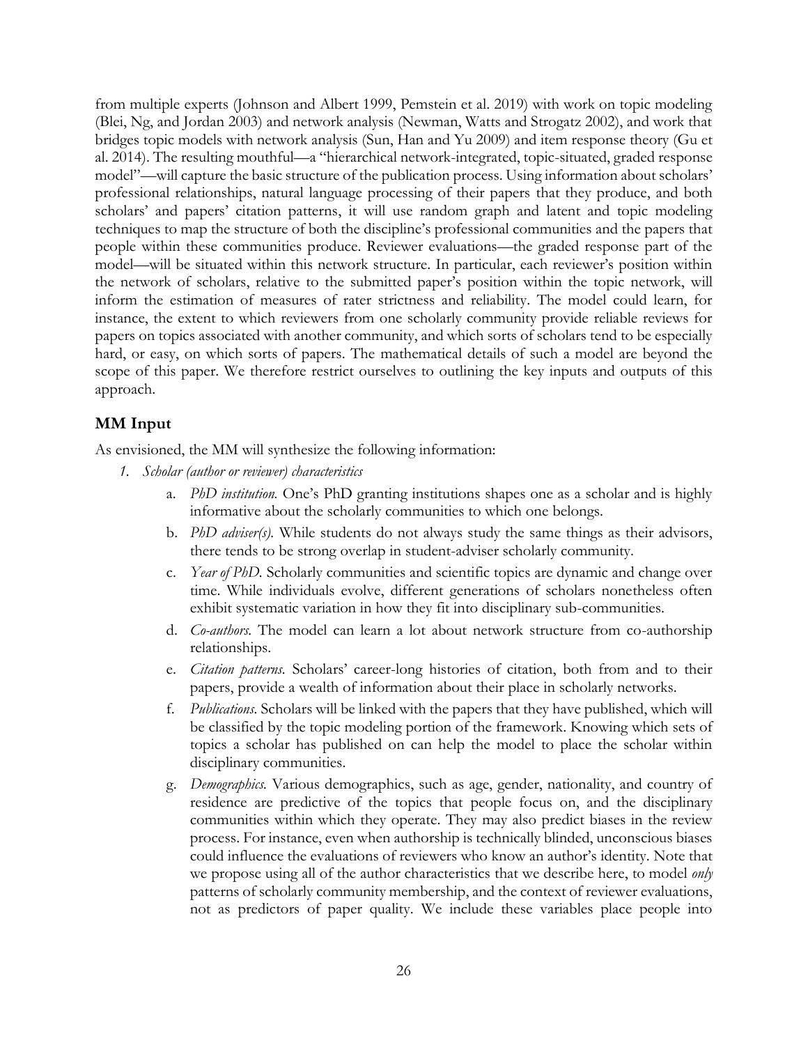from multiple experts (Johnson and Albert 1999, Pemstein et al. 2019) with work on topic modeling (Blei, Ng, and Jordan 2003) and network analysis (Newman, Watts and Strogatz 2002), and work that bridges topic models with network analysis (Sun, Han and Yu 2009) and item response theory (Gu et al. 2014). The resulting mouthful—a "hierarchical network-integrated, topic-situated, graded response model"—will capture the basic structure of the publication process. Using information about scholars' professional relationships, natural language processing of their papers that they produce, and both scholars' and papers' citation patterns, it will use random graph and latent and topic modeling techniques to map the structure of both the discipline's professional communities and the papers that people within these communities produce. Reviewer evaluations—the graded response part of the model—will be situated within this network structure. In particular, each reviewer's position within the network of scholars, relative to the submitted paper's position within the topic network, will inform the estimation of measures of rater strictness and reliability. The model could learn, for instance, the extent to which reviewers from one scholarly community provide reliable reviews for papers on topics associated with another community, and which sorts of scholars tend to be especially hard, or easy, on which sorts of papers. The mathematical details of such a model are beyond the scope of this paper. We therefore restrict ourselves to outlining the key inputs and outputs of this approach.

## MM Input

As envisioned, the MM will synthesize the following information:

1. *Scholar (author or reviewer) characteristics*
   a. *PhD institution.* One's PhD granting institutions shapes one as a scholar and is highly informative about the scholarly communities to which one belongs.
   b. *PhD adviser(s).* While students do not always study the same things as their advisors, there tends to be strong overlap in student-adviser scholarly community.
   c. *Year of PhD.* Scholarly communities and scientific topics are dynamic and change over time. While individuals evolve, different generations of scholars nonetheless often exhibit systematic variation in how they fit into disciplinary sub-communities.
   d. *Co-authors.* The model can learn a lot about network structure from co-authorship relationships.
   e. *Citation patterns.* Scholars' career-long histories of citation, both from and to their papers, provide a wealth of information about their place in scholarly networks.
   f. *Publications.* Scholars will be linked with the papers that they have published, which will be classified by the topic modeling portion of the framework. Knowing which sets of topics a scholar has published on can help the model to place the scholar within disciplinary communities.
   g. *Demographics.* Various demographics, such as age, gender, nationality, and country of residence are predictive of the topics that people focus on, and the disciplinary communities within which they operate. They may also predict biases in the review process. For instance, even when authorship is technically blinded, unconscious biases could influence the evaluations of reviewers who know an author's identity. Note that we propose using all of the author characteristics that we describe here, to model *only* patterns of scholarly community membership, and the context of reviewer evaluations, not as predictors of paper quality. We include these variables place people into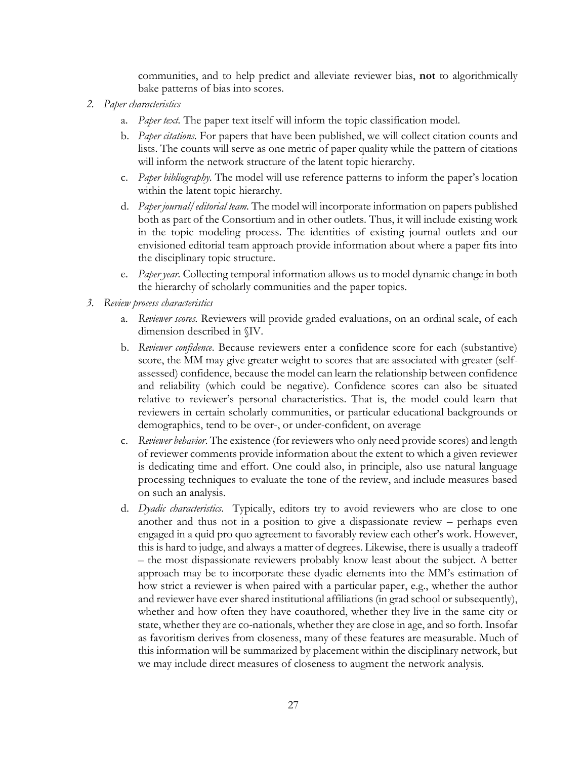communities, and to help predict and alleviate reviewer bias, **not** to algorithmically bake patterns of bias into scores.

2. *Paper characteristics*
   a. *Paper text.* The paper text itself will inform the topic classification model.
   b. *Paper citations.* For papers that have been published, we will collect citation counts and lists. The counts will serve as one metric of paper quality while the pattern of citations will inform the network structure of the latent topic hierarchy.
   c. *Paper bibliography.* The model will use reference patterns to inform the paper's location within the latent topic hierarchy.
   d. *Paper journal/editorial team.* The model will incorporate information on papers published both as part of the Consortium and in other outlets. Thus, it will include existing work in the topic modeling process. The identities of existing journal outlets and our envisioned editorial team approach provide information about where a paper fits into the disciplinary topic structure.
   e. *Paper year.* Collecting temporal information allows us to model dynamic change in both the hierarchy of scholarly communities and the paper topics.

3. *Review process characteristics*
   a. *Reviewer scores.* Reviewers will provide graded evaluations, on an ordinal scale, of each dimension described in §IV.
   b. *Reviewer confidence.* Because reviewers enter a confidence score for each (substantive) score, the MM may give greater weight to scores that are associated with greater (self-assessed) confidence, because the model can learn the relationship between confidence and reliability (which could be negative). Confidence scores can also be situated relative to reviewer's personal characteristics. That is, the model could learn that reviewers in certain scholarly communities, or particular educational backgrounds or demographics, tend to be over-, or under-confident, on average
   c. *Reviewer behavior.* The existence (for reviewers who only need provide scores) and length of reviewer comments provide information about the extent to which a given reviewer is dedicating time and effort. One could also, in principle, also use natural language processing techniques to evaluate the tone of the review, and include measures based on such an analysis.
   d. *Dyadic characteristics.* Typically, editors try to avoid reviewers who are close to one another and thus not in a position to give a dispassionate review – perhaps even engaged in a quid pro quo agreement to favorably review each other's work. However, this is hard to judge, and always a matter of degrees. Likewise, there is usually a tradeoff – the most dispassionate reviewers probably know least about the subject. A better approach may be to incorporate these dyadic elements into the MM's estimation of how strict a reviewer is when paired with a particular paper, e.g., whether the author and reviewer have ever shared institutional affiliations (in grad school or subsequently), whether and how often they have coauthored, whether they live in the same city or state, whether they are co-nationals, whether they are close in age, and so forth. Insofar as favoritism derives from closeness, many of these features are measurable. Much of this information will be summarized by placement within the disciplinary network, but we may include direct measures of closeness to augment the network analysis.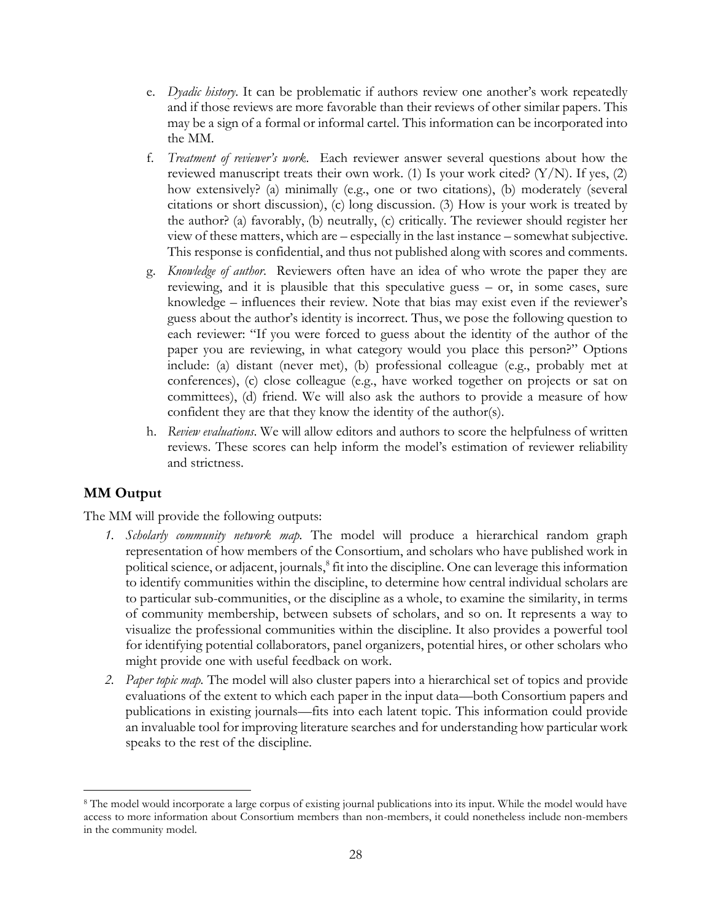e. *Dyadic history*. It can be problematic if authors review one another's work repeatedly and if those reviews are more favorable than their reviews of other similar papers. This may be a sign of a formal or informal cartel. This information can be incorporated into the MM.

f. *Treatment of reviewer's work*. Each reviewer answer several questions about how the reviewed manuscript treats their own work. (1) Is your work cited? (Y/N). If yes, (2) how extensively? (a) minimally (e.g., one or two citations), (b) moderately (several citations or short discussion), (c) long discussion. (3) How is your work is treated by the author? (a) favorably, (b) neutrally, (c) critically. The reviewer should register her view of these matters, which are – especially in the last instance – somewhat subjective. This response is confidential, and thus not published along with scores and comments.

g. *Knowledge of author*. Reviewers often have an idea of who wrote the paper they are reviewing, and it is plausible that this speculative guess – or, in some cases, sure knowledge – influences their review. Note that bias may exist even if the reviewer's guess about the author's identity is incorrect. Thus, we pose the following question to each reviewer: "If you were forced to guess about the identity of the author of the paper you are reviewing, in what category would you place this person?" Options include: (a) distant (never met), (b) professional colleague (e.g., probably met at conferences), (c) close colleague (e.g., have worked together on projects or sat on committees), (d) friend. We will also ask the authors to provide a measure of how confident they are that they know the identity of the author(s).

h. *Review evaluations*. We will allow editors and authors to score the helpfulness of written reviews. These scores can help inform the model's estimation of reviewer reliability and strictness.

## MM Output

The MM will provide the following outputs:

1. *Scholarly community network map.* The model will produce a hierarchical random graph representation of how members of the Consortium, and scholars who have published work in political science, or adjacent, journals,[8] fit into the discipline. One can leverage this information to identify communities within the discipline, to determine how central individual scholars are to particular sub-communities, or the discipline as a whole, to examine the similarity, in terms of community membership, between subsets of scholars, and so on. It represents a way to visualize the professional communities within the discipline. It also provides a powerful tool for identifying potential collaborators, panel organizers, potential hires, or other scholars who might provide one with useful feedback on work.
2. *Paper topic map.* The model will also cluster papers into a hierarchical set of topics and provide evaluations of the extent to which each paper in the input data—both Consortium papers and publications in existing journals—fits into each latent topic. This information could provide an invaluable tool for improving literature searches and for understanding how particular work speaks to the rest of the discipline.

---

[8] The model would incorporate a large corpus of existing journal publications into its input. While the model would have access to more information about Consortium members than non-members, it could nonetheless include non-members in the community model.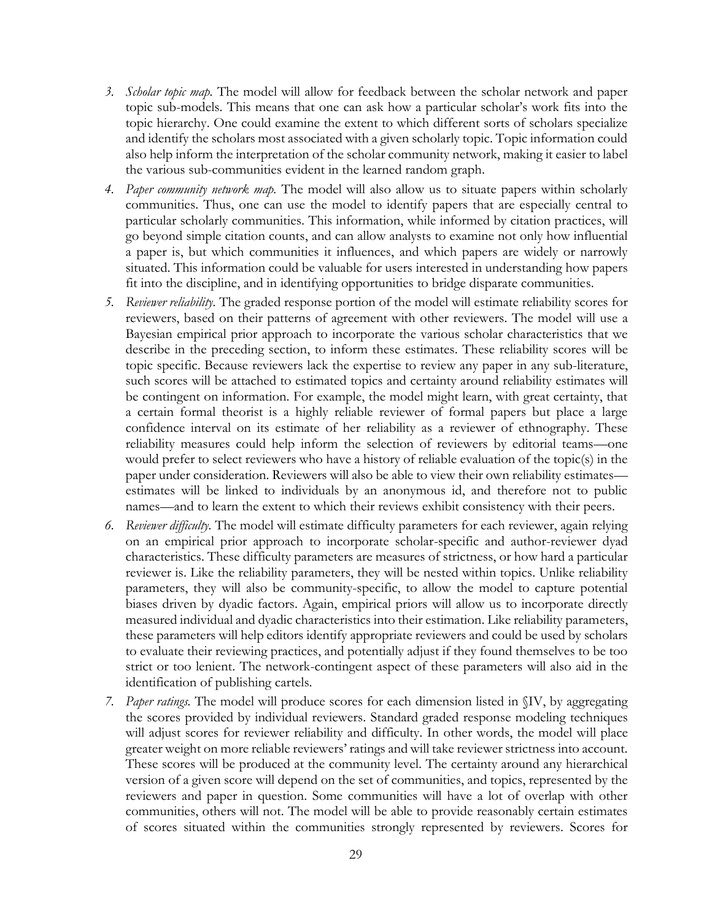3. *Scholar topic map.* The model will allow for feedback between the scholar network and paper topic sub-models. This means that one can ask how a particular scholar's work fits into the topic hierarchy. One could examine the extent to which different sorts of scholars specialize and identify the scholars most associated with a given scholarly topic. Topic information could also help inform the interpretation of the scholar community network, making it easier to label the various sub-communities evident in the learned random graph.
4. *Paper community network map.* The model will also allow us to situate papers within scholarly communities. Thus, one can use the model to identify papers that are especially central to particular scholarly communities. This information, while informed by citation practices, will go beyond simple citation counts, and can allow analysts to examine not only how influential a paper is, but which communities it influences, and which papers are widely or narrowly situated. This information could be valuable for users interested in understanding how papers fit into the discipline, and in identifying opportunities to bridge disparate communities.
5. *Reviewer reliability.* The graded response portion of the model will estimate reliability scores for reviewers, based on their patterns of agreement with other reviewers. The model will use a Bayesian empirical prior approach to incorporate the various scholar characteristics that we describe in the preceding section, to inform these estimates. These reliability scores will be topic specific. Because reviewers lack the expertise to review any paper in any sub-literature, such scores will be attached to estimated topics and certainty around reliability estimates will be contingent on information. For example, the model might learn, with great certainty, that a certain formal theorist is a highly reliable reviewer of formal papers but place a large confidence interval on its estimate of her reliability as a reviewer of ethnography. These reliability measures could help inform the selection of reviewers by editorial teams—one would prefer to select reviewers who have a history of reliable evaluation of the topic(s) in the paper under consideration. Reviewers will also be able to view their own reliability estimates—estimates will be linked to individuals by an anonymous id, and therefore not to public names—and to learn the extent to which their reviews exhibit consistency with their peers.
6. *Reviewer difficulty.* The model will estimate difficulty parameters for each reviewer, again relying on an empirical prior approach to incorporate scholar-specific and author-reviewer dyad characteristics. These difficulty parameters are measures of strictness, or how hard a particular reviewer is. Like the reliability parameters, they will be nested within topics. Unlike reliability parameters, they will also be community-specific, to allow the model to capture potential biases driven by dyadic factors. Again, empirical priors will allow us to incorporate directly measured individual and dyadic characteristics into their estimation. Like reliability parameters, these parameters will help editors identify appropriate reviewers and could be used by scholars to evaluate their reviewing practices, and potentially adjust if they found themselves to be too strict or too lenient. The network-contingent aspect of these parameters will also aid in the identification of publishing cartels.
7. *Paper ratings.* The model will produce scores for each dimension listed in §IV, by aggregating the scores provided by individual reviewers. Standard graded response modeling techniques will adjust scores for reviewer reliability and difficulty. In other words, the model will place greater weight on more reliable reviewers' ratings and will take reviewer strictness into account. These scores will be produced at the community level. The certainty around any hierarchical version of a given score will depend on the set of communities, and topics, represented by the reviewers and paper in question. Some communities will have a lot of overlap with other communities, others will not. The model will be able to provide reasonably certain estimates of scores situated within the communities strongly represented by reviewers. Scores for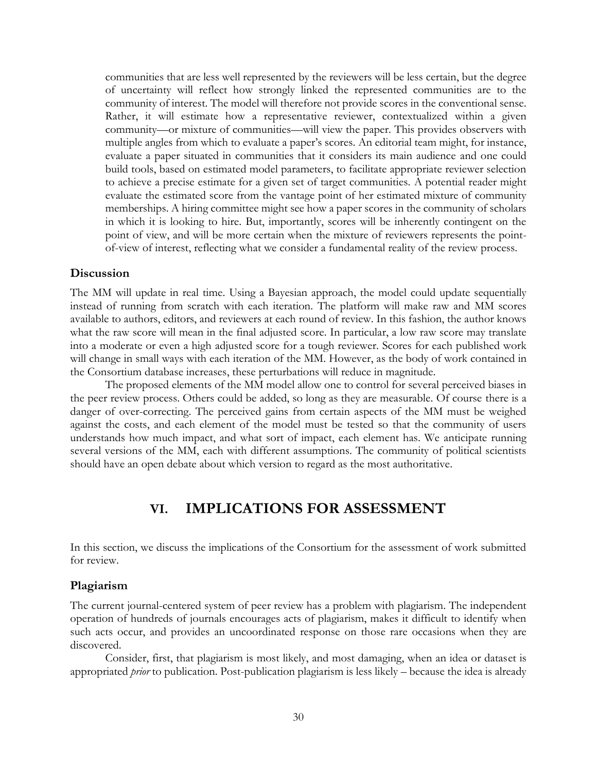communities that are less well represented by the reviewers will be less certain, but the degree of uncertainty will reflect how strongly linked the represented communities are to the community of interest. The model will therefore not provide scores in the conventional sense. Rather, it will estimate how a representative reviewer, contextualized within a given community—or mixture of communities—will view the paper. This provides observers with multiple angles from which to evaluate a paper's scores. An editorial team might, for instance, evaluate a paper situated in communities that it considers its main audience and one could build tools, based on estimated model parameters, to facilitate appropriate reviewer selection to achieve a precise estimate for a given set of target communities. A potential reader might evaluate the estimated score from the vantage point of her estimated mixture of community memberships. A hiring committee might see how a paper scores in the community of scholars in which it is looking to hire. But, importantly, scores will be inherently contingent on the point of view, and will be more certain when the mixture of reviewers represents the point-of-view of interest, reflecting what we consider a fundamental reality of the review process.

### Discussion

The MM will update in real time. Using a Bayesian approach, the model could update sequentially instead of running from scratch with each iteration. The platform will make raw and MM scores available to authors, editors, and reviewers at each round of review. In this fashion, the author knows what the raw score will mean in the final adjusted score. In particular, a low raw score may translate into a moderate or even a high adjusted score for a tough reviewer. Scores for each published work will change in small ways with each iteration of the MM. However, as the body of work contained in the Consortium database increases, these perturbations will reduce in magnitude.

The proposed elements of the MM model allow one to control for several perceived biases in the peer review process. Others could be added, so long as they are measurable. Of course there is a danger of over-correcting. The perceived gains from certain aspects of the MM must be weighed against the costs, and each element of the model must be tested so that the community of users understands how much impact, and what sort of impact, each element has. We anticipate running several versions of the MM, each with different assumptions. The community of political scientists should have an open debate about which version to regard as the most authoritative.

## VI. IMPLICATIONS FOR ASSESSMENT

In this section, we discuss the implications of the Consortium for the assessment of work submitted for review.

### Plagiarism

The current journal-centered system of peer review has a problem with plagiarism. The independent operation of hundreds of journals encourages acts of plagiarism, makes it difficult to identify when such acts occur, and provides an uncoordinated response on those rare occasions when they are discovered.

Consider, first, that plagiarism is most likely, and most damaging, when an idea or dataset is appropriated *prior* to publication. Post-publication plagiarism is less likely – because the idea is already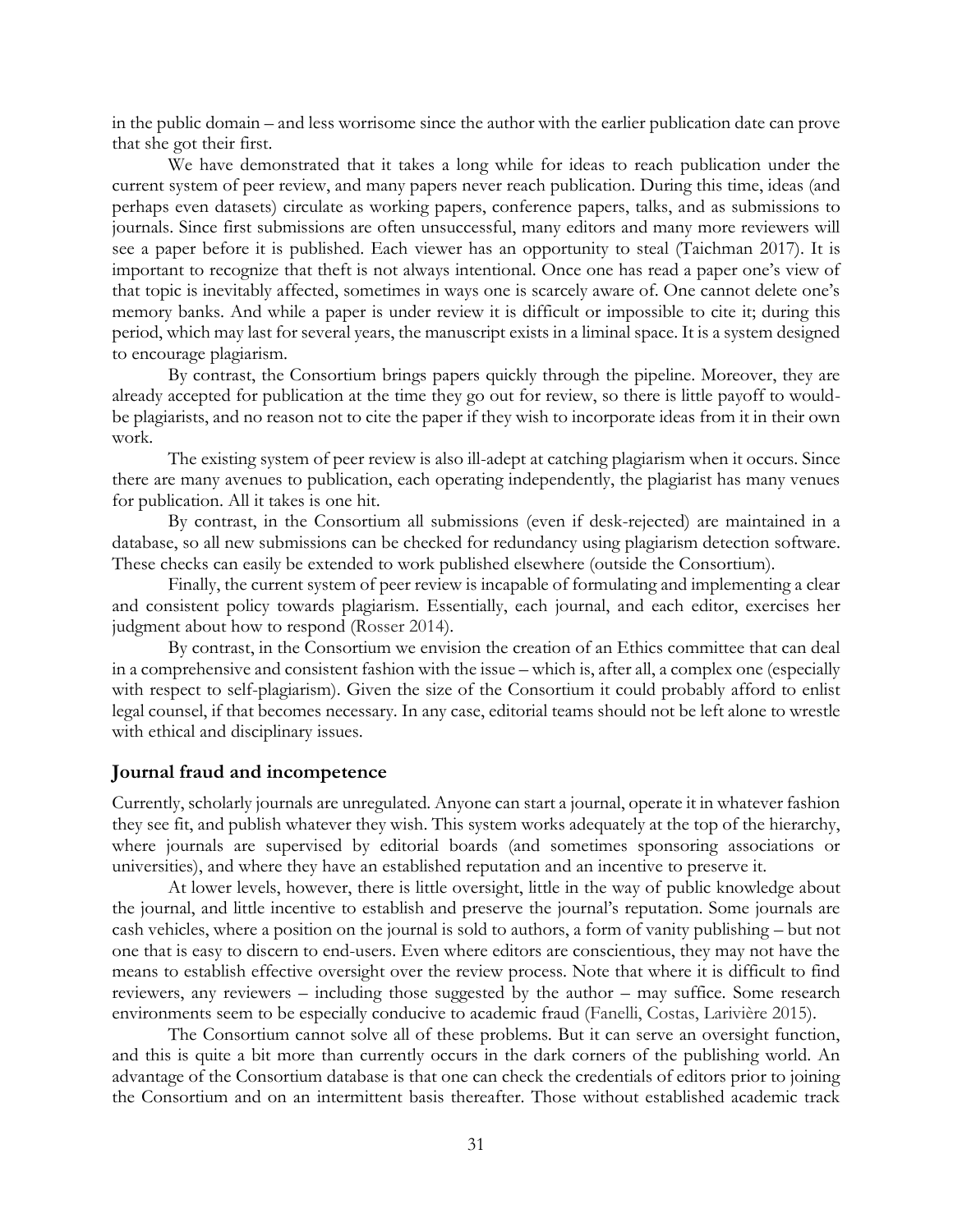in the public domain – and less worrisome since the author with the earlier publication date can prove that she got their first.

We have demonstrated that it takes a long while for ideas to reach publication under the current system of peer review, and many papers never reach publication. During this time, ideas (and perhaps even datasets) circulate as working papers, conference papers, talks, and as submissions to journals. Since first submissions are often unsuccessful, many editors and many more reviewers will see a paper before it is published. Each viewer has an opportunity to steal (Taichman 2017). It is important to recognize that theft is not always intentional. Once one has read a paper one's view of that topic is inevitably affected, sometimes in ways one is scarcely aware of. One cannot delete one's memory banks. And while a paper is under review it is difficult or impossible to cite it; during this period, which may last for several years, the manuscript exists in a liminal space. It is a system designed to encourage plagiarism.

By contrast, the Consortium brings papers quickly through the pipeline. Moreover, they are already accepted for publication at the time they go out for review, so there is little payoff to would-be plagiarists, and no reason not to cite the paper if they wish to incorporate ideas from it in their own work.

The existing system of peer review is also ill-adept at catching plagiarism when it occurs. Since there are many avenues to publication, each operating independently, the plagiarist has many venues for publication. All it takes is one hit.

By contrast, in the Consortium all submissions (even if desk-rejected) are maintained in a database, so all new submissions can be checked for redundancy using plagiarism detection software. These checks can easily be extended to work published elsewhere (outside the Consortium).

Finally, the current system of peer review is incapable of formulating and implementing a clear and consistent policy towards plagiarism. Essentially, each journal, and each editor, exercises her judgment about how to respond (Rosser 2014).

By contrast, in the Consortium we envision the creation of an Ethics committee that can deal in a comprehensive and consistent fashion with the issue – which is, after all, a complex one (especially with respect to self-plagiarism). Given the size of the Consortium it could probably afford to enlist legal counsel, if that becomes necessary. In any case, editorial teams should not be left alone to wrestle with ethical and disciplinary issues.

## Journal fraud and incompetence

Currently, scholarly journals are unregulated. Anyone can start a journal, operate it in whatever fashion they see fit, and publish whatever they wish. This system works adequately at the top of the hierarchy, where journals are supervised by editorial boards (and sometimes sponsoring associations or universities), and where they have an established reputation and an incentive to preserve it.

At lower levels, however, there is little oversight, little in the way of public knowledge about the journal, and little incentive to establish and preserve the journal's reputation. Some journals are cash vehicles, where a position on the journal is sold to authors, a form of vanity publishing – but not one that is easy to discern to end-users. Even where editors are conscientious, they may not have the means to establish effective oversight over the review process. Note that where it is difficult to find reviewers, any reviewers – including those suggested by the author – may suffice. Some research environments seem to be especially conducive to academic fraud (Fanelli, Costas, Larivière 2015).

The Consortium cannot solve all of these problems. But it can serve an oversight function, and this is quite a bit more than currently occurs in the dark corners of the publishing world. An advantage of the Consortium database is that one can check the credentials of editors prior to joining the Consortium and on an intermittent basis thereafter. Those without established academic track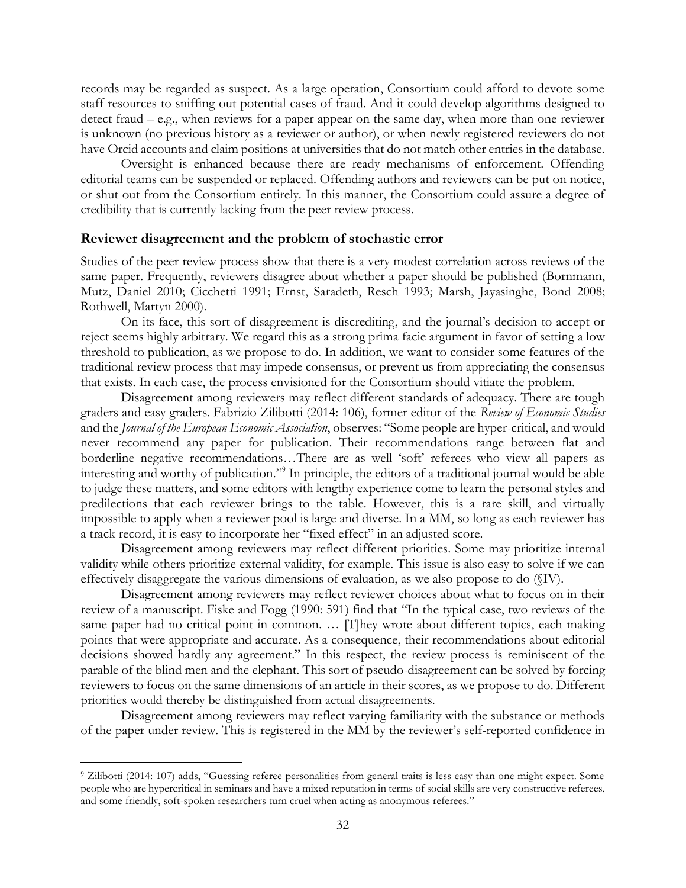records may be regarded as suspect. As a large operation, Consortium could afford to devote some staff resources to sniffing out potential cases of fraud. And it could develop algorithms designed to detect fraud – e.g., when reviews for a paper appear on the same day, when more than one reviewer is unknown (no previous history as a reviewer or author), or when newly registered reviewers do not have Orcid accounts and claim positions at universities that do not match other entries in the database.

Oversight is enhanced because there are ready mechanisms of enforcement. Offending editorial teams can be suspended or replaced. Offending authors and reviewers can be put on notice, or shut out from the Consortium entirely. In this manner, the Consortium could assure a degree of credibility that is currently lacking from the peer review process.

## Reviewer disagreement and the problem of stochastic error

Studies of the peer review process show that there is a very modest correlation across reviews of the same paper. Frequently, reviewers disagree about whether a paper should be published (Bornmann, Mutz, Daniel 2010; Cicchetti 1991; Ernst, Saradeth, Resch 1993; Marsh, Jayasinghe, Bond 2008; Rothwell, Martyn 2000).

On its face, this sort of disagreement is discrediting, and the journal's decision to accept or reject seems highly arbitrary. We regard this as a strong prima facie argument in favor of setting a low threshold to publication, as we propose to do. In addition, we want to consider some features of the traditional review process that may impede consensus, or prevent us from appreciating the consensus that exists. In each case, the process envisioned for the Consortium should vitiate the problem.

Disagreement among reviewers may reflect different standards of adequacy. There are tough graders and easy graders. Fabrizio Zilibotti (2014: 106), former editor of the *Review of Economic Studies* and the *Journal of the European Economic Association*, observes: "Some people are hyper-critical, and would never recommend any paper for publication. Their recommendations range between flat and borderline negative recommendations…There are as well 'soft' referees who view all papers as interesting and worthy of publication."[9] In principle, the editors of a traditional journal would be able to judge these matters, and some editors with lengthy experience come to learn the personal styles and predilections that each reviewer brings to the table. However, this is a rare skill, and virtually impossible to apply when a reviewer pool is large and diverse. In a MM, so long as each reviewer has a track record, it is easy to incorporate her "fixed effect" in an adjusted score.

Disagreement among reviewers may reflect different priorities. Some may prioritize internal validity while others prioritize external validity, for example. This issue is also easy to solve if we can effectively disaggregate the various dimensions of evaluation, as we also propose to do (§IV).

Disagreement among reviewers may reflect reviewer choices about what to focus on in their review of a manuscript. Fiske and Fogg (1990: 591) find that "In the typical case, two reviews of the same paper had no critical point in common. … [T]hey wrote about different topics, each making points that were appropriate and accurate. As a consequence, their recommendations about editorial decisions showed hardly any agreement." In this respect, the review process is reminiscent of the parable of the blind men and the elephant. This sort of pseudo-disagreement can be solved by forcing reviewers to focus on the same dimensions of an article in their scores, as we propose to do. Different priorities would thereby be distinguished from actual disagreements.

Disagreement among reviewers may reflect varying familiarity with the substance or methods of the paper under review. This is registered in the MM by the reviewer's self-reported confidence in

---

[9] Zilibotti (2014: 107) adds, "Guessing referee personalities from general traits is less easy than one might expect. Some people who are hypercritical in seminars and have a mixed reputation in terms of social skills are very constructive referees, and some friendly, soft-spoken researchers turn cruel when acting as anonymous referees."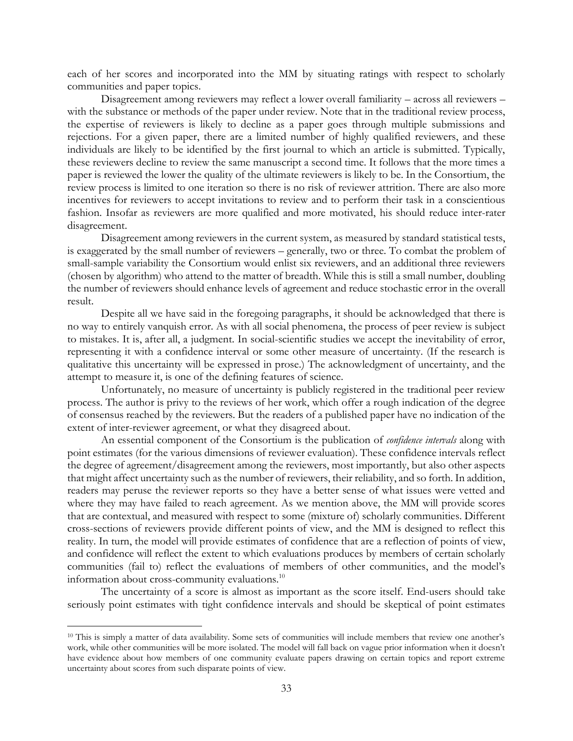each of her scores and incorporated into the MM by situating ratings with respect to scholarly communities and paper topics.

Disagreement among reviewers may reflect a lower overall familiarity – across all reviewers – with the substance or methods of the paper under review. Note that in the traditional review process, the expertise of reviewers is likely to decline as a paper goes through multiple submissions and rejections. For a given paper, there are a limited number of highly qualified reviewers, and these individuals are likely to be identified by the first journal to which an article is submitted. Typically, these reviewers decline to review the same manuscript a second time. It follows that the more times a paper is reviewed the lower the quality of the ultimate reviewers is likely to be. In the Consortium, the review process is limited to one iteration so there is no risk of reviewer attrition. There are also more incentives for reviewers to accept invitations to review and to perform their task in a conscientious fashion. Insofar as reviewers are more qualified and more motivated, his should reduce inter-rater disagreement.

Disagreement among reviewers in the current system, as measured by standard statistical tests, is exaggerated by the small number of reviewers – generally, two or three. To combat the problem of small-sample variability the Consortium would enlist six reviewers, and an additional three reviewers (chosen by algorithm) who attend to the matter of breadth. While this is still a small number, doubling the number of reviewers should enhance levels of agreement and reduce stochastic error in the overall result.

Despite all we have said in the foregoing paragraphs, it should be acknowledged that there is no way to entirely vanquish error. As with all social phenomena, the process of peer review is subject to mistakes. It is, after all, a judgment. In social-scientific studies we accept the inevitability of error, representing it with a confidence interval or some other measure of uncertainty. (If the research is qualitative this uncertainty will be expressed in prose.) The acknowledgment of uncertainty, and the attempt to measure it, is one of the defining features of science.

Unfortunately, no measure of uncertainty is publicly registered in the traditional peer review process. The author is privy to the reviews of her work, which offer a rough indication of the degree of consensus reached by the reviewers. But the readers of a published paper have no indication of the extent of inter-reviewer agreement, or what they disagreed about.

An essential component of the Consortium is the publication of *confidence intervals* along with point estimates (for the various dimensions of reviewer evaluation). These confidence intervals reflect the degree of agreement/disagreement among the reviewers, most importantly, but also other aspects that might affect uncertainty such as the number of reviewers, their reliability, and so forth. In addition, readers may peruse the reviewer reports so they have a better sense of what issues were vetted and where they may have failed to reach agreement. As we mention above, the MM will provide scores that are contextual, and measured with respect to some (mixture of) scholarly communities. Different cross-sections of reviewers provide different points of view, and the MM is designed to reflect this reality. In turn, the model will provide estimates of confidence that are a reflection of points of view, and confidence will reflect the extent to which evaluations produces by members of certain scholarly communities (fail to) reflect the evaluations of members of other communities, and the model's information about cross-community evaluations.[10]

The uncertainty of a score is almost as important as the score itself. End-users should take seriously point estimates with tight confidence intervals and should be skeptical of point estimates

[10] This is simply a matter of data availability. Some sets of communities will include members that review one another's work, while other communities will be more isolated. The model will fall back on vague prior information when it doesn't have evidence about how members of one community evaluate papers drawing on certain topics and report extreme uncertainty about scores from such disparate points of view.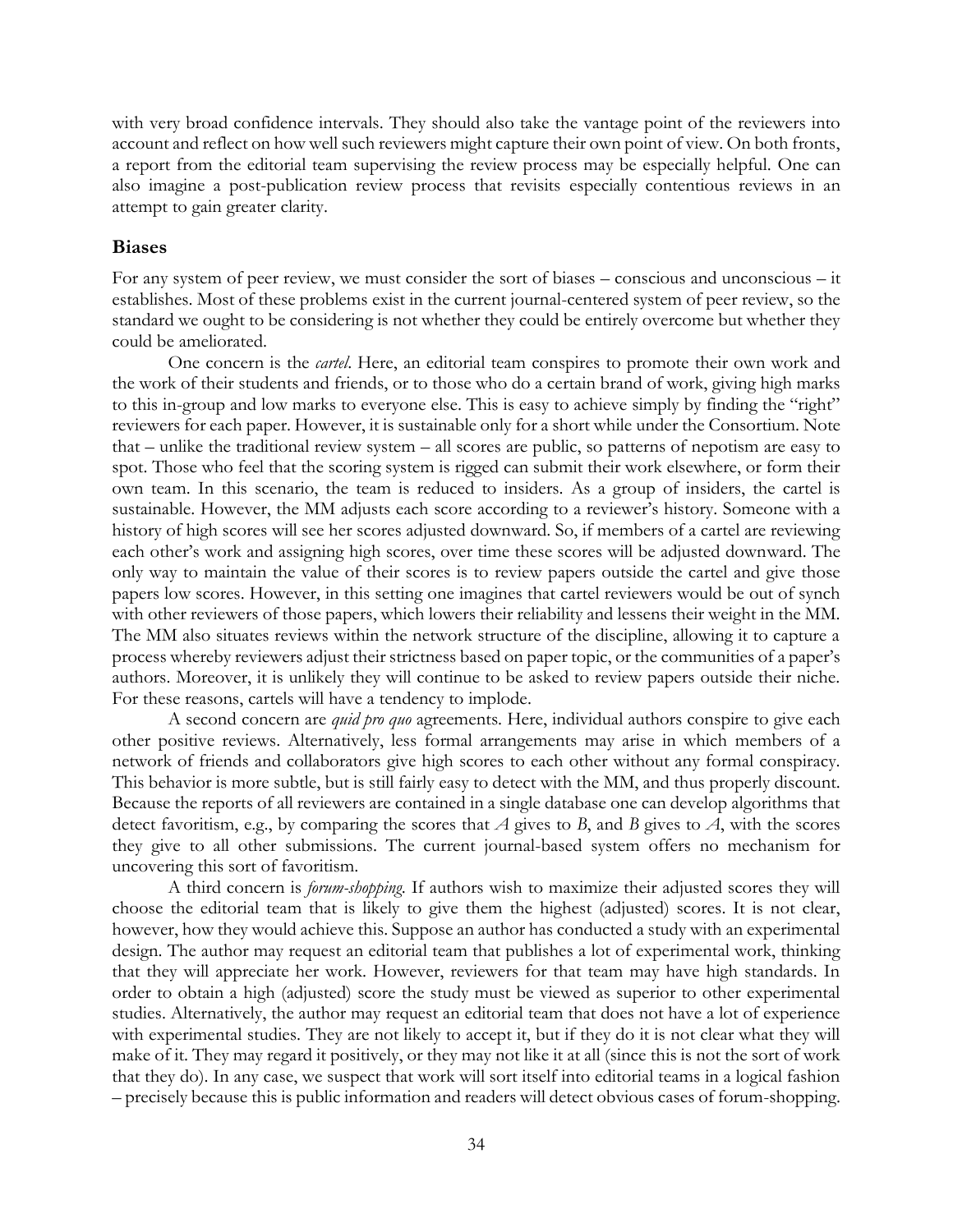with very broad confidence intervals. They should also take the vantage point of the reviewers into account and reflect on how well such reviewers might capture their own point of view. On both fronts, a report from the editorial team supervising the review process may be especially helpful. One can also imagine a post-publication review process that revisits especially contentious reviews in an attempt to gain greater clarity.

## Biases

For any system of peer review, we must consider the sort of biases – conscious and unconscious – it establishes. Most of these problems exist in the current journal-centered system of peer review, so the standard we ought to be considering is not whether they could be entirely overcome but whether they could be ameliorated.

One concern is the *cartel*. Here, an editorial team conspires to promote their own work and the work of their students and friends, or to those who do a certain brand of work, giving high marks to this in-group and low marks to everyone else. This is easy to achieve simply by finding the "right" reviewers for each paper. However, it is sustainable only for a short while under the Consortium. Note that – unlike the traditional review system – all scores are public, so patterns of nepotism are easy to spot. Those who feel that the scoring system is rigged can submit their work elsewhere, or form their own team. In this scenario, the team is reduced to insiders. As a group of insiders, the cartel is sustainable. However, the MM adjusts each score according to a reviewer's history. Someone with a history of high scores will see her scores adjusted downward. So, if members of a cartel are reviewing each other's work and assigning high scores, over time these scores will be adjusted downward. The only way to maintain the value of their scores is to review papers outside the cartel and give those papers low scores. However, in this setting one imagines that cartel reviewers would be out of synch with other reviewers of those papers, which lowers their reliability and lessens their weight in the MM. The MM also situates reviews within the network structure of the discipline, allowing it to capture a process whereby reviewers adjust their strictness based on paper topic, or the communities of a paper's authors. Moreover, it is unlikely they will continue to be asked to review papers outside their niche. For these reasons, cartels will have a tendency to implode.

A second concern are *quid pro quo* agreements. Here, individual authors conspire to give each other positive reviews. Alternatively, less formal arrangements may arise in which members of a network of friends and collaborators give high scores to each other without any formal conspiracy. This behavior is more subtle, but is still fairly easy to detect with the MM, and thus properly discount. Because the reports of all reviewers are contained in a single database one can develop algorithms that detect favoritism, e.g., by comparing the scores that *A* gives to *B*, and *B* gives to *A*, with the scores they give to all other submissions. The current journal-based system offers no mechanism for uncovering this sort of favoritism.

A third concern is *forum-shopping*. If authors wish to maximize their adjusted scores they will choose the editorial team that is likely to give them the highest (adjusted) scores. It is not clear, however, how they would achieve this. Suppose an author has conducted a study with an experimental design. The author may request an editorial team that publishes a lot of experimental work, thinking that they will appreciate her work. However, reviewers for that team may have high standards. In order to obtain a high (adjusted) score the study must be viewed as superior to other experimental studies. Alternatively, the author may request an editorial team that does not have a lot of experience with experimental studies. They are not likely to accept it, but if they do it is not clear what they will make of it. They may regard it positively, or they may not like it at all (since this is not the sort of work that they do). In any case, we suspect that work will sort itself into editorial teams in a logical fashion – precisely because this is public information and readers will detect obvious cases of forum-shopping.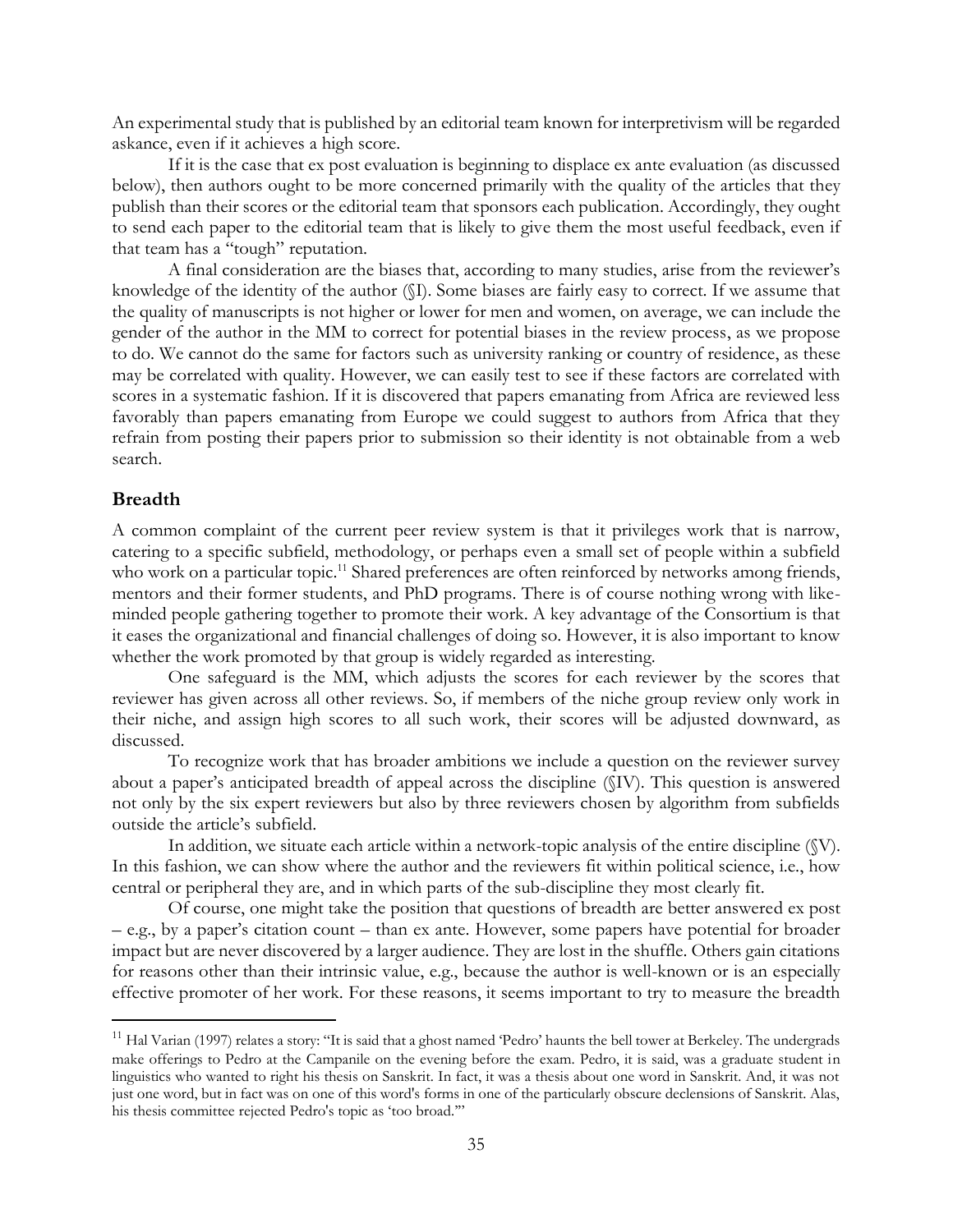An experimental study that is published by an editorial team known for interpretivism will be regarded askance, even if it achieves a high score.

If it is the case that ex post evaluation is beginning to displace ex ante evaluation (as discussed below), then authors ought to be more concerned primarily with the quality of the articles that they publish than their scores or the editorial team that sponsors each publication. Accordingly, they ought to send each paper to the editorial team that is likely to give them the most useful feedback, even if that team has a "tough" reputation.

A final consideration are the biases that, according to many studies, arise from the reviewer's knowledge of the identity of the author (§I). Some biases are fairly easy to correct. If we assume that the quality of manuscripts is not higher or lower for men and women, on average, we can include the gender of the author in the MM to correct for potential biases in the review process, as we propose to do. We cannot do the same for factors such as university ranking or country of residence, as these may be correlated with quality. However, we can easily test to see if these factors are correlated with scores in a systematic fashion. If it is discovered that papers emanating from Africa are reviewed less favorably than papers emanating from Europe we could suggest to authors from Africa that they refrain from posting their papers prior to submission so their identity is not obtainable from a web search.

## Breadth

A common complaint of the current peer review system is that it privileges work that is narrow, catering to a specific subfield, methodology, or perhaps even a small set of people within a subfield who work on a particular topic.[11] Shared preferences are often reinforced by networks among friends, mentors and their former students, and PhD programs. There is of course nothing wrong with like-minded people gathering together to promote their work. A key advantage of the Consortium is that it eases the organizational and financial challenges of doing so. However, it is also important to know whether the work promoted by that group is widely regarded as interesting.

One safeguard is the MM, which adjusts the scores for each reviewer by the scores that reviewer has given across all other reviews. So, if members of the niche group review only work in their niche, and assign high scores to all such work, their scores will be adjusted downward, as discussed.

To recognize work that has broader ambitions we include a question on the reviewer survey about a paper's anticipated breadth of appeal across the discipline (§IV). This question is answered not only by the six expert reviewers but also by three reviewers chosen by algorithm from subfields outside the article's subfield.

In addition, we situate each article within a network-topic analysis of the entire discipline (§V). In this fashion, we can show where the author and the reviewers fit within political science, i.e., how central or peripheral they are, and in which parts of the sub-discipline they most clearly fit.

Of course, one might take the position that questions of breadth are better answered ex post – e.g., by a paper's citation count – than ex ante. However, some papers have potential for broader impact but are never discovered by a larger audience. They are lost in the shuffle. Others gain citations for reasons other than their intrinsic value, e.g., because the author is well-known or is an especially effective promoter of her work. For these reasons, it seems important to try to measure the breadth

---

[11] Hal Varian (1997) relates a story: "It is said that a ghost named 'Pedro' haunts the bell tower at Berkeley. The undergrads make offerings to Pedro at the Campanile on the evening before the exam. Pedro, it is said, was a graduate student in linguistics who wanted to right his thesis on Sanskrit. In fact, it was a thesis about one word in Sanskrit. And, it was not just one word, but in fact was on one of this word's forms in one of the particularly obscure declensions of Sanskrit. Alas, his thesis committee rejected Pedro's topic as 'too broad.'"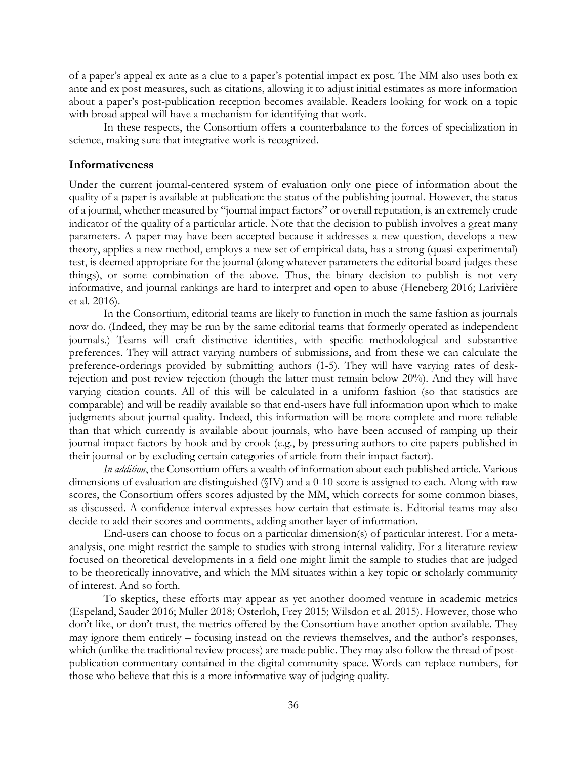of a paper's appeal ex ante as a clue to a paper's potential impact ex post. The MM also uses both ex ante and ex post measures, such as citations, allowing it to adjust initial estimates as more information about a paper's post-publication reception becomes available. Readers looking for work on a topic with broad appeal will have a mechanism for identifying that work.

In these respects, the Consortium offers a counterbalance to the forces of specialization in science, making sure that integrative work is recognized.

## Informativeness

Under the current journal-centered system of evaluation only one piece of information about the quality of a paper is available at publication: the status of the publishing journal. However, the status of a journal, whether measured by "journal impact factors" or overall reputation, is an extremely crude indicator of the quality of a particular article. Note that the decision to publish involves a great many parameters. A paper may have been accepted because it addresses a new question, develops a new theory, applies a new method, employs a new set of empirical data, has a strong (quasi-experimental) test, is deemed appropriate for the journal (along whatever parameters the editorial board judges these things), or some combination of the above. Thus, the binary decision to publish is not very informative, and journal rankings are hard to interpret and open to abuse (Heneberg 2016; Larivière et al. 2016).

In the Consortium, editorial teams are likely to function in much the same fashion as journals now do. (Indeed, they may be run by the same editorial teams that formerly operated as independent journals.) Teams will craft distinctive identities, with specific methodological and substantive preferences. They will attract varying numbers of submissions, and from these we can calculate the preference-orderings provided by submitting authors (1-5). They will have varying rates of desk-rejection and post-review rejection (though the latter must remain below 20%). And they will have varying citation counts. All of this will be calculated in a uniform fashion (so that statistics are comparable) and will be readily available so that end-users have full information upon which to make judgments about journal quality. Indeed, this information will be more complete and more reliable than that which currently is available about journals, who have been accused of ramping up their journal impact factors by hook and by crook (e.g., by pressuring authors to cite papers published in their journal or by excluding certain categories of article from their impact factor).

*In addition*, the Consortium offers a wealth of information about each published article. Various dimensions of evaluation are distinguished (§IV) and a 0-10 score is assigned to each. Along with raw scores, the Consortium offers scores adjusted by the MM, which corrects for some common biases, as discussed. A confidence interval expresses how certain that estimate is. Editorial teams may also decide to add their scores and comments, adding another layer of information.

End-users can choose to focus on a particular dimension(s) of particular interest. For a meta-analysis, one might restrict the sample to studies with strong internal validity. For a literature review focused on theoretical developments in a field one might limit the sample to studies that are judged to be theoretically innovative, and which the MM situates within a key topic or scholarly community of interest. And so forth.

To skeptics, these efforts may appear as yet another doomed venture in academic metrics (Espeland, Sauder 2016; Muller 2018; Osterloh, Frey 2015; Wilsdon et al. 2015). However, those who don't like, or don't trust, the metrics offered by the Consortium have another option available. They may ignore them entirely – focusing instead on the reviews themselves, and the author's responses, which (unlike the traditional review process) are made public. They may also follow the thread of post-publication commentary contained in the digital community space. Words can replace numbers, for those who believe that this is a more informative way of judging quality.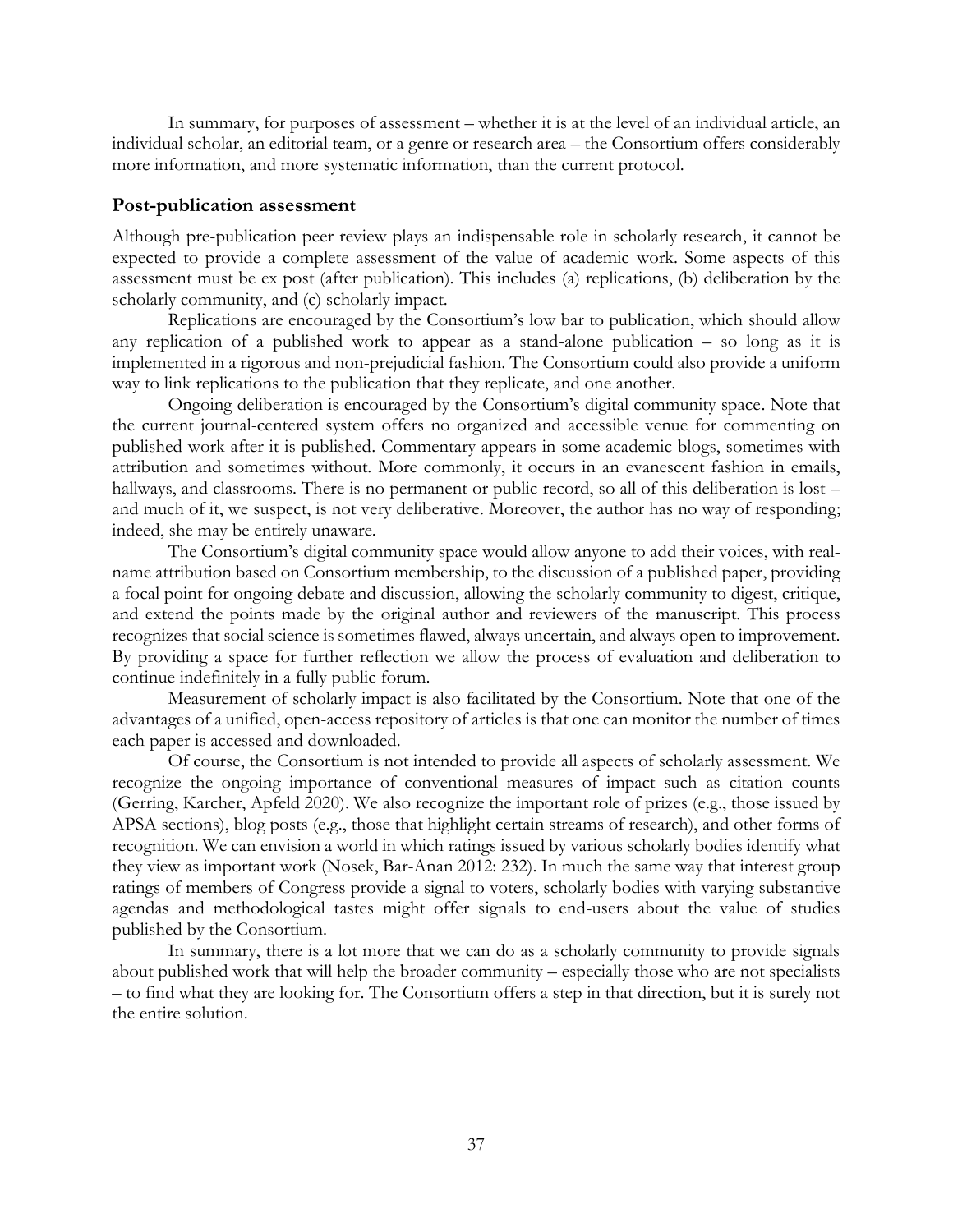In summary, for purposes of assessment – whether it is at the level of an individual article, an individual scholar, an editorial team, or a genre or research area – the Consortium offers considerably more information, and more systematic information, than the current protocol.

### Post-publication assessment

Although pre-publication peer review plays an indispensable role in scholarly research, it cannot be expected to provide a complete assessment of the value of academic work. Some aspects of this assessment must be ex post (after publication). This includes (a) replications, (b) deliberation by the scholarly community, and (c) scholarly impact.

Replications are encouraged by the Consortium's low bar to publication, which should allow any replication of a published work to appear as a stand-alone publication – so long as it is implemented in a rigorous and non-prejudicial fashion. The Consortium could also provide a uniform way to link replications to the publication that they replicate, and one another.

Ongoing deliberation is encouraged by the Consortium's digital community space. Note that the current journal-centered system offers no organized and accessible venue for commenting on published work after it is published. Commentary appears in some academic blogs, sometimes with attribution and sometimes without. More commonly, it occurs in an evanescent fashion in emails, hallways, and classrooms. There is no permanent or public record, so all of this deliberation is lost – and much of it, we suspect, is not very deliberative. Moreover, the author has no way of responding; indeed, she may be entirely unaware.

The Consortium's digital community space would allow anyone to add their voices, with real-name attribution based on Consortium membership, to the discussion of a published paper, providing a focal point for ongoing debate and discussion, allowing the scholarly community to digest, critique, and extend the points made by the original author and reviewers of the manuscript. This process recognizes that social science is sometimes flawed, always uncertain, and always open to improvement. By providing a space for further reflection we allow the process of evaluation and deliberation to continue indefinitely in a fully public forum.

Measurement of scholarly impact is also facilitated by the Consortium. Note that one of the advantages of a unified, open-access repository of articles is that one can monitor the number of times each paper is accessed and downloaded.

Of course, the Consortium is not intended to provide all aspects of scholarly assessment. We recognize the ongoing importance of conventional measures of impact such as citation counts (Gerring, Karcher, Apfeld 2020). We also recognize the important role of prizes (e.g., those issued by APSA sections), blog posts (e.g., those that highlight certain streams of research), and other forms of recognition. We can envision a world in which ratings issued by various scholarly bodies identify what they view as important work (Nosek, Bar-Anan 2012: 232). In much the same way that interest group ratings of members of Congress provide a signal to voters, scholarly bodies with varying substantive agendas and methodological tastes might offer signals to end-users about the value of studies published by the Consortium.

In summary, there is a lot more that we can do as a scholarly community to provide signals about published work that will help the broader community – especially those who are not specialists – to find what they are looking for. The Consortium offers a step in that direction, but it is surely not the entire solution.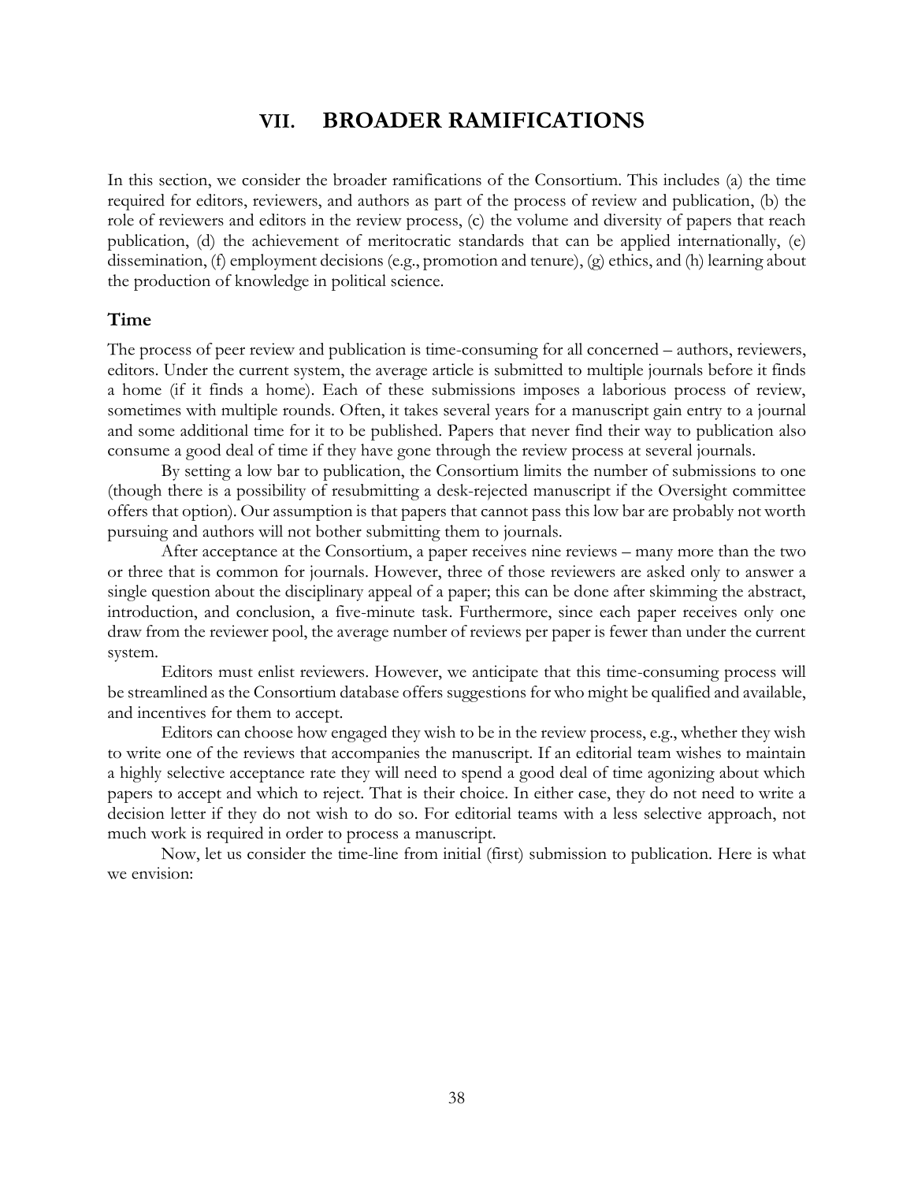# VII. BROADER RAMIFICATIONS

In this section, we consider the broader ramifications of the Consortium. This includes (a) the time required for editors, reviewers, and authors as part of the process of review and publication, (b) the role of reviewers and editors in the review process, (c) the volume and diversity of papers that reach publication, (d) the achievement of meritocratic standards that can be applied internationally, (e) dissemination, (f) employment decisions (e.g., promotion and tenure), (g) ethics, and (h) learning about the production of knowledge in political science.

## Time

The process of peer review and publication is time-consuming for all concerned – authors, reviewers, editors. Under the current system, the average article is submitted to multiple journals before it finds a home (if it finds a home). Each of these submissions imposes a laborious process of review, sometimes with multiple rounds. Often, it takes several years for a manuscript gain entry to a journal and some additional time for it to be published. Papers that never find their way to publication also consume a good deal of time if they have gone through the review process at several journals.

By setting a low bar to publication, the Consortium limits the number of submissions to one (though there is a possibility of resubmitting a desk-rejected manuscript if the Oversight committee offers that option). Our assumption is that papers that cannot pass this low bar are probably not worth pursuing and authors will not bother submitting them to journals.

After acceptance at the Consortium, a paper receives nine reviews – many more than the two or three that is common for journals. However, three of those reviewers are asked only to answer a single question about the disciplinary appeal of a paper; this can be done after skimming the abstract, introduction, and conclusion, a five-minute task. Furthermore, since each paper receives only one draw from the reviewer pool, the average number of reviews per paper is fewer than under the current system.

Editors must enlist reviewers. However, we anticipate that this time-consuming process will be streamlined as the Consortium database offers suggestions for who might be qualified and available, and incentives for them to accept.

Editors can choose how engaged they wish to be in the review process, e.g., whether they wish to write one of the reviews that accompanies the manuscript. If an editorial team wishes to maintain a highly selective acceptance rate they will need to spend a good deal of time agonizing about which papers to accept and which to reject. That is their choice. In either case, they do not need to write a decision letter if they do not wish to do so. For editorial teams with a less selective approach, not much work is required in order to process a manuscript.

Now, let us consider the time-line from initial (first) submission to publication. Here is what we envision: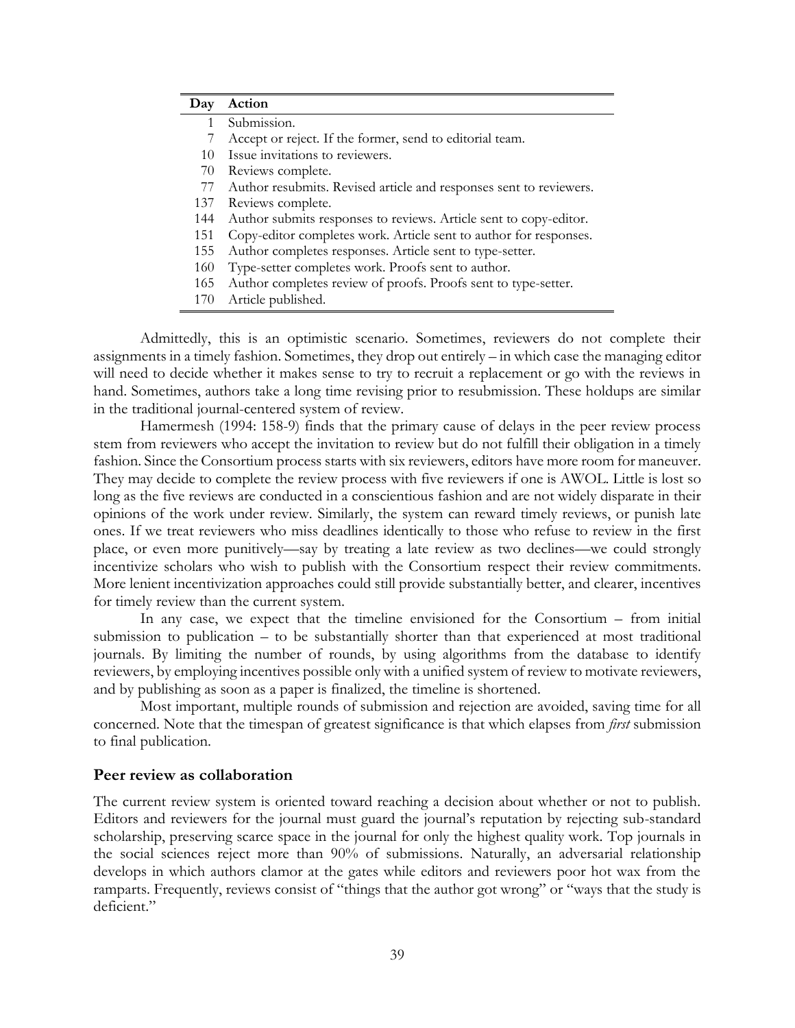| Day | Action |
|---|---|
| 1 | Submission. |
| 7 | Accept or reject. If the former, send to editorial team. |
| 10 | Issue invitations to reviewers. |
| 70 | Reviews complete. |
| 77 | Author resubmits. Revised article and responses sent to reviewers. |
| 137 | Reviews complete. |
| 144 | Author submits responses to reviews. Article sent to copy-editor. |
| 151 | Copy-editor completes work. Article sent to author for responses. |
| 155 | Author completes responses. Article sent to type-setter. |
| 160 | Type-setter completes work. Proofs sent to author. |
| 165 | Author completes review of proofs. Proofs sent to type-setter. |
| 170 | Article published. |

Admittedly, this is an optimistic scenario. Sometimes, reviewers do not complete their assignments in a timely fashion. Sometimes, they drop out entirely – in which case the managing editor will need to decide whether it makes sense to try to recruit a replacement or go with the reviews in hand. Sometimes, authors take a long time revising prior to resubmission. These holdups are similar in the traditional journal-centered system of review.

Hamermesh (1994: 158-9) finds that the primary cause of delays in the peer review process stem from reviewers who accept the invitation to review but do not fulfill their obligation in a timely fashion. Since the Consortium process starts with six reviewers, editors have more room for maneuver. They may decide to complete the review process with five reviewers if one is AWOL. Little is lost so long as the five reviews are conducted in a conscientious fashion and are not widely disparate in their opinions of the work under review. Similarly, the system can reward timely reviews, or punish late ones. If we treat reviewers who miss deadlines identically to those who refuse to review in the first place, or even more punitively—say by treating a late review as two declines—we could strongly incentivize scholars who wish to publish with the Consortium respect their review commitments. More lenient incentivization approaches could still provide substantially better, and clearer, incentives for timely review than the current system.

In any case, we expect that the timeline envisioned for the Consortium – from initial submission to publication – to be substantially shorter than that experienced at most traditional journals. By limiting the number of rounds, by using algorithms from the database to identify reviewers, by employing incentives possible only with a unified system of review to motivate reviewers, and by publishing as soon as a paper is finalized, the timeline is shortened.

Most important, multiple rounds of submission and rejection are avoided, saving time for all concerned. Note that the timespan of greatest significance is that which elapses from *first* submission to final publication.

## Peer review as collaboration

The current review system is oriented toward reaching a decision about whether or not to publish. Editors and reviewers for the journal must guard the journal's reputation by rejecting sub-standard scholarship, preserving scarce space in the journal for only the highest quality work. Top journals in the social sciences reject more than 90% of submissions. Naturally, an adversarial relationship develops in which authors clamor at the gates while editors and reviewers poor hot wax from the ramparts. Frequently, reviews consist of "things that the author got wrong" or "ways that the study is deficient."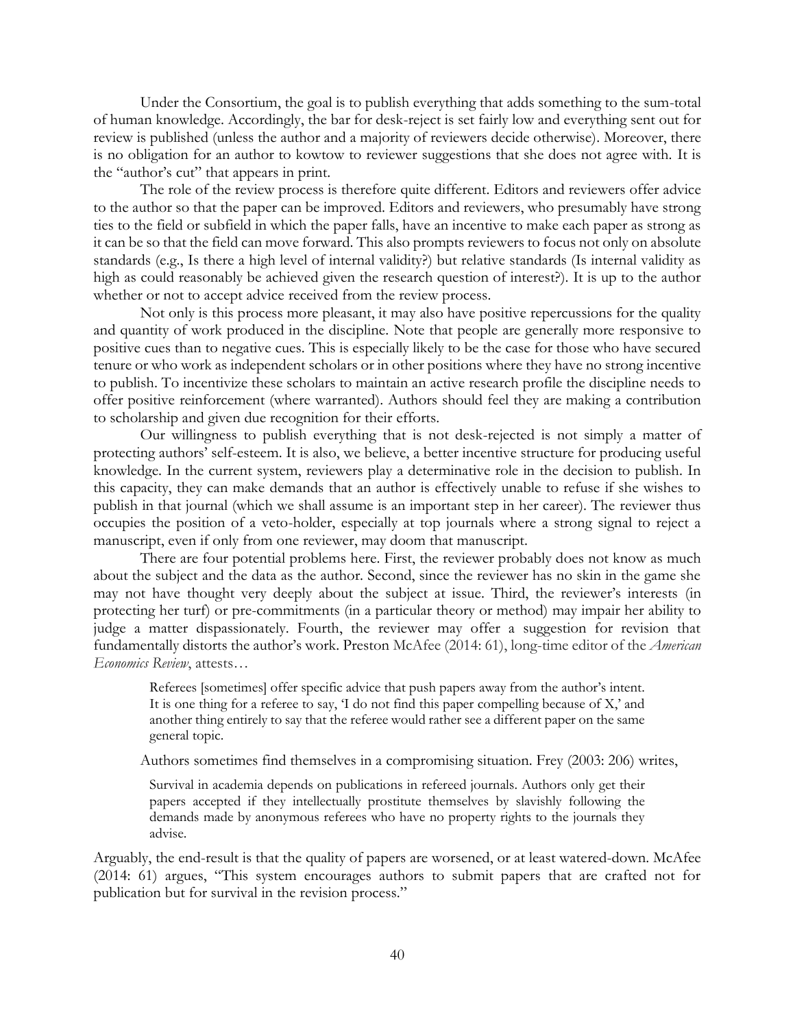Under the Consortium, the goal is to publish everything that adds something to the sum-total of human knowledge. Accordingly, the bar for desk-reject is set fairly low and everything sent out for review is published (unless the author and a majority of reviewers decide otherwise). Moreover, there is no obligation for an author to kowtow to reviewer suggestions that she does not agree with. It is the "author's cut" that appears in print.

The role of the review process is therefore quite different. Editors and reviewers offer advice to the author so that the paper can be improved. Editors and reviewers, who presumably have strong ties to the field or subfield in which the paper falls, have an incentive to make each paper as strong as it can be so that the field can move forward. This also prompts reviewers to focus not only on absolute standards (e.g., Is there a high level of internal validity?) but relative standards (Is internal validity as high as could reasonably be achieved given the research question of interest?). It is up to the author whether or not to accept advice received from the review process.

Not only is this process more pleasant, it may also have positive repercussions for the quality and quantity of work produced in the discipline. Note that people are generally more responsive to positive cues than to negative cues. This is especially likely to be the case for those who have secured tenure or who work as independent scholars or in other positions where they have no strong incentive to publish. To incentivize these scholars to maintain an active research profile the discipline needs to offer positive reinforcement (where warranted). Authors should feel they are making a contribution to scholarship and given due recognition for their efforts.

Our willingness to publish everything that is not desk-rejected is not simply a matter of protecting authors' self-esteem. It is also, we believe, a better incentive structure for producing useful knowledge. In the current system, reviewers play a determinative role in the decision to publish. In this capacity, they can make demands that an author is effectively unable to refuse if she wishes to publish in that journal (which we shall assume is an important step in her career). The reviewer thus occupies the position of a veto-holder, especially at top journals where a strong signal to reject a manuscript, even if only from one reviewer, may doom that manuscript.

There are four potential problems here. First, the reviewer probably does not know as much about the subject and the data as the author. Second, since the reviewer has no skin in the game she may not have thought very deeply about the subject at issue. Third, the reviewer's interests (in protecting her turf) or pre-commitments (in a particular theory or method) may impair her ability to judge a matter dispassionately. Fourth, the reviewer may offer a suggestion for revision that fundamentally distorts the author's work. Preston McAfee (2014: 61), long-time editor of the *American Economics Review*, attests…

> Referees [sometimes] offer specific advice that push papers away from the author's intent. It is one thing for a referee to say, 'I do not find this paper compelling because of X,' and another thing entirely to say that the referee would rather see a different paper on the same general topic.

Authors sometimes find themselves in a compromising situation. Frey (2003: 206) writes,

> Survival in academia depends on publications in refereed journals. Authors only get their papers accepted if they intellectually prostitute themselves by slavishly following the demands made by anonymous referees who have no property rights to the journals they advise.

Arguably, the end-result is that the quality of papers are worsened, or at least watered-down. McAfee (2014: 61) argues, "This system encourages authors to submit papers that are crafted not for publication but for survival in the revision process."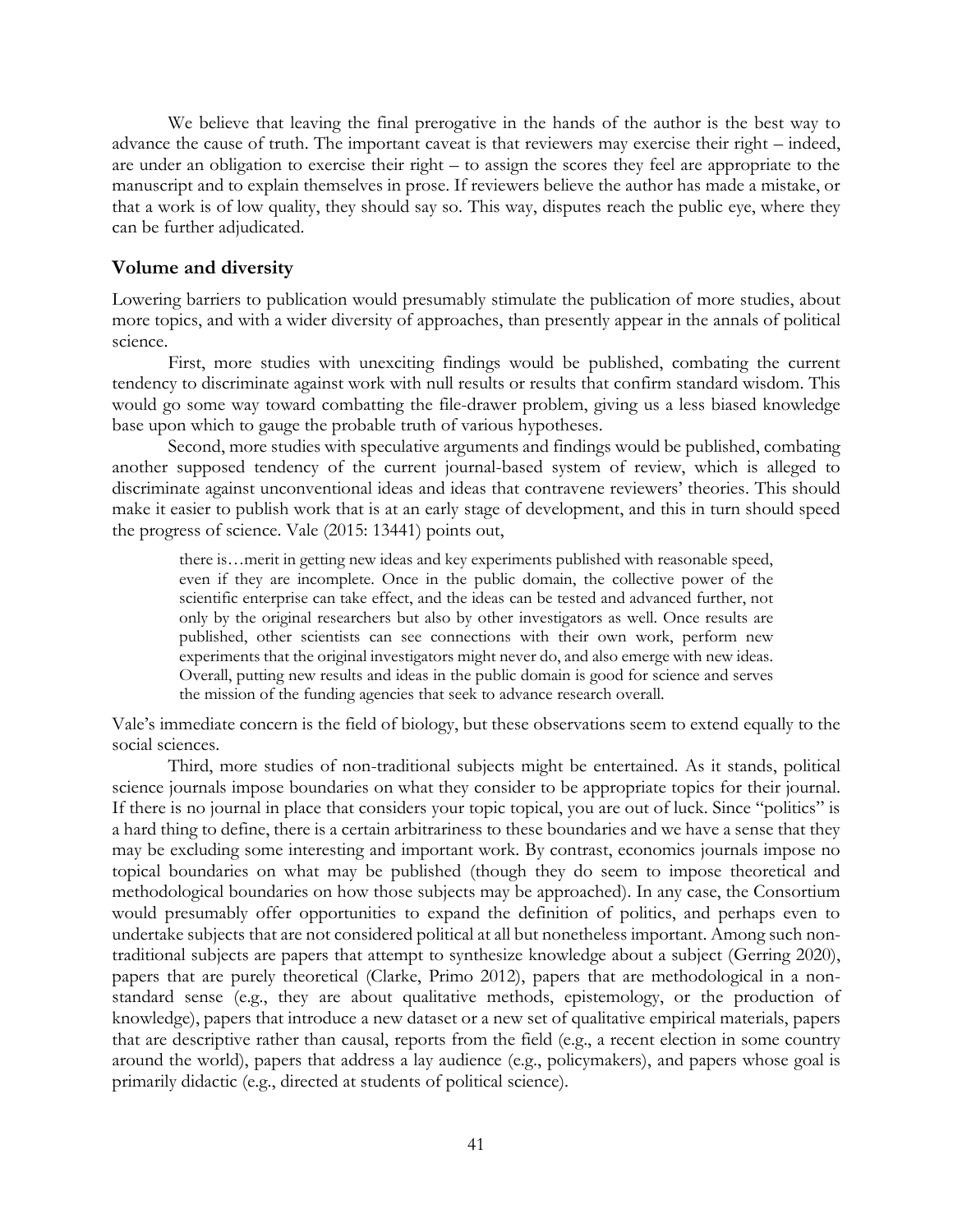We believe that leaving the final prerogative in the hands of the author is the best way to advance the cause of truth. The important caveat is that reviewers may exercise their right – indeed, are under an obligation to exercise their right – to assign the scores they feel are appropriate to the manuscript and to explain themselves in prose. If reviewers believe the author has made a mistake, or that a work is of low quality, they should say so. This way, disputes reach the public eye, where they can be further adjudicated.

## Volume and diversity

Lowering barriers to publication would presumably stimulate the publication of more studies, about more topics, and with a wider diversity of approaches, than presently appear in the annals of political science.

First, more studies with unexciting findings would be published, combating the current tendency to discriminate against work with null results or results that confirm standard wisdom. This would go some way toward combatting the file-drawer problem, giving us a less biased knowledge base upon which to gauge the probable truth of various hypotheses.

Second, more studies with speculative arguments and findings would be published, combating another supposed tendency of the current journal-based system of review, which is alleged to discriminate against unconventional ideas and ideas that contravene reviewers' theories. This should make it easier to publish work that is at an early stage of development, and this in turn should speed the progress of science. Vale (2015: 13441) points out,

> there is…merit in getting new ideas and key experiments published with reasonable speed, even if they are incomplete. Once in the public domain, the collective power of the scientific enterprise can take effect, and the ideas can be tested and advanced further, not only by the original researchers but also by other investigators as well. Once results are published, other scientists can see connections with their own work, perform new experiments that the original investigators might never do, and also emerge with new ideas. Overall, putting new results and ideas in the public domain is good for science and serves the mission of the funding agencies that seek to advance research overall.

Vale's immediate concern is the field of biology, but these observations seem to extend equally to the social sciences.

Third, more studies of non-traditional subjects might be entertained. As it stands, political science journals impose boundaries on what they consider to be appropriate topics for their journal. If there is no journal in place that considers your topic topical, you are out of luck. Since "politics" is a hard thing to define, there is a certain arbitrariness to these boundaries and we have a sense that they may be excluding some interesting and important work. By contrast, economics journals impose no topical boundaries on what may be published (though they do seem to impose theoretical and methodological boundaries on how those subjects may be approached). In any case, the Consortium would presumably offer opportunities to expand the definition of politics, and perhaps even to undertake subjects that are not considered political at all but nonetheless important. Among such non-traditional subjects are papers that attempt to synthesize knowledge about a subject (Gerring 2020), papers that are purely theoretical (Clarke, Primo 2012), papers that are methodological in a non-standard sense (e.g., they are about qualitative methods, epistemology, or the production of knowledge), papers that introduce a new dataset or a new set of qualitative empirical materials, papers that are descriptive rather than causal, reports from the field (e.g., a recent election in some country around the world), papers that address a lay audience (e.g., policymakers), and papers whose goal is primarily didactic (e.g., directed at students of political science).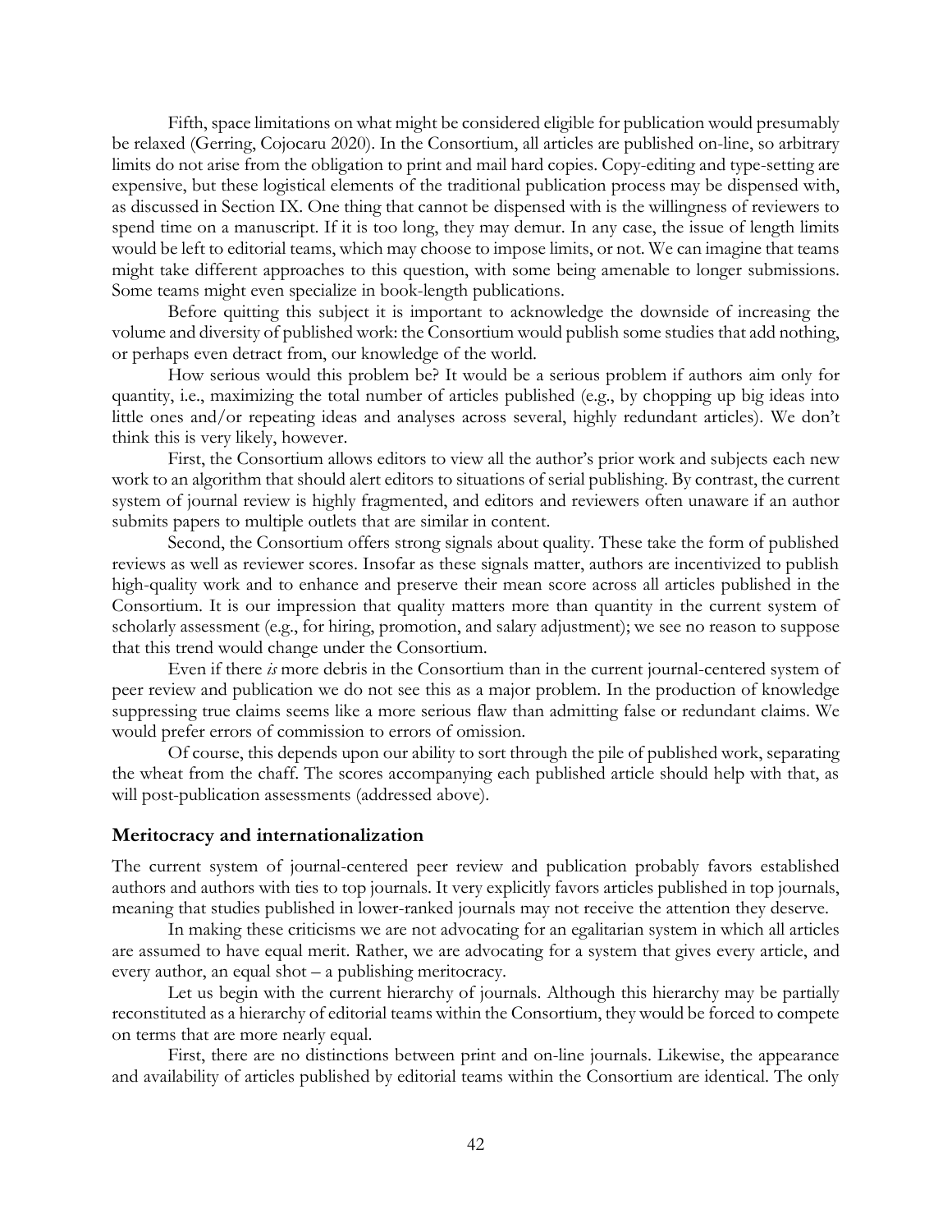Fifth, space limitations on what might be considered eligible for publication would presumably be relaxed (Gerring, Cojocaru 2020). In the Consortium, all articles are published on-line, so arbitrary limits do not arise from the obligation to print and mail hard copies. Copy-editing and type-setting are expensive, but these logistical elements of the traditional publication process may be dispensed with, as discussed in Section IX. One thing that cannot be dispensed with is the willingness of reviewers to spend time on a manuscript. If it is too long, they may demur. In any case, the issue of length limits would be left to editorial teams, which may choose to impose limits, or not. We can imagine that teams might take different approaches to this question, with some being amenable to longer submissions. Some teams might even specialize in book-length publications.

Before quitting this subject it is important to acknowledge the downside of increasing the volume and diversity of published work: the Consortium would publish some studies that add nothing, or perhaps even detract from, our knowledge of the world.

How serious would this problem be? It would be a serious problem if authors aim only for quantity, i.e., maximizing the total number of articles published (e.g., by chopping up big ideas into little ones and/or repeating ideas and analyses across several, highly redundant articles). We don't think this is very likely, however.

First, the Consortium allows editors to view all the author's prior work and subjects each new work to an algorithm that should alert editors to situations of serial publishing. By contrast, the current system of journal review is highly fragmented, and editors and reviewers often unaware if an author submits papers to multiple outlets that are similar in content.

Second, the Consortium offers strong signals about quality. These take the form of published reviews as well as reviewer scores. Insofar as these signals matter, authors are incentivized to publish high-quality work and to enhance and preserve their mean score across all articles published in the Consortium. It is our impression that quality matters more than quantity in the current system of scholarly assessment (e.g., for hiring, promotion, and salary adjustment); we see no reason to suppose that this trend would change under the Consortium.

Even if there *is* more debris in the Consortium than in the current journal-centered system of peer review and publication we do not see this as a major problem. In the production of knowledge suppressing true claims seems like a more serious flaw than admitting false or redundant claims. We would prefer errors of commission to errors of omission.

Of course, this depends upon our ability to sort through the pile of published work, separating the wheat from the chaff. The scores accompanying each published article should help with that, as will post-publication assessments (addressed above).

### Meritocracy and internationalization

The current system of journal-centered peer review and publication probably favors established authors and authors with ties to top journals. It very explicitly favors articles published in top journals, meaning that studies published in lower-ranked journals may not receive the attention they deserve.

In making these criticisms we are not advocating for an egalitarian system in which all articles are assumed to have equal merit. Rather, we are advocating for a system that gives every article, and every author, an equal shot – a publishing meritocracy.

Let us begin with the current hierarchy of journals. Although this hierarchy may be partially reconstituted as a hierarchy of editorial teams within the Consortium, they would be forced to compete on terms that are more nearly equal.

First, there are no distinctions between print and on-line journals. Likewise, the appearance and availability of articles published by editorial teams within the Consortium are identical. The only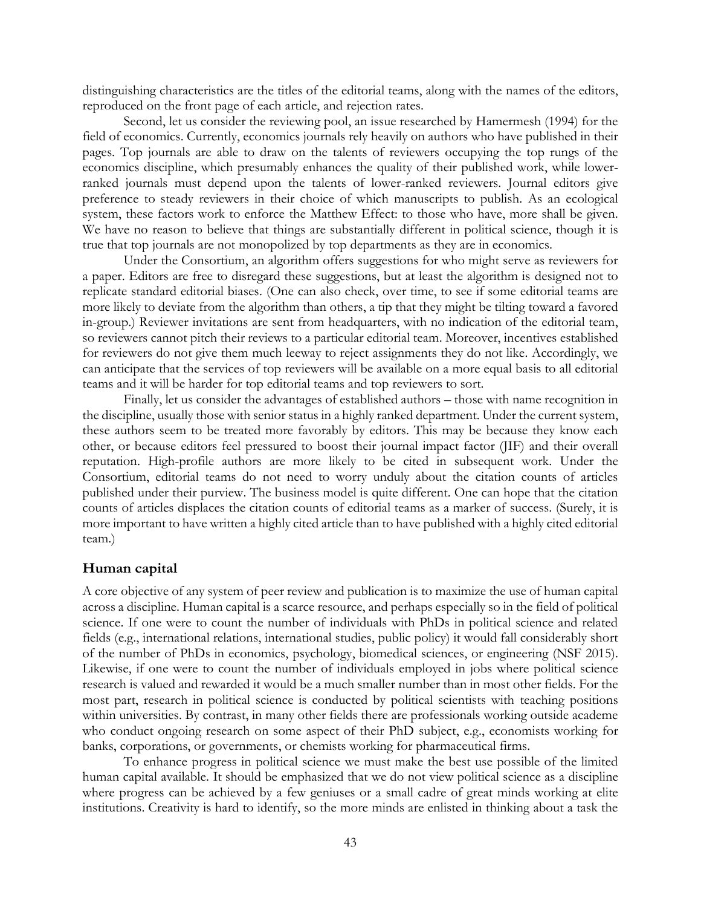distinguishing characteristics are the titles of the editorial teams, along with the names of the editors, reproduced on the front page of each article, and rejection rates.

Second, let us consider the reviewing pool, an issue researched by Hamermesh (1994) for the field of economics. Currently, economics journals rely heavily on authors who have published in their pages. Top journals are able to draw on the talents of reviewers occupying the top rungs of the economics discipline, which presumably enhances the quality of their published work, while lower-ranked journals must depend upon the talents of lower-ranked reviewers. Journal editors give preference to steady reviewers in their choice of which manuscripts to publish. As an ecological system, these factors work to enforce the Matthew Effect: to those who have, more shall be given. We have no reason to believe that things are substantially different in political science, though it is true that top journals are not monopolized by top departments as they are in economics.

Under the Consortium, an algorithm offers suggestions for who might serve as reviewers for a paper. Editors are free to disregard these suggestions, but at least the algorithm is designed not to replicate standard editorial biases. (One can also check, over time, to see if some editorial teams are more likely to deviate from the algorithm than others, a tip that they might be tilting toward a favored in-group.) Reviewer invitations are sent from headquarters, with no indication of the editorial team, so reviewers cannot pitch their reviews to a particular editorial team. Moreover, incentives established for reviewers do not give them much leeway to reject assignments they do not like. Accordingly, we can anticipate that the services of top reviewers will be available on a more equal basis to all editorial teams and it will be harder for top editorial teams and top reviewers to sort.

Finally, let us consider the advantages of established authors – those with name recognition in the discipline, usually those with senior status in a highly ranked department. Under the current system, these authors seem to be treated more favorably by editors. This may be because they know each other, or because editors feel pressured to boost their journal impact factor (JIF) and their overall reputation. High-profile authors are more likely to be cited in subsequent work. Under the Consortium, editorial teams do not need to worry unduly about the citation counts of articles published under their purview. The business model is quite different. One can hope that the citation counts of articles displaces the citation counts of editorial teams as a marker of success. (Surely, it is more important to have written a highly cited article than to have published with a highly cited editorial team.)

## Human capital

A core objective of any system of peer review and publication is to maximize the use of human capital across a discipline. Human capital is a scarce resource, and perhaps especially so in the field of political science. If one were to count the number of individuals with PhDs in political science and related fields (e.g., international relations, international studies, public policy) it would fall considerably short of the number of PhDs in economics, psychology, biomedical sciences, or engineering (NSF 2015). Likewise, if one were to count the number of individuals employed in jobs where political science research is valued and rewarded it would be a much smaller number than in most other fields. For the most part, research in political science is conducted by political scientists with teaching positions within universities. By contrast, in many other fields there are professionals working outside academe who conduct ongoing research on some aspect of their PhD subject, e.g., economists working for banks, corporations, or governments, or chemists working for pharmaceutical firms.

To enhance progress in political science we must make the best use possible of the limited human capital available. It should be emphasized that we do not view political science as a discipline where progress can be achieved by a few geniuses or a small cadre of great minds working at elite institutions. Creativity is hard to identify, so the more minds are enlisted in thinking about a task the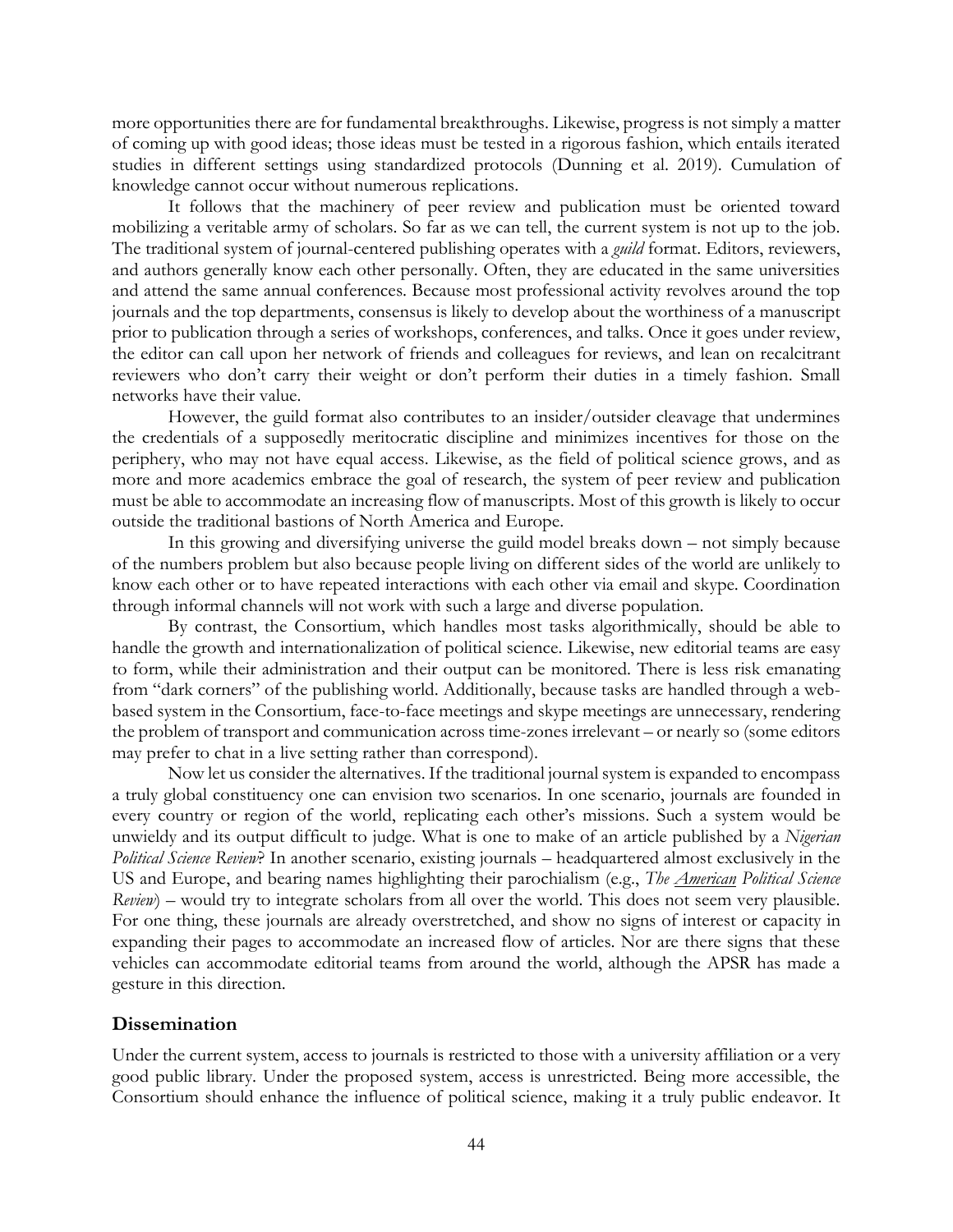more opportunities there are for fundamental breakthroughs. Likewise, progress is not simply a matter of coming up with good ideas; those ideas must be tested in a rigorous fashion, which entails iterated studies in different settings using standardized protocols (Dunning et al. 2019). Cumulation of knowledge cannot occur without numerous replications.

It follows that the machinery of peer review and publication must be oriented toward mobilizing a veritable army of scholars. So far as we can tell, the current system is not up to the job. The traditional system of journal-centered publishing operates with a *guild* format. Editors, reviewers, and authors generally know each other personally. Often, they are educated in the same universities and attend the same annual conferences. Because most professional activity revolves around the top journals and the top departments, consensus is likely to develop about the worthiness of a manuscript prior to publication through a series of workshops, conferences, and talks. Once it goes under review, the editor can call upon her network of friends and colleagues for reviews, and lean on recalcitrant reviewers who don't carry their weight or don't perform their duties in a timely fashion. Small networks have their value.

However, the guild format also contributes to an insider/outsider cleavage that undermines the credentials of a supposedly meritocratic discipline and minimizes incentives for those on the periphery, who may not have equal access. Likewise, as the field of political science grows, and as more and more academics embrace the goal of research, the system of peer review and publication must be able to accommodate an increasing flow of manuscripts. Most of this growth is likely to occur outside the traditional bastions of North America and Europe.

In this growing and diversifying universe the guild model breaks down – not simply because of the numbers problem but also because people living on different sides of the world are unlikely to know each other or to have repeated interactions with each other via email and skype. Coordination through informal channels will not work with such a large and diverse population.

By contrast, the Consortium, which handles most tasks algorithmically, should be able to handle the growth and internationalization of political science. Likewise, new editorial teams are easy to form, while their administration and their output can be monitored. There is less risk emanating from "dark corners" of the publishing world. Additionally, because tasks are handled through a web-based system in the Consortium, face-to-face meetings and skype meetings are unnecessary, rendering the problem of transport and communication across time-zones irrelevant – or nearly so (some editors may prefer to chat in a live setting rather than correspond).

Now let us consider the alternatives. If the traditional journal system is expanded to encompass a truly global constituency one can envision two scenarios. In one scenario, journals are founded in every country or region of the world, replicating each other's missions. Such a system would be unwieldy and its output difficult to judge. What is one to make of an article published by a *Nigerian Political Science Review*? In another scenario, existing journals – headquartered almost exclusively in the US and Europe, and bearing names highlighting their parochialism (e.g., *The American Political Science Review*) – would try to integrate scholars from all over the world. This does not seem very plausible. For one thing, these journals are already overstretched, and show no signs of interest or capacity in expanding their pages to accommodate an increased flow of articles. Nor are there signs that these vehicles can accommodate editorial teams from around the world, although the APSR has made a gesture in this direction.

## Dissemination

Under the current system, access to journals is restricted to those with a university affiliation or a very good public library. Under the proposed system, access is unrestricted. Being more accessible, the Consortium should enhance the influence of political science, making it a truly public endeavor. It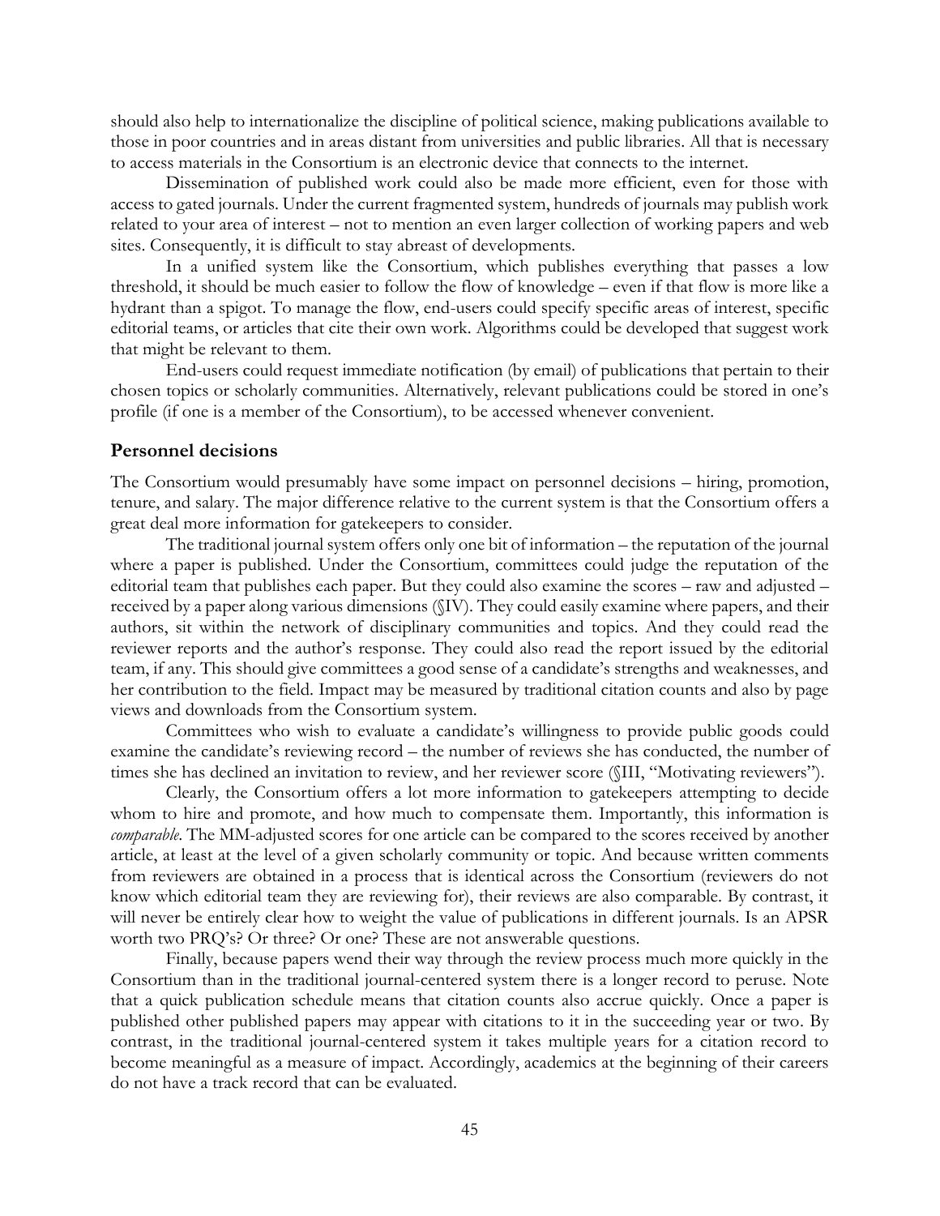should also help to internationalize the discipline of political science, making publications available to those in poor countries and in areas distant from universities and public libraries. All that is necessary to access materials in the Consortium is an electronic device that connects to the internet.

Dissemination of published work could also be made more efficient, even for those with access to gated journals. Under the current fragmented system, hundreds of journals may publish work related to your area of interest – not to mention an even larger collection of working papers and web sites. Consequently, it is difficult to stay abreast of developments.

In a unified system like the Consortium, which publishes everything that passes a low threshold, it should be much easier to follow the flow of knowledge – even if that flow is more like a hydrant than a spigot. To manage the flow, end-users could specify specific areas of interest, specific editorial teams, or articles that cite their own work. Algorithms could be developed that suggest work that might be relevant to them.

End-users could request immediate notification (by email) of publications that pertain to their chosen topics or scholarly communities. Alternatively, relevant publications could be stored in one's profile (if one is a member of the Consortium), to be accessed whenever convenient.

## Personnel decisions

The Consortium would presumably have some impact on personnel decisions – hiring, promotion, tenure, and salary. The major difference relative to the current system is that the Consortium offers a great deal more information for gatekeepers to consider.

The traditional journal system offers only one bit of information – the reputation of the journal where a paper is published. Under the Consortium, committees could judge the reputation of the editorial team that publishes each paper. But they could also examine the scores – raw and adjusted – received by a paper along various dimensions (§IV). They could easily examine where papers, and their authors, sit within the network of disciplinary communities and topics. And they could read the reviewer reports and the author's response. They could also read the report issued by the editorial team, if any. This should give committees a good sense of a candidate's strengths and weaknesses, and her contribution to the field. Impact may be measured by traditional citation counts and also by page views and downloads from the Consortium system.

Committees who wish to evaluate a candidate's willingness to provide public goods could examine the candidate's reviewing record – the number of reviews she has conducted, the number of times she has declined an invitation to review, and her reviewer score (§III, "Motivating reviewers").

Clearly, the Consortium offers a lot more information to gatekeepers attempting to decide whom to hire and promote, and how much to compensate them. Importantly, this information is *comparable*. The MM-adjusted scores for one article can be compared to the scores received by another article, at least at the level of a given scholarly community or topic. And because written comments from reviewers are obtained in a process that is identical across the Consortium (reviewers do not know which editorial team they are reviewing for), their reviews are also comparable. By contrast, it will never be entirely clear how to weight the value of publications in different journals. Is an APSR worth two PRQ's? Or three? Or one? These are not answerable questions.

Finally, because papers wend their way through the review process much more quickly in the Consortium than in the traditional journal-centered system there is a longer record to peruse. Note that a quick publication schedule means that citation counts also accrue quickly. Once a paper is published other published papers may appear with citations to it in the succeeding year or two. By contrast, in the traditional journal-centered system it takes multiple years for a citation record to become meaningful as a measure of impact. Accordingly, academics at the beginning of their careers do not have a track record that can be evaluated.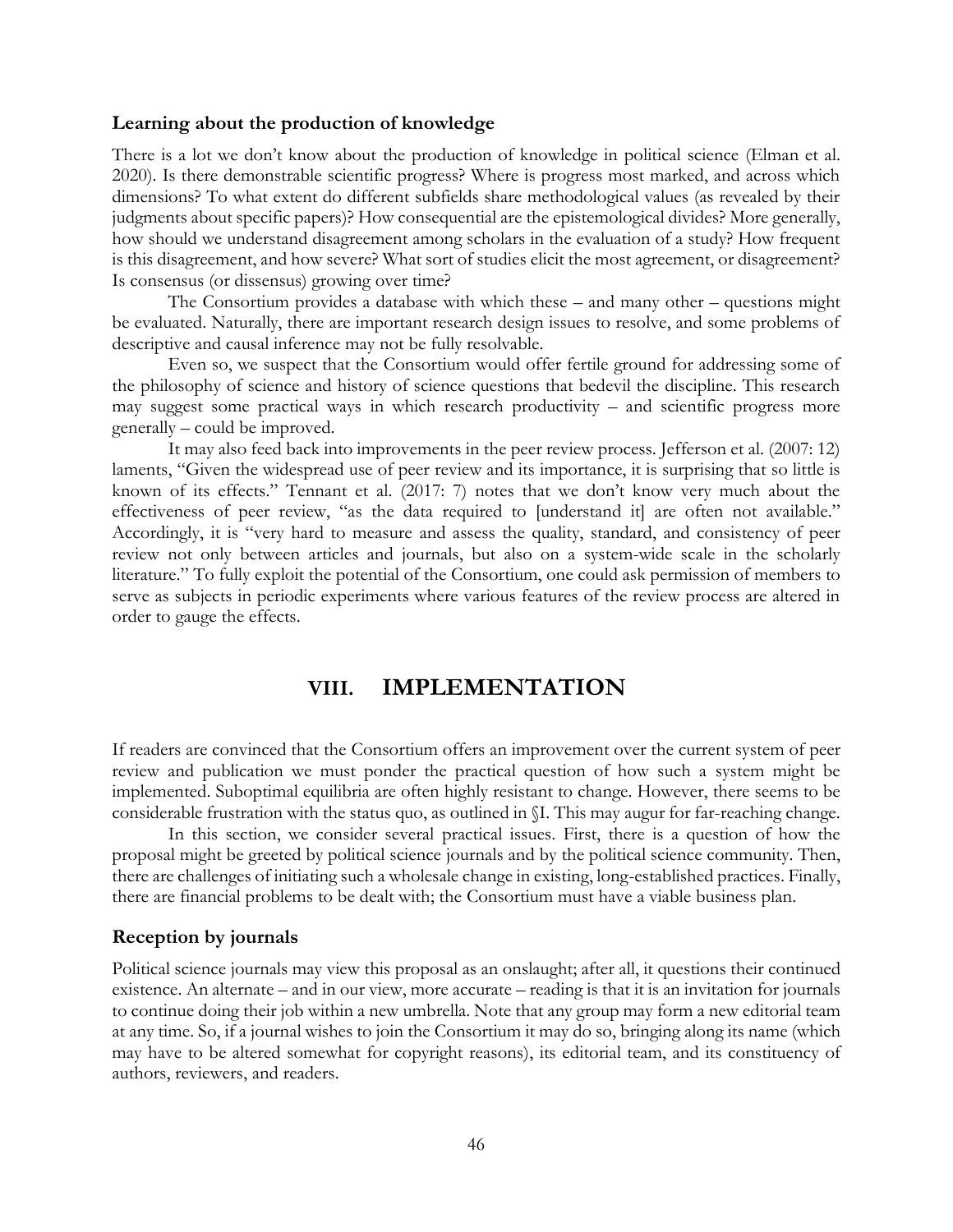### Learning about the production of knowledge

There is a lot we don't know about the production of knowledge in political science (Elman et al. 2020). Is there demonstrable scientific progress? Where is progress most marked, and across which dimensions? To what extent do different subfields share methodological values (as revealed by their judgments about specific papers)? How consequential are the epistemological divides? More generally, how should we understand disagreement among scholars in the evaluation of a study? How frequent is this disagreement, and how severe? What sort of studies elicit the most agreement, or disagreement? Is consensus (or dissensus) growing over time?

The Consortium provides a database with which these – and many other – questions might be evaluated. Naturally, there are important research design issues to resolve, and some problems of descriptive and causal inference may not be fully resolvable.

Even so, we suspect that the Consortium would offer fertile ground for addressing some of the philosophy of science and history of science questions that bedevil the discipline. This research may suggest some practical ways in which research productivity – and scientific progress more generally – could be improved.

It may also feed back into improvements in the peer review process. Jefferson et al. (2007: 12) laments, "Given the widespread use of peer review and its importance, it is surprising that so little is known of its effects." Tennant et al. (2017: 7) notes that we don't know very much about the effectiveness of peer review, "as the data required to [understand it] are often not available." Accordingly, it is "very hard to measure and assess the quality, standard, and consistency of peer review not only between articles and journals, but also on a system-wide scale in the scholarly literature." To fully exploit the potential of the Consortium, one could ask permission of members to serve as subjects in periodic experiments where various features of the review process are altered in order to gauge the effects.

# VIII. IMPLEMENTATION

If readers are convinced that the Consortium offers an improvement over the current system of peer review and publication we must ponder the practical question of how such a system might be implemented. Suboptimal equilibria are often highly resistant to change. However, there seems to be considerable frustration with the status quo, as outlined in §I. This may augur for far-reaching change.

In this section, we consider several practical issues. First, there is a question of how the proposal might be greeted by political science journals and by the political science community. Then, there are challenges of initiating such a wholesale change in existing, long-established practices. Finally, there are financial problems to be dealt with; the Consortium must have a viable business plan.

### Reception by journals

Political science journals may view this proposal as an onslaught; after all, it questions their continued existence. An alternate – and in our view, more accurate – reading is that it is an invitation for journals to continue doing their job within a new umbrella. Note that any group may form a new editorial team at any time. So, if a journal wishes to join the Consortium it may do so, bringing along its name (which may have to be altered somewhat for copyright reasons), its editorial team, and its constituency of authors, reviewers, and readers.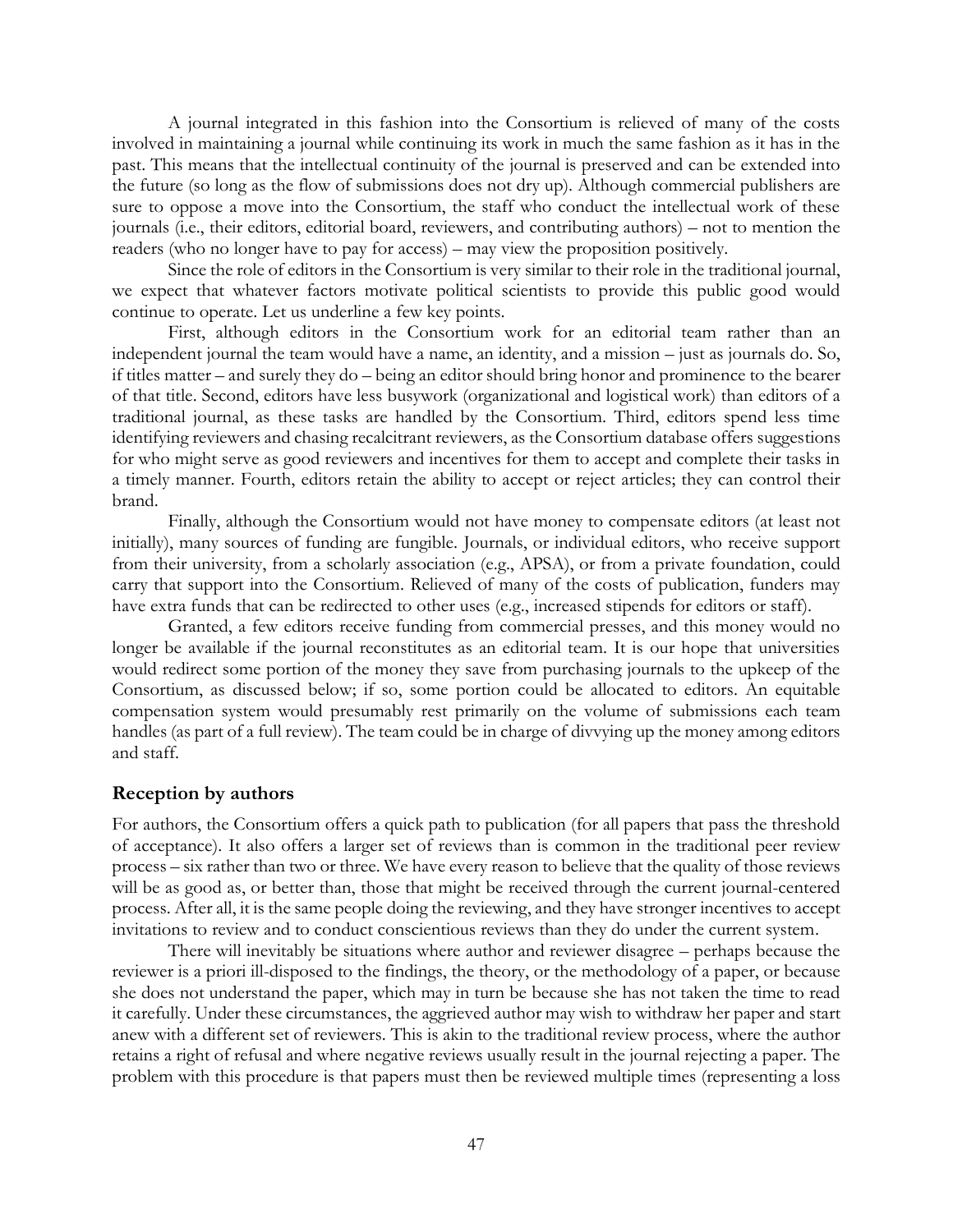A journal integrated in this fashion into the Consortium is relieved of many of the costs involved in maintaining a journal while continuing its work in much the same fashion as it has in the past. This means that the intellectual continuity of the journal is preserved and can be extended into the future (so long as the flow of submissions does not dry up). Although commercial publishers are sure to oppose a move into the Consortium, the staff who conduct the intellectual work of these journals (i.e., their editors, editorial board, reviewers, and contributing authors) – not to mention the readers (who no longer have to pay for access) – may view the proposition positively.

Since the role of editors in the Consortium is very similar to their role in the traditional journal, we expect that whatever factors motivate political scientists to provide this public good would continue to operate. Let us underline a few key points.

First, although editors in the Consortium work for an editorial team rather than an independent journal the team would have a name, an identity, and a mission – just as journals do. So, if titles matter – and surely they do – being an editor should bring honor and prominence to the bearer of that title. Second, editors have less busywork (organizational and logistical work) than editors of a traditional journal, as these tasks are handled by the Consortium. Third, editors spend less time identifying reviewers and chasing recalcitrant reviewers, as the Consortium database offers suggestions for who might serve as good reviewers and incentives for them to accept and complete their tasks in a timely manner. Fourth, editors retain the ability to accept or reject articles; they can control their brand.

Finally, although the Consortium would not have money to compensate editors (at least not initially), many sources of funding are fungible. Journals, or individual editors, who receive support from their university, from a scholarly association (e.g., APSA), or from a private foundation, could carry that support into the Consortium. Relieved of many of the costs of publication, funders may have extra funds that can be redirected to other uses (e.g., increased stipends for editors or staff).

Granted, a few editors receive funding from commercial presses, and this money would no longer be available if the journal reconstitutes as an editorial team. It is our hope that universities would redirect some portion of the money they save from purchasing journals to the upkeep of the Consortium, as discussed below; if so, some portion could be allocated to editors. An equitable compensation system would presumably rest primarily on the volume of submissions each team handles (as part of a full review). The team could be in charge of divvying up the money among editors and staff.

## Reception by authors

For authors, the Consortium offers a quick path to publication (for all papers that pass the threshold of acceptance). It also offers a larger set of reviews than is common in the traditional peer review process – six rather than two or three. We have every reason to believe that the quality of those reviews will be as good as, or better than, those that might be received through the current journal-centered process. After all, it is the same people doing the reviewing, and they have stronger incentives to accept invitations to review and to conduct conscientious reviews than they do under the current system.

There will inevitably be situations where author and reviewer disagree – perhaps because the reviewer is a priori ill-disposed to the findings, the theory, or the methodology of a paper, or because she does not understand the paper, which may in turn be because she has not taken the time to read it carefully. Under these circumstances, the aggrieved author may wish to withdraw her paper and start anew with a different set of reviewers. This is akin to the traditional review process, where the author retains a right of refusal and where negative reviews usually result in the journal rejecting a paper. The problem with this procedure is that papers must then be reviewed multiple times (representing a loss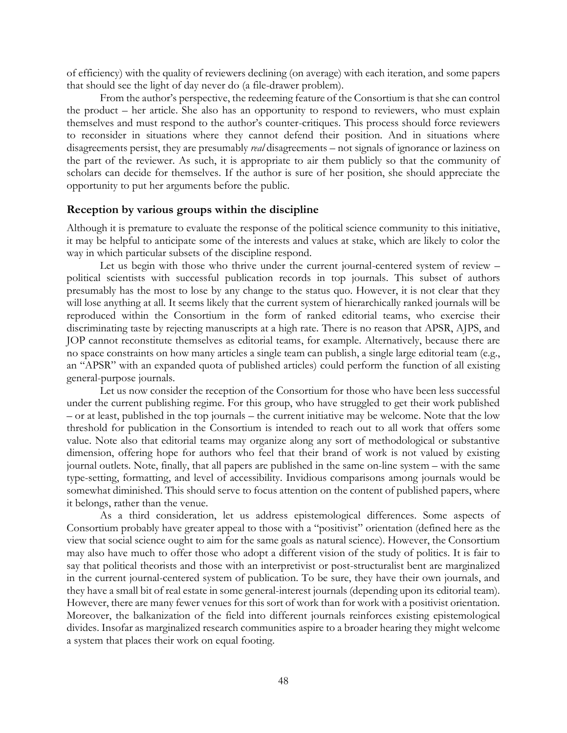of efficiency) with the quality of reviewers declining (on average) with each iteration, and some papers that should see the light of day never do (a file-drawer problem).

From the author's perspective, the redeeming feature of the Consortium is that she can control the product – her article. She also has an opportunity to respond to reviewers, who must explain themselves and must respond to the author's counter-critiques. This process should force reviewers to reconsider in situations where they cannot defend their position. And in situations where disagreements persist, they are presumably *real* disagreements – not signals of ignorance or laziness on the part of the reviewer. As such, it is appropriate to air them publicly so that the community of scholars can decide for themselves. If the author is sure of her position, she should appreciate the opportunity to put her arguments before the public.

### Reception by various groups within the discipline

Although it is premature to evaluate the response of the political science community to this initiative, it may be helpful to anticipate some of the interests and values at stake, which are likely to color the way in which particular subsets of the discipline respond.

Let us begin with those who thrive under the current journal-centered system of review – political scientists with successful publication records in top journals. This subset of authors presumably has the most to lose by any change to the status quo. However, it is not clear that they will lose anything at all. It seems likely that the current system of hierarchically ranked journals will be reproduced within the Consortium in the form of ranked editorial teams, who exercise their discriminating taste by rejecting manuscripts at a high rate. There is no reason that APSR, AJPS, and JOP cannot reconstitute themselves as editorial teams, for example. Alternatively, because there are no space constraints on how many articles a single team can publish, a single large editorial team (e.g., an "APSR" with an expanded quota of published articles) could perform the function of all existing general-purpose journals.

Let us now consider the reception of the Consortium for those who have been less successful under the current publishing regime. For this group, who have struggled to get their work published – or at least, published in the top journals – the current initiative may be welcome. Note that the low threshold for publication in the Consortium is intended to reach out to all work that offers some value. Note also that editorial teams may organize along any sort of methodological or substantive dimension, offering hope for authors who feel that their brand of work is not valued by existing journal outlets. Note, finally, that all papers are published in the same on-line system – with the same type-setting, formatting, and level of accessibility. Invidious comparisons among journals would be somewhat diminished. This should serve to focus attention on the content of published papers, where it belongs, rather than the venue.

As a third consideration, let us address epistemological differences. Some aspects of Consortium probably have greater appeal to those with a "positivist" orientation (defined here as the view that social science ought to aim for the same goals as natural science). However, the Consortium may also have much to offer those who adopt a different vision of the study of politics. It is fair to say that political theorists and those with an interpretivist or post-structuralist bent are marginalized in the current journal-centered system of publication. To be sure, they have their own journals, and they have a small bit of real estate in some general-interest journals (depending upon its editorial team). However, there are many fewer venues for this sort of work than for work with a positivist orientation. Moreover, the balkanization of the field into different journals reinforces existing epistemological divides. Insofar as marginalized research communities aspire to a broader hearing they might welcome a system that places their work on equal footing.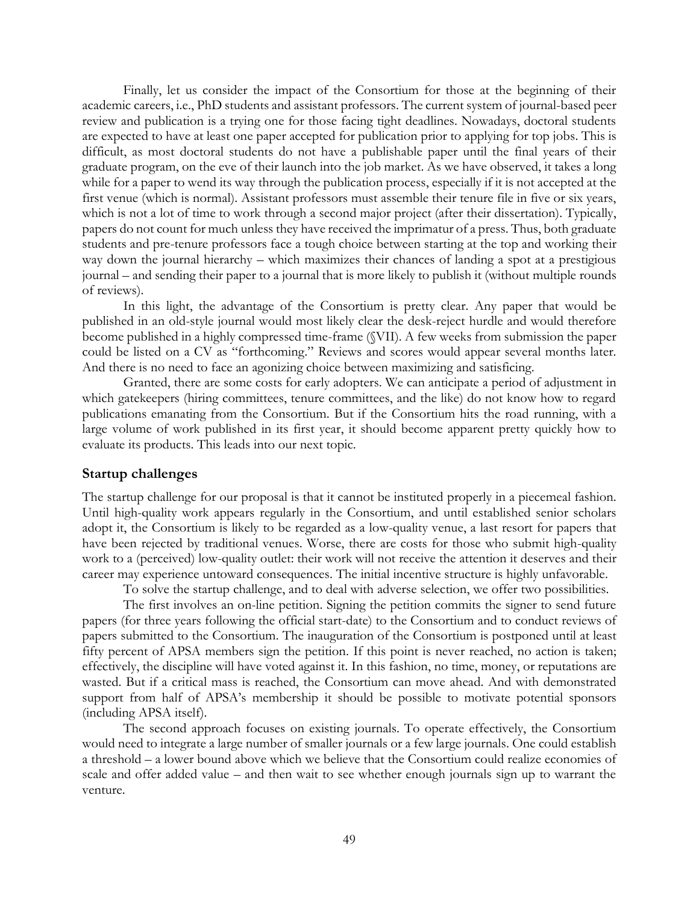Finally, let us consider the impact of the Consortium for those at the beginning of their academic careers, i.e., PhD students and assistant professors. The current system of journal-based peer review and publication is a trying one for those facing tight deadlines. Nowadays, doctoral students are expected to have at least one paper accepted for publication prior to applying for top jobs. This is difficult, as most doctoral students do not have a publishable paper until the final years of their graduate program, on the eve of their launch into the job market. As we have observed, it takes a long while for a paper to wend its way through the publication process, especially if it is not accepted at the first venue (which is normal). Assistant professors must assemble their tenure file in five or six years, which is not a lot of time to work through a second major project (after their dissertation). Typically, papers do not count for much unless they have received the imprimatur of a press. Thus, both graduate students and pre-tenure professors face a tough choice between starting at the top and working their way down the journal hierarchy – which maximizes their chances of landing a spot at a prestigious journal – and sending their paper to a journal that is more likely to publish it (without multiple rounds of reviews).

In this light, the advantage of the Consortium is pretty clear. Any paper that would be published in an old-style journal would most likely clear the desk-reject hurdle and would therefore become published in a highly compressed time-frame (§VII). A few weeks from submission the paper could be listed on a CV as "forthcoming." Reviews and scores would appear several months later. And there is no need to face an agonizing choice between maximizing and satisficing.

Granted, there are some costs for early adopters. We can anticipate a period of adjustment in which gatekeepers (hiring committees, tenure committees, and the like) do not know how to regard publications emanating from the Consortium. But if the Consortium hits the road running, with a large volume of work published in its first year, it should become apparent pretty quickly how to evaluate its products. This leads into our next topic.

## Startup challenges

The startup challenge for our proposal is that it cannot be instituted properly in a piecemeal fashion. Until high-quality work appears regularly in the Consortium, and until established senior scholars adopt it, the Consortium is likely to be regarded as a low-quality venue, a last resort for papers that have been rejected by traditional venues. Worse, there are costs for those who submit high-quality work to a (perceived) low-quality outlet: their work will not receive the attention it deserves and their career may experience untoward consequences. The initial incentive structure is highly unfavorable.

To solve the startup challenge, and to deal with adverse selection, we offer two possibilities.

The first involves an on-line petition. Signing the petition commits the signer to send future papers (for three years following the official start-date) to the Consortium and to conduct reviews of papers submitted to the Consortium. The inauguration of the Consortium is postponed until at least fifty percent of APSA members sign the petition. If this point is never reached, no action is taken; effectively, the discipline will have voted against it. In this fashion, no time, money, or reputations are wasted. But if a critical mass is reached, the Consortium can move ahead. And with demonstrated support from half of APSA's membership it should be possible to motivate potential sponsors (including APSA itself).

The second approach focuses on existing journals. To operate effectively, the Consortium would need to integrate a large number of smaller journals or a few large journals. One could establish a threshold – a lower bound above which we believe that the Consortium could realize economies of scale and offer added value – and then wait to see whether enough journals sign up to warrant the venture.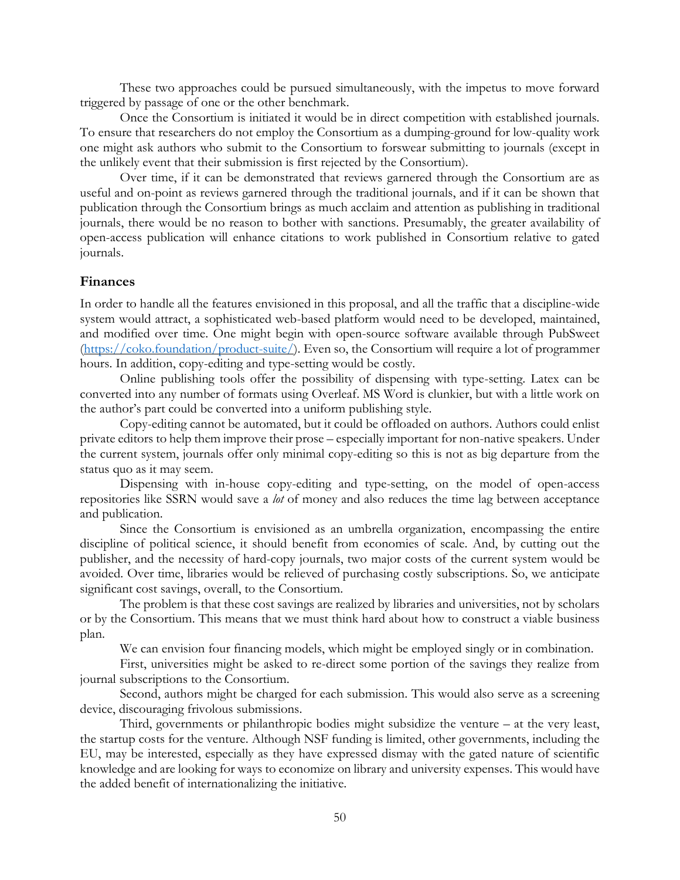These two approaches could be pursued simultaneously, with the impetus to move forward triggered by passage of one or the other benchmark.

Once the Consortium is initiated it would be in direct competition with established journals. To ensure that researchers do not employ the Consortium as a dumping-ground for low-quality work one might ask authors who submit to the Consortium to forswear submitting to journals (except in the unlikely event that their submission is first rejected by the Consortium).

Over time, if it can be demonstrated that reviews garnered through the Consortium are as useful and on-point as reviews garnered through the traditional journals, and if it can be shown that publication through the Consortium brings as much acclaim and attention as publishing in traditional journals, there would be no reason to bother with sanctions. Presumably, the greater availability of open-access publication will enhance citations to work published in Consortium relative to gated journals.

## Finances

In order to handle all the features envisioned in this proposal, and all the traffic that a discipline-wide system would attract, a sophisticated web-based platform would need to be developed, maintained, and modified over time. One might begin with open-source software available through PubSweet (https://coko.foundation/product-suite/). Even so, the Consortium will require a lot of programmer hours. In addition, copy-editing and type-setting would be costly.

Online publishing tools offer the possibility of dispensing with type-setting. Latex can be converted into any number of formats using Overleaf. MS Word is clunkier, but with a little work on the author's part could be converted into a uniform publishing style.

Copy-editing cannot be automated, but it could be offloaded on authors. Authors could enlist private editors to help them improve their prose – especially important for non-native speakers. Under the current system, journals offer only minimal copy-editing so this is not as big departure from the status quo as it may seem.

Dispensing with in-house copy-editing and type-setting, on the model of open-access repositories like SSRN would save a *lot* of money and also reduces the time lag between acceptance and publication.

Since the Consortium is envisioned as an umbrella organization, encompassing the entire discipline of political science, it should benefit from economies of scale. And, by cutting out the publisher, and the necessity of hard-copy journals, two major costs of the current system would be avoided. Over time, libraries would be relieved of purchasing costly subscriptions. So, we anticipate significant cost savings, overall, to the Consortium.

The problem is that these cost savings are realized by libraries and universities, not by scholars or by the Consortium. This means that we must think hard about how to construct a viable business plan.

We can envision four financing models, which might be employed singly or in combination.

First, universities might be asked to re-direct some portion of the savings they realize from journal subscriptions to the Consortium.

Second, authors might be charged for each submission. This would also serve as a screening device, discouraging frivolous submissions.

Third, governments or philanthropic bodies might subsidize the venture – at the very least, the startup costs for the venture. Although NSF funding is limited, other governments, including the EU, may be interested, especially as they have expressed dismay with the gated nature of scientific knowledge and are looking for ways to economize on library and university expenses. This would have the added benefit of internationalizing the initiative.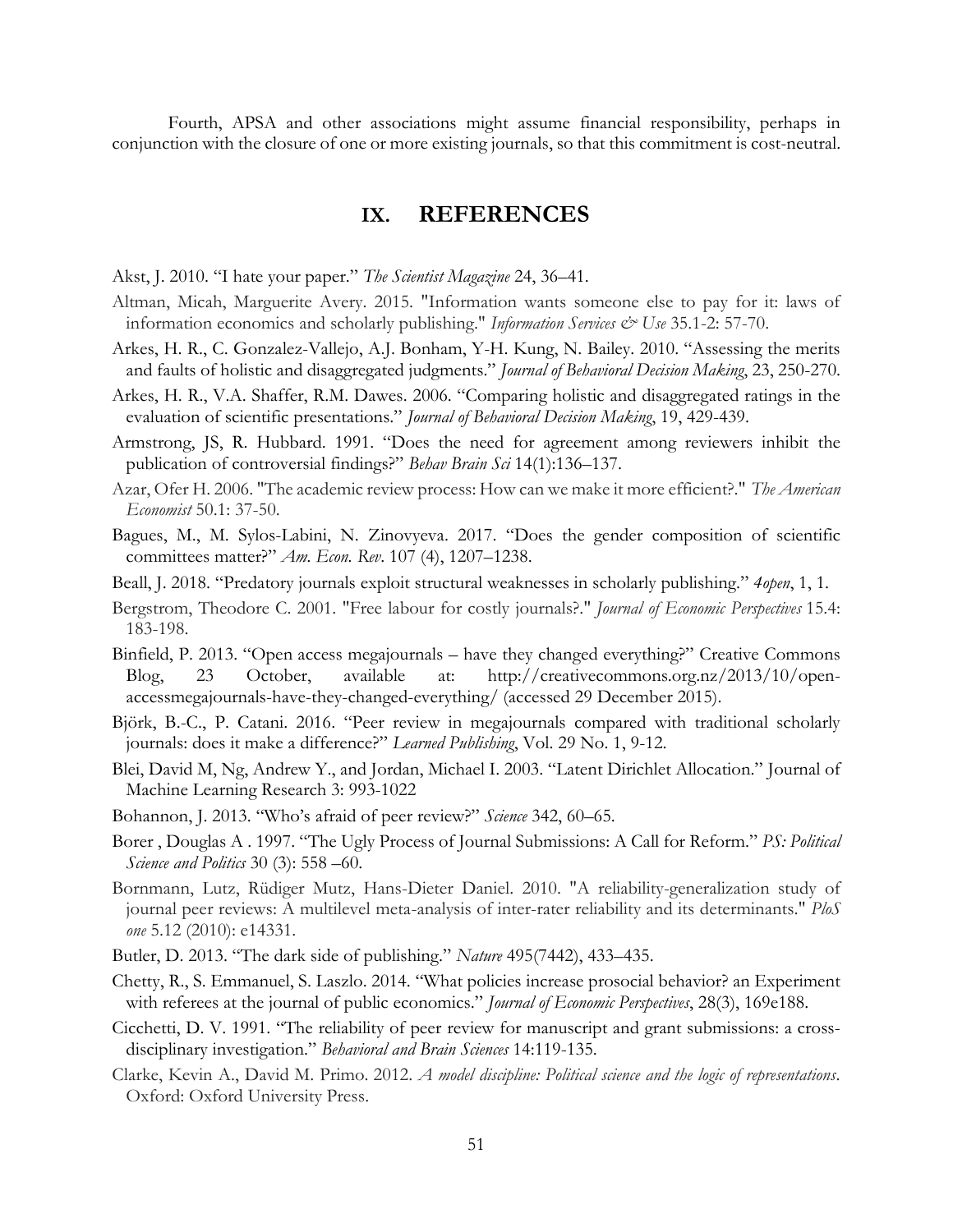Fourth, APSA and other associations might assume financial responsibility, perhaps in conjunction with the closure of one or more existing journals, so that this commitment is cost-neutral.

# IX. REFERENCES

Akst, J. 2010. "I hate your paper." *The Scientist Magazine* 24, 36–41.

Altman, Micah, Marguerite Avery. 2015. "Information wants someone else to pay for it: laws of information economics and scholarly publishing." *Information Services & Use* 35.1-2: 57-70.

Arkes, H. R., C. Gonzalez-Vallejo, A.J. Bonham, Y-H. Kung, N. Bailey. 2010. "Assessing the merits and faults of holistic and disaggregated judgments." *Journal of Behavioral Decision Making*, 23, 250-270.

Arkes, H. R., V.A. Shaffer, R.M. Dawes. 2006. "Comparing holistic and disaggregated ratings in the evaluation of scientific presentations." *Journal of Behavioral Decision Making*, 19, 429-439.

Armstrong, JS, R. Hubbard. 1991. "Does the need for agreement among reviewers inhibit the publication of controversial findings?" *Behav Brain Sci* 14(1):136–137.

Azar, Ofer H. 2006. "The academic review process: How can we make it more efficient?." *The American Economist* 50.1: 37-50.

Bagues, M., M. Sylos-Labini, N. Zinovyeva. 2017. "Does the gender composition of scientific committees matter?" *Am. Econ. Rev.* 107 (4), 1207–1238.

Beall, J. 2018. "Predatory journals exploit structural weaknesses in scholarly publishing." *4open*, 1, 1.

Bergstrom, Theodore C. 2001. "Free labour for costly journals?." *Journal of Economic Perspectives* 15.4: 183-198.

Binfield, P. 2013. "Open access megajournals – have they changed everything?" Creative Commons Blog, 23 October, available at: http://creativecommons.org.nz/2013/10/open-accessmegajournals-have-they-changed-everything/ (accessed 29 December 2015).

Björk, B.-C., P. Catani. 2016. "Peer review in megajournals compared with traditional scholarly journals: does it make a difference?" *Learned Publishing*, Vol. 29 No. 1, 9-12.

Blei, David M, Ng, Andrew Y., and Jordan, Michael I. 2003. "Latent Dirichlet Allocation." Journal of Machine Learning Research 3: 993-1022

Bohannon, J. 2013. "Who's afraid of peer review?" *Science* 342, 60–65.

Borer , Douglas A . 1997. "The Ugly Process of Journal Submissions: A Call for Reform." *PS: Political Science and Politics* 30 (3): 558 –60.

Bornmann, Lutz, Rüdiger Mutz, Hans-Dieter Daniel. 2010. "A reliability-generalization study of journal peer reviews: A multilevel meta-analysis of inter-rater reliability and its determinants." *PloS one* 5.12 (2010): e14331.

Butler, D. 2013. "The dark side of publishing." *Nature* 495(7442), 433–435.

Chetty, R., S. Emmanuel, S. Laszlo. 2014. "What policies increase prosocial behavior? an Experiment with referees at the journal of public economics." *Journal of Economic Perspectives*, 28(3), 169e188.

Cicchetti, D. V. 1991. "The reliability of peer review for manuscript and grant submissions: a cross-disciplinary investigation." *Behavioral and Brain Sciences* 14:119-135.

Clarke, Kevin A., David M. Primo. 2012. *A model discipline: Political science and the logic of representations*. Oxford: Oxford University Press.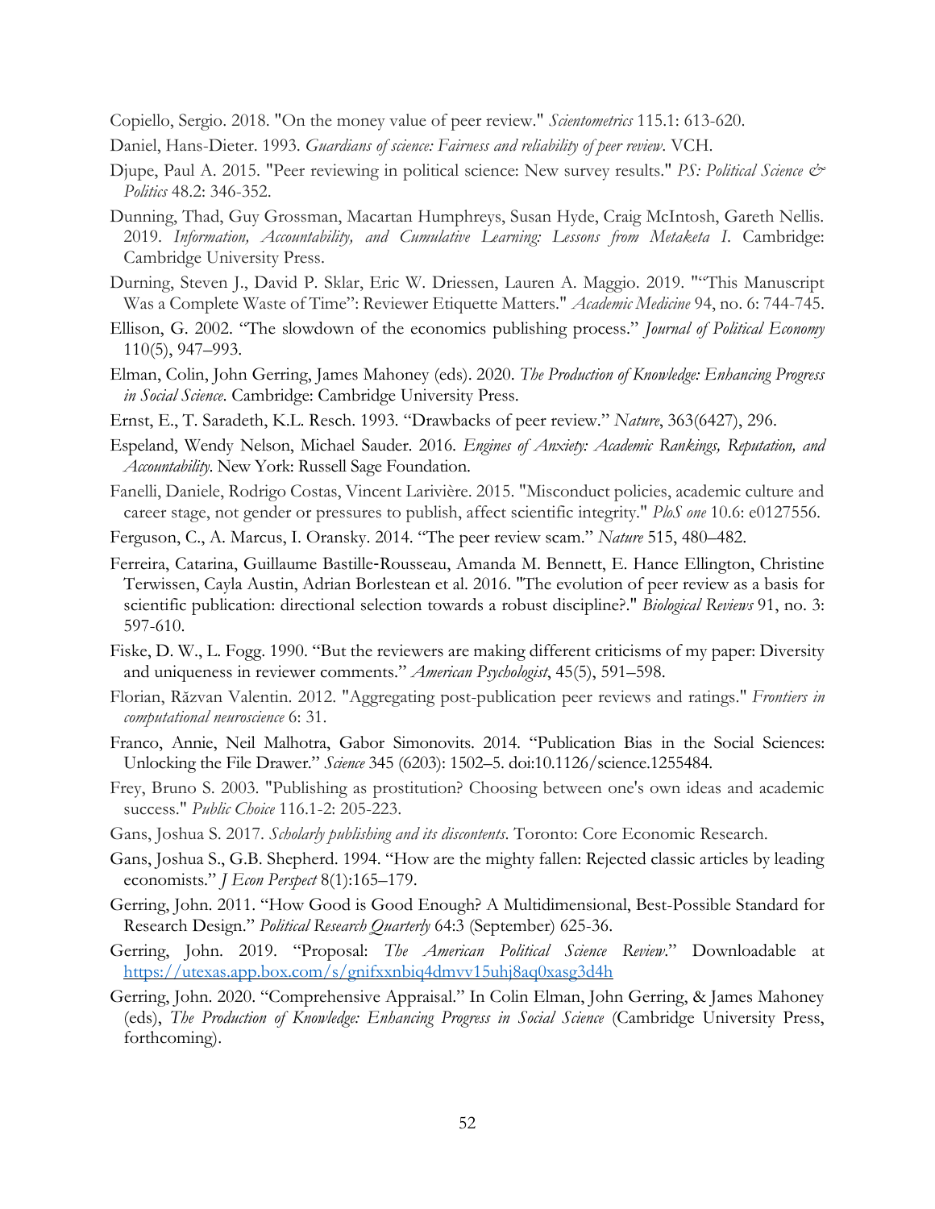Copiello, Sergio. 2018. "On the money value of peer review." *Scientometrics* 115.1: 613-620.

Daniel, Hans-Dieter. 1993. *Guardians of science: Fairness and reliability of peer review*. VCH.

Djupe, Paul A. 2015. "Peer reviewing in political science: New survey results." *PS: Political Science & Politics* 48.2: 346-352.

Dunning, Thad, Guy Grossman, Macartan Humphreys, Susan Hyde, Craig McIntosh, Gareth Nellis. 2019. *Information, Accountability, and Cumulative Learning: Lessons from Metaketa I*. Cambridge: Cambridge University Press.

Durning, Steven J., David P. Sklar, Eric W. Driessen, Lauren A. Maggio. 2019. "“This Manuscript Was a Complete Waste of Time”: Reviewer Etiquette Matters." *Academic Medicine* 94, no. 6: 744-745.

Ellison, G. 2002. “The slowdown of the economics publishing process.” *Journal of Political Economy* 110(5), 947–993.

Elman, Colin, John Gerring, James Mahoney (eds). 2020. *The Production of Knowledge: Enhancing Progress in Social Science*. Cambridge: Cambridge University Press.

Ernst, E., T. Saradeth, K.L. Resch. 1993. “Drawbacks of peer review.” *Nature*, 363(6427), 296.

Espeland, Wendy Nelson, Michael Sauder. 2016. *Engines of Anxiety: Academic Rankings, Reputation, and Accountability*. New York: Russell Sage Foundation.

Fanelli, Daniele, Rodrigo Costas, Vincent Larivière. 2015. "Misconduct policies, academic culture and career stage, not gender or pressures to publish, affect scientific integrity." *PloS one* 10.6: e0127556.

Ferguson, C., A. Marcus, I. Oransky. 2014. “The peer review scam.” *Nature* 515, 480–482.

Ferreira, Catarina, Guillaume Bastille‐Rousseau, Amanda M. Bennett, E. Hance Ellington, Christine Terwissen, Cayla Austin, Adrian Borlestean et al. 2016. "The evolution of peer review as a basis for scientific publication: directional selection towards a robust discipline?." *Biological Reviews* 91, no. 3: 597-610.

Fiske, D. W., L. Fogg. 1990. “But the reviewers are making different criticisms of my paper: Diversity and uniqueness in reviewer comments.” *American Psychologist*, 45(5), 591–598.

Florian, Răzvan Valentin. 2012. "Aggregating post-publication peer reviews and ratings." *Frontiers in computational neuroscience* 6: 31.

Franco, Annie, Neil Malhotra, Gabor Simonovits. 2014. “Publication Bias in the Social Sciences: Unlocking the File Drawer.” *Science* 345 (6203): 1502–5. doi:10.1126/science.1255484.

Frey, Bruno S. 2003. "Publishing as prostitution? Choosing between one's own ideas and academic success." *Public Choice* 116.1-2: 205-223.

Gans, Joshua S. 2017. *Scholarly publishing and its discontents*. Toronto: Core Economic Research.

Gans, Joshua S., G.B. Shepherd. 1994. “How are the mighty fallen: Rejected classic articles by leading economists.” *J Econ Perspect* 8(1):165–179.

Gerring, John. 2011. “How Good is Good Enough? A Multidimensional, Best-Possible Standard for Research Design.” *Political Research Quarterly* 64:3 (September) 625-36.

Gerring, John. 2019. “Proposal: *The American Political Science Review*.” Downloadable at https://utexas.app.box.com/s/gnifxxnbiq4dmvv15uhj8aq0xasg3d4h

Gerring, John. 2020. “Comprehensive Appraisal.” In Colin Elman, John Gerring, & James Mahoney (eds), *The Production of Knowledge: Enhancing Progress in Social Science* (Cambridge University Press, forthcoming).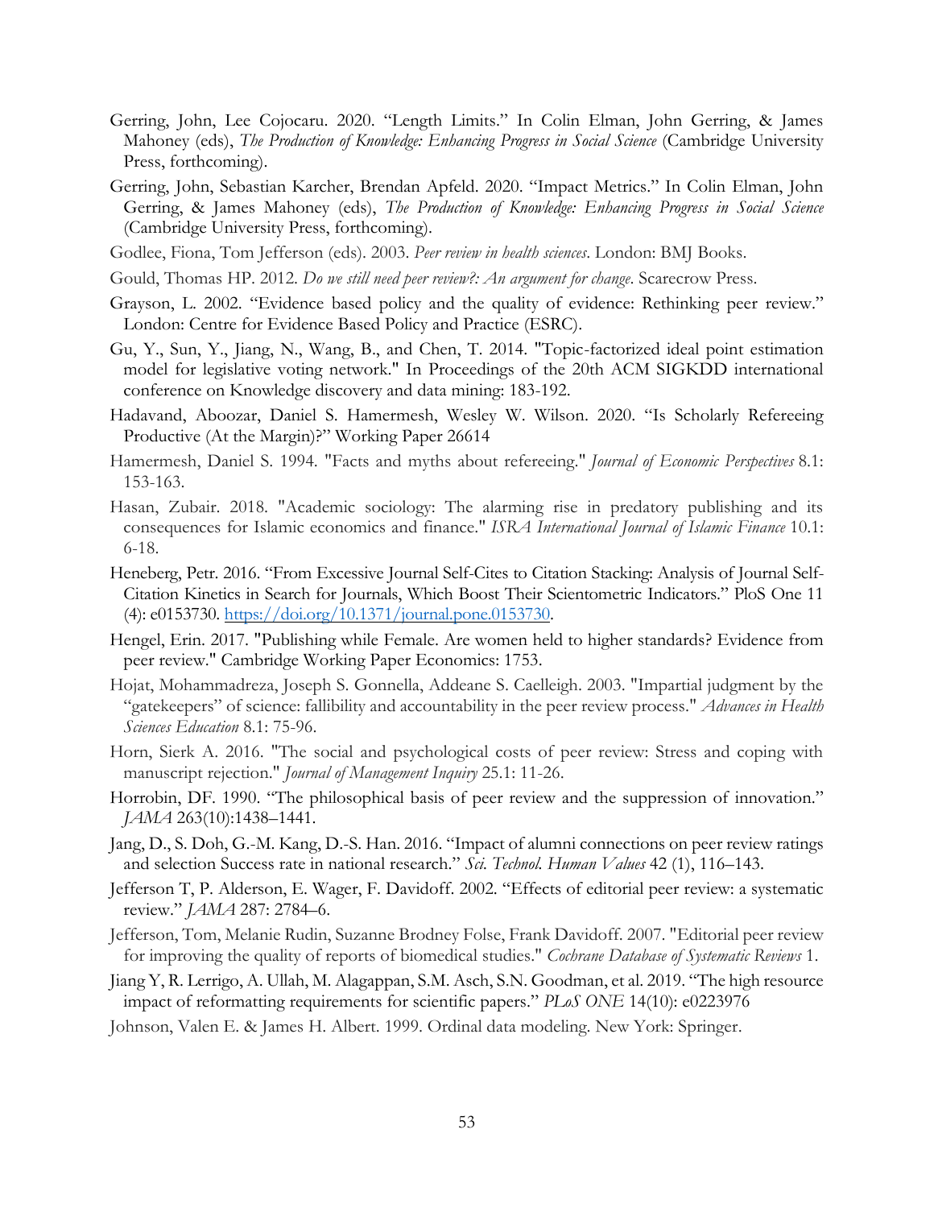Gerring, John, Lee Cojocaru. 2020. "Length Limits." In Colin Elman, John Gerring, & James Mahoney (eds), *The Production of Knowledge: Enhancing Progress in Social Science* (Cambridge University Press, forthcoming).

Gerring, John, Sebastian Karcher, Brendan Apfeld. 2020. "Impact Metrics." In Colin Elman, John Gerring, & James Mahoney (eds), *The Production of Knowledge: Enhancing Progress in Social Science* (Cambridge University Press, forthcoming).

Godlee, Fiona, Tom Jefferson (eds). 2003. *Peer review in health sciences*. London: BMJ Books.

Gould, Thomas HP. 2012. *Do we still need peer review?: An argument for change*. Scarecrow Press.

Grayson, L. 2002. "Evidence based policy and the quality of evidence: Rethinking peer review." London: Centre for Evidence Based Policy and Practice (ESRC).

Gu, Y., Sun, Y., Jiang, N., Wang, B., and Chen, T. 2014. "Topic-factorized ideal point estimation model for legislative voting network." In Proceedings of the 20th ACM SIGKDD international conference on Knowledge discovery and data mining: 183-192.

Hadavand, Aboozar, Daniel S. Hamermesh, Wesley W. Wilson. 2020. "Is Scholarly Refereeing Productive (At the Margin)?" Working Paper 26614

Hamermesh, Daniel S. 1994. "Facts and myths about refereeing." *Journal of Economic Perspectives* 8.1: 153-163.

Hasan, Zubair. 2018. "Academic sociology: The alarming rise in predatory publishing and its consequences for Islamic economics and finance." *ISRA International Journal of Islamic Finance* 10.1: 6-18.

Heneberg, Petr. 2016. "From Excessive Journal Self-Cites to Citation Stacking: Analysis of Journal Self-Citation Kinetics in Search for Journals, Which Boost Their Scientometric Indicators." PloS One 11 (4): e0153730. https://doi.org/10.1371/journal.pone.0153730.

Hengel, Erin. 2017. "Publishing while Female. Are women held to higher standards? Evidence from peer review." Cambridge Working Paper Economics: 1753.

Hojat, Mohammadreza, Joseph S. Gonnella, Addeane S. Caelleigh. 2003. "Impartial judgment by the "gatekeepers" of science: fallibility and accountability in the peer review process." *Advances in Health Sciences Education* 8.1: 75-96.

Horn, Sierk A. 2016. "The social and psychological costs of peer review: Stress and coping with manuscript rejection." *Journal of Management Inquiry* 25.1: 11-26.

Horrobin, DF. 1990. "The philosophical basis of peer review and the suppression of innovation." *JAMA* 263(10):1438–1441.

Jang, D., S. Doh, G.-M. Kang, D.-S. Han. 2016. "Impact of alumni connections on peer review ratings and selection Success rate in national research." *Sci. Technol. Human Values* 42 (1), 116–143.

Jefferson T, P. Alderson, E. Wager, F. Davidoff. 2002. "Effects of editorial peer review: a systematic review." *JAMA* 287: 2784–6.

Jefferson, Tom, Melanie Rudin, Suzanne Brodney Folse, Frank Davidoff. 2007. "Editorial peer review for improving the quality of reports of biomedical studies." *Cochrane Database of Systematic Reviews* 1.

Jiang Y, R. Lerrigo, A. Ullah, M. Alagappan, S.M. Asch, S.N. Goodman, et al. 2019. "The high resource impact of reformatting requirements for scientific papers." *PLoS ONE* 14(10): e0223976

Johnson, Valen E. & James H. Albert. 1999. Ordinal data modeling. New York: Springer.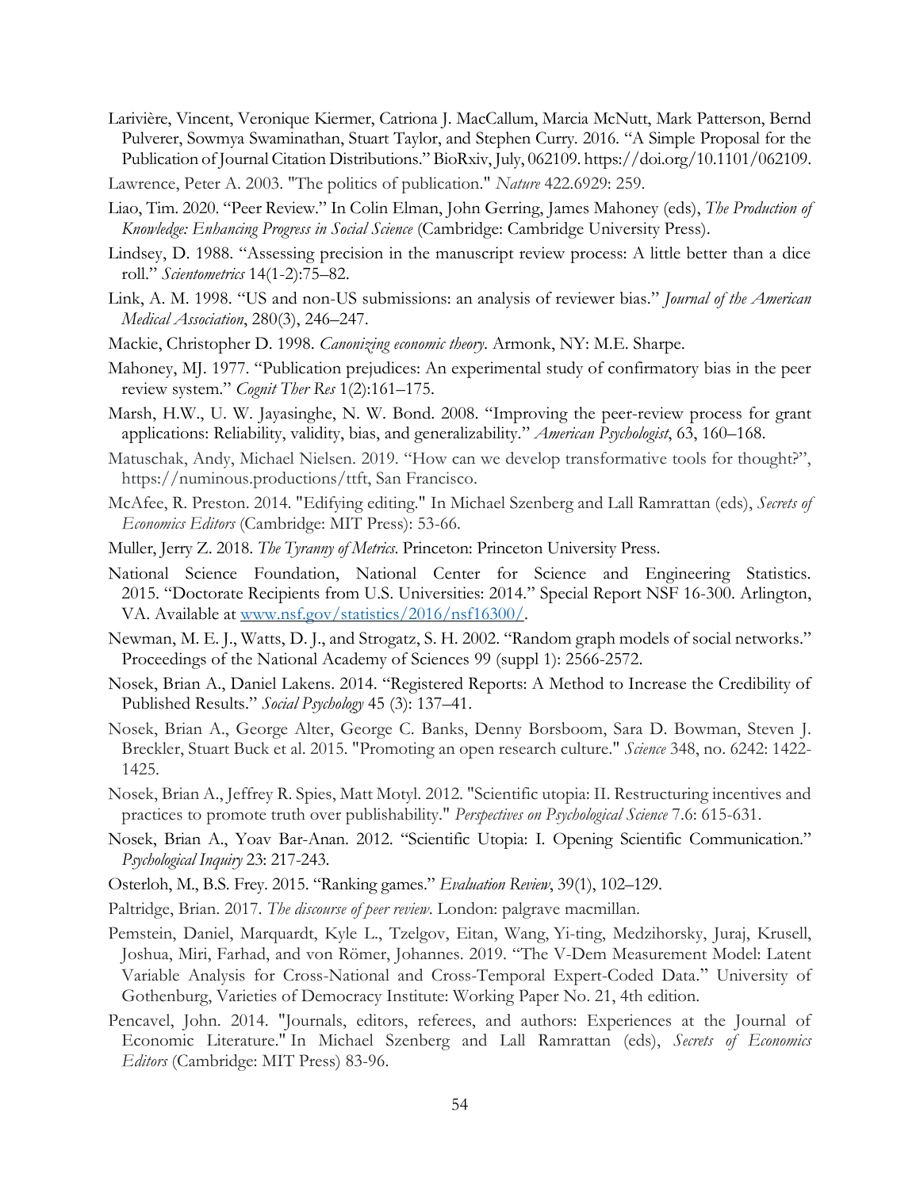Larivière, Vincent, Veronique Kiermer, Catriona J. MacCallum, Marcia McNutt, Mark Patterson, Bernd Pulverer, Sowmya Swaminathan, Stuart Taylor, and Stephen Curry. 2016. "A Simple Proposal for the Publication of Journal Citation Distributions." BioRxiv, July, 062109. https://doi.org/10.1101/062109.

Lawrence, Peter A. 2003. "The politics of publication." *Nature* 422.6929: 259.

Liao, Tim. 2020. "Peer Review." In Colin Elman, John Gerring, James Mahoney (eds), *The Production of Knowledge: Enhancing Progress in Social Science* (Cambridge: Cambridge University Press).

Lindsey, D. 1988. "Assessing precision in the manuscript review process: A little better than a dice roll." *Scientometrics* 14(1-2):75–82.

Link, A. M. 1998. "US and non-US submissions: an analysis of reviewer bias." *Journal of the American Medical Association*, 280(3), 246–247.

Mackie, Christopher D. 1998. *Canonizing economic theory*. Armonk, NY: M.E. Sharpe.

Mahoney, MJ. 1977. "Publication prejudices: An experimental study of confirmatory bias in the peer review system." *Cognit Ther Res* 1(2):161–175.

Marsh, H.W., U. W. Jayasinghe, N. W. Bond. 2008. "Improving the peer-review process for grant applications: Reliability, validity, bias, and generalizability." *American Psychologist*, 63, 160–168.

Matuschak, Andy, Michael Nielsen. 2019. "How can we develop transformative tools for thought?", https://numinous.productions/ttft, San Francisco.

McAfee, R. Preston. 2014. "Edifying editing." In Michael Szenberg and Lall Ramrattan (eds), *Secrets of Economics Editors* (Cambridge: MIT Press): 53-66.

Muller, Jerry Z. 2018. *The Tyranny of Metrics*. Princeton: Princeton University Press.

National Science Foundation, National Center for Science and Engineering Statistics. 2015. "Doctorate Recipients from U.S. Universities: 2014." Special Report NSF 16-300. Arlington, VA. Available at [www.nsf.gov/statistics/2016/nsf16300/](www.nsf.gov/statistics/2016/nsf16300/).

Newman, M. E. J., Watts, D. J., and Strogatz, S. H. 2002. "Random graph models of social networks." Proceedings of the National Academy of Sciences 99 (suppl 1): 2566-2572.

Nosek, Brian A., Daniel Lakens. 2014. "Registered Reports: A Method to Increase the Credibility of Published Results." *Social Psychology* 45 (3): 137–41.

Nosek, Brian A., George Alter, George C. Banks, Denny Borsboom, Sara D. Bowman, Steven J. Breckler, Stuart Buck et al. 2015. "Promoting an open research culture." *Science* 348, no. 6242: 1422-1425.

Nosek, Brian A., Jeffrey R. Spies, Matt Motyl. 2012. "Scientific utopia: II. Restructuring incentives and practices to promote truth over publishability." *Perspectives on Psychological Science* 7.6: 615-631.

Nosek, Brian A., Yoav Bar-Anan. 2012. "Scientific Utopia: I. Opening Scientific Communication." *Psychological Inquiry* 23: 217-243.

Osterloh, M., B.S. Frey. 2015. "Ranking games." *Evaluation Review*, 39(1), 102–129.

Paltridge, Brian. 2017. *The discourse of peer review*. London: palgrave macmillan.

Pemstein, Daniel, Marquardt, Kyle L., Tzelgov, Eitan, Wang, Yi-ting, Medzihorsky, Juraj, Krusell, Joshua, Miri, Farhad, and von Römer, Johannes. 2019. "The V-Dem Measurement Model: Latent Variable Analysis for Cross-National and Cross-Temporal Expert-Coded Data." University of Gothenburg, Varieties of Democracy Institute: Working Paper No. 21, 4th edition.

Pencavel, John. 2014. "Journals, editors, referees, and authors: Experiences at the Journal of Economic Literature." In Michael Szenberg and Lall Ramrattan (eds), *Secrets of Economics Editors* (Cambridge: MIT Press) 83-96.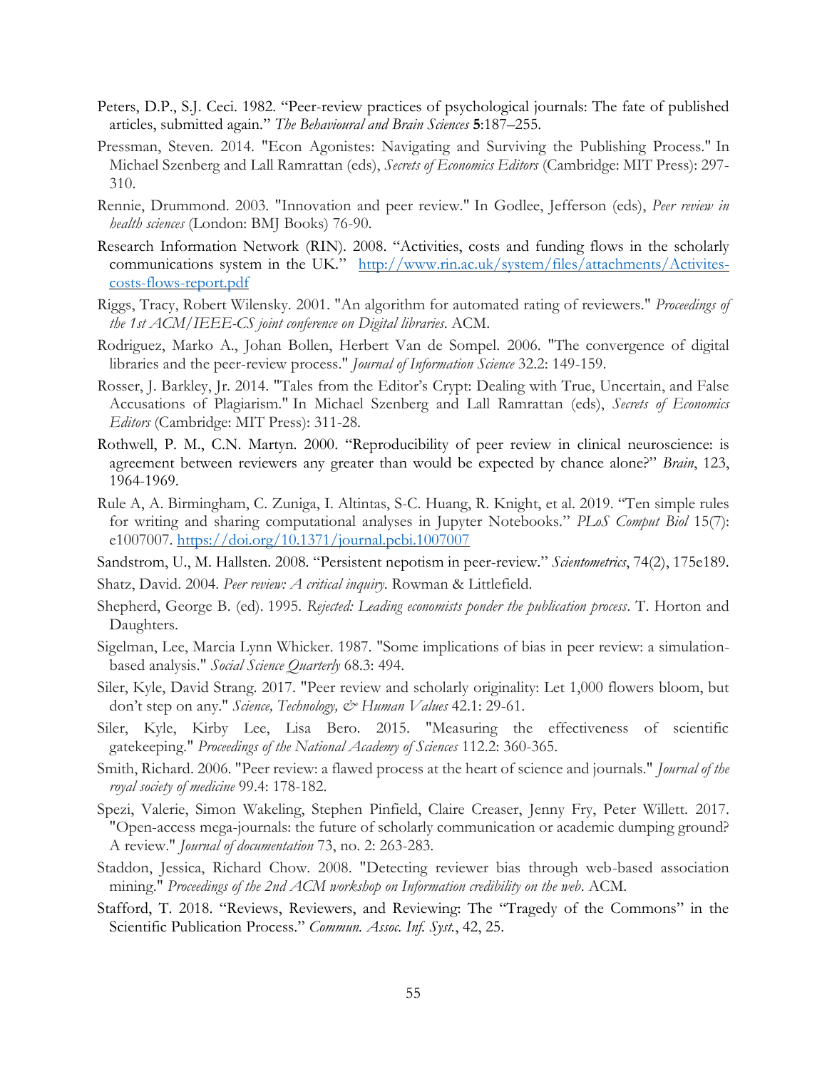Peters, D.P., S.J. Ceci. 1982. "Peer-review practices of psychological journals: The fate of published articles, submitted again." *The Behavioural and Brain Sciences* **5**:187–255.

Pressman, Steven. 2014. "Econ Agonistes: Navigating and Surviving the Publishing Process." In Michael Szenberg and Lall Ramrattan (eds), *Secrets of Economics Editors* (Cambridge: MIT Press): 297-310.

Rennie, Drummond. 2003. "Innovation and peer review." In Godlee, Jefferson (eds), *Peer review in health sciences* (London: BMJ Books) 76-90.

Research Information Network (RIN). 2008. "Activities, costs and funding flows in the scholarly communications system in the UK." http://www.rin.ac.uk/system/files/attachments/Activites-costs-flows-report.pdf

Riggs, Tracy, Robert Wilensky. 2001. "An algorithm for automated rating of reviewers." *Proceedings of the 1st ACM/IEEE-CS joint conference on Digital libraries*. ACM.

Rodriguez, Marko A., Johan Bollen, Herbert Van de Sompel. 2006. "The convergence of digital libraries and the peer-review process." *Journal of Information Science* 32.2: 149-159.

Rosser, J. Barkley, Jr. 2014. "Tales from the Editor's Crypt: Dealing with True, Uncertain, and False Accusations of Plagiarism." In Michael Szenberg and Lall Ramrattan (eds), *Secrets of Economics Editors* (Cambridge: MIT Press): 311-28.

Rothwell, P. M., C.N. Martyn. 2000. "Reproducibility of peer review in clinical neuroscience: is agreement between reviewers any greater than would be expected by chance alone?" *Brain*, 123, 1964-1969.

Rule A, A. Birmingham, C. Zuniga, I. Altintas, S-C. Huang, R. Knight, et al. 2019. "Ten simple rules for writing and sharing computational analyses in Jupyter Notebooks." *PLoS Comput Biol* 15(7): e1007007. https://doi.org/10.1371/journal.pcbi.1007007

Sandstrom, U., M. Hallsten. 2008. "Persistent nepotism in peer-review." *Scientometrics*, 74(2), 175e189.

Shatz, David. 2004. *Peer review: A critical inquiry*. Rowman & Littlefield.

Shepherd, George B. (ed). 1995. *Rejected: Leading economists ponder the publication process*. T. Horton and Daughters.

Sigelman, Lee, Marcia Lynn Whicker. 1987. "Some implications of bias in peer review: a simulation-based analysis." *Social Science Quarterly* 68.3: 494.

Siler, Kyle, David Strang. 2017. "Peer review and scholarly originality: Let 1,000 flowers bloom, but don't step on any." *Science, Technology, & Human Values* 42.1: 29-61.

Siler, Kyle, Kirby Lee, Lisa Bero. 2015. "Measuring the effectiveness of scientific gatekeeping." *Proceedings of the National Academy of Sciences* 112.2: 360-365.

Smith, Richard. 2006. "Peer review: a flawed process at the heart of science and journals." *Journal of the royal society of medicine* 99.4: 178-182.

Spezi, Valerie, Simon Wakeling, Stephen Pinfield, Claire Creaser, Jenny Fry, Peter Willett. 2017. "Open-access mega-journals: the future of scholarly communication or academic dumping ground? A review." *Journal of documentation* 73, no. 2: 263-283.

Staddon, Jessica, Richard Chow. 2008. "Detecting reviewer bias through web-based association mining." *Proceedings of the 2nd ACM workshop on Information credibility on the web*. ACM.

Stafford, T. 2018. "Reviews, Reviewers, and Reviewing: The "Tragedy of the Commons" in the Scientific Publication Process." *Commun. Assoc. Inf. Syst.*, 42, 25.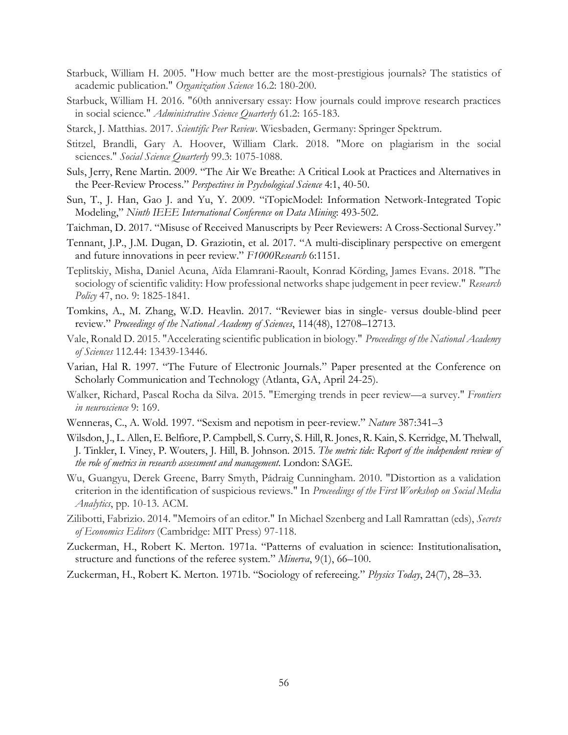Starbuck, William H. 2005. "How much better are the most-prestigious journals? The statistics of academic publication." *Organization Science* 16.2: 180-200.

Starbuck, William H. 2016. "60th anniversary essay: How journals could improve research practices in social science." *Administrative Science Quarterly* 61.2: 165-183.

Starck, J. Matthias. 2017. *Scientific Peer Review*. Wiesbaden, Germany: Springer Spektrum.

Stitzel, Brandli, Gary A. Hoover, William Clark. 2018. "More on plagiarism in the social sciences." *Social Science Quarterly* 99.3: 1075-1088.

Suls, Jerry, Rene Martin. 2009. "The Air We Breathe: A Critical Look at Practices and Alternatives in the Peer-Review Process." *Perspectives in Psychological Science* 4:1, 40-50.

Sun, T., J. Han, Gao J. and Yu, Y. 2009. "iTopicModel: Information Network-Integrated Topic Modeling," *Ninth IEEE International Conference on Data Mining*: 493-502.

Taichman, D. 2017. "Misuse of Received Manuscripts by Peer Reviewers: A Cross-Sectional Survey."

Tennant, J.P., J.M. Dugan, D. Graziotin, et al. 2017. "A multi-disciplinary perspective on emergent and future innovations in peer review." *F1000Research* 6:1151.

Teplitskiy, Misha, Daniel Acuna, Aïda Elamrani-Raoult, Konrad Körding, James Evans. 2018. "The sociology of scientific validity: How professional networks shape judgement in peer review." *Research Policy* 47, no. 9: 1825-1841.

Tomkins, A., M. Zhang, W.D. Heavlin. 2017. "Reviewer bias in single- versus double-blind peer review." *Proceedings of the National Academy of Sciences*, 114(48), 12708–12713.

Vale, Ronald D. 2015. "Accelerating scientific publication in biology." *Proceedings of the National Academy of Sciences* 112.44: 13439-13446.

Varian, Hal R. 1997. "The Future of Electronic Journals." Paper presented at the Conference on Scholarly Communication and Technology (Atlanta, GA, April 24-25).

Walker, Richard, Pascal Rocha da Silva. 2015. "Emerging trends in peer review—a survey." *Frontiers in neuroscience* 9: 169.

Wenneras, C., A. Wold. 1997. "Sexism and nepotism in peer-review." *Nature* 387:341–3

Wilsdon, J., L. Allen, E. Belfiore, P. Campbell, S. Curry, S. Hill, R. Jones, R. Kain, S. Kerridge, M. Thelwall, J. Tinkler, I. Viney, P. Wouters, J. Hill, B. Johnson. 2015. *The metric tide: Report of the independent review of the role of metrics in research assessment and management*. London: SAGE.

Wu, Guangyu, Derek Greene, Barry Smyth, Pádraig Cunningham. 2010. "Distortion as a validation criterion in the identification of suspicious reviews." In *Proceedings of the First Workshop on Social Media Analytics*, pp. 10-13. ACM.

Zilibotti, Fabrizio. 2014. "Memoirs of an editor." In Michael Szenberg and Lall Ramrattan (eds), *Secrets of Economics Editors* (Cambridge: MIT Press) 97-118.

Zuckerman, H., Robert K. Merton. 1971a. "Patterns of evaluation in science: Institutionalisation, structure and functions of the referee system." *Minerva*, 9(1), 66–100.

Zuckerman, H., Robert K. Merton. 1971b. "Sociology of refereeing." *Physics Today*, 24(7), 28–33.